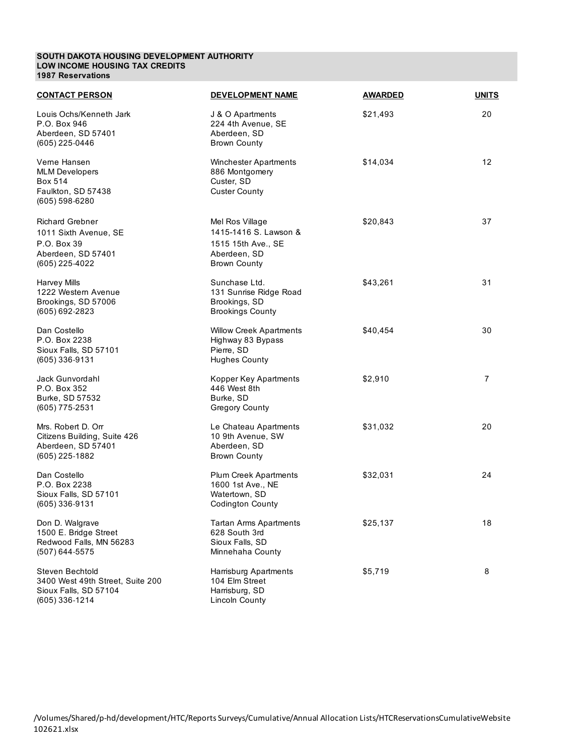**SOUTH DAKOTA HOUSING DEVELOPMENT AUTHORITY**
**LOW INCOME HOUSING TAX CREDITS**
**1987 Reservations**

| CONTACT PERSON | DEVELOPMENT NAME | AWARDED | UNITS |
|---|---|---|---|
| Louis Ochs/Kenneth Jark<br>P.O. Box 946<br>Aberdeen, SD 57401<br>(605) 225-0446 | J & O Apartments<br>224 4th Avenue, SE<br>Aberdeen, SD<br>Brown County | $21,493 | 20 |
| Verne Hansen<br>MLM Developers<br>Box 514<br>Faulkton, SD 57438<br>(605) 598-6280 | Winchester Apartments<br>886 Montgomery<br>Custer, SD<br>Custer County | $14,034 | 12 |
| Richard Grebner<br>1011 Sixth Avenue, SE<br>P.O. Box 39<br>Aberdeen, SD 57401<br>(605) 225-4022 | Mel Ros Village<br>1415-1416 S. Lawson &<br>1515 15th Ave., SE<br>Aberdeen, SD<br>Brown County | $20,843 | 37 |
| Harvey Mills<br>1222 Western Avenue<br>Brookings, SD 57006<br>(605) 692-2823 | Sunchase Ltd.<br>131 Sunrise Ridge Road<br>Brookings, SD<br>Brookings County | $43,261 | 31 |
| Dan Costello<br>P.O. Box 2238<br>Sioux Falls, SD 57101<br>(605) 336-9131 | Willow Creek Apartments<br>Highway 83 Bypass<br>Pierre, SD<br>Hughes County | $40,454 | 30 |
| Jack Gunvordahl<br>P.O. Box 352<br>Burke, SD 57532<br>(605) 775-2531 | Kopper Key Apartments<br>446 West 8th<br>Burke, SD<br>Gregory County | $2,910 | 7 |
| Mrs. Robert D. Orr<br>Citizens Building, Suite 426<br>Aberdeen, SD 57401<br>(605) 225-1882 | Le Chateau Apartments<br>10 9th Avenue, SW<br>Aberdeen, SD<br>Brown County | $31,032 | 20 |
| Dan Costello<br>P.O. Box 2238<br>Sioux Falls, SD 57101<br>(605) 336-9131 | Plum Creek Apartments<br>1600 1st Ave., NE<br>Watertown, SD<br>Codington County | $32,031 | 24 |
| Don D. Walgrave<br>1500 E. Bridge Street<br>Redwood Falls, MN 56283<br>(507) 644-5575 | Tartan Arms Apartments<br>628 South 3rd<br>Sioux Falls, SD<br>Minnehaha County | $25,137 | 18 |
| Steven Bechtold<br>3400 West 49th Street, Suite 200<br>Sioux Falls, SD 57104<br>(605) 336-1214 | Harrisburg Apartments<br>104 Elm Street<br>Harrisburg, SD<br>Lincoln County | $5,719 | 8 |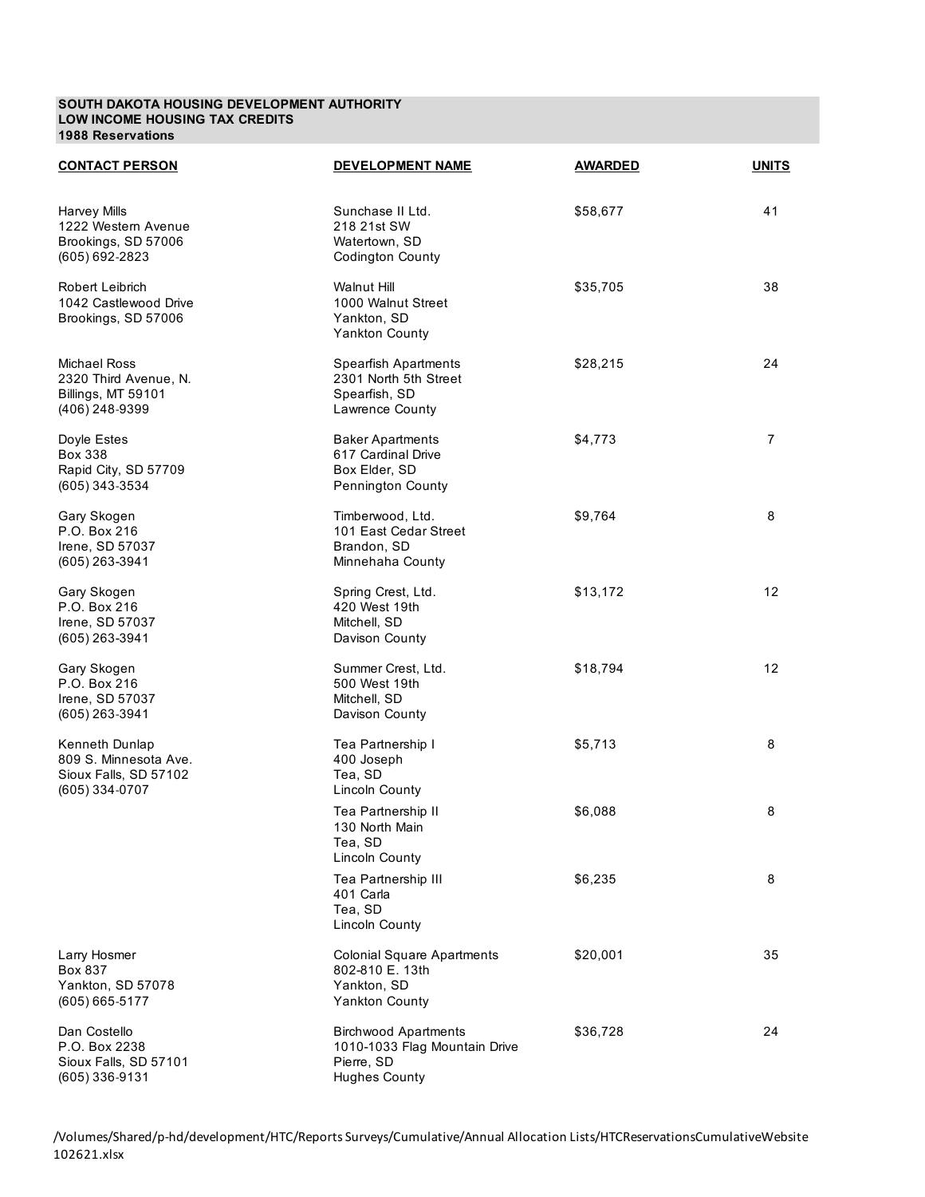**SOUTH DAKOTA HOUSING DEVELOPMENT AUTHORITY**
**LOW INCOME HOUSING TAX CREDITS**
**1988 Reservations**

| CONTACT PERSON | DEVELOPMENT NAME | AWARDED | UNITS |
|---|---|---|---|
| Harvey Mills<br>1222 Western Avenue<br>Brookings, SD 57006<br>(605) 692-2823 | Sunchase II Ltd.<br>218 21st SW<br>Watertown, SD<br>Codington County | $58,677 | 41 |
| Robert Leibrich<br>1042 Castlewood Drive<br>Brookings, SD 57006 | Walnut Hill<br>1000 Walnut Street<br>Yankton, SD<br>Yankton County | $35,705 | 38 |
| Michael Ross<br>2320 Third Avenue, N.<br>Billings, MT 59101<br>(406) 248-9399 | Spearfish Apartments<br>2301 North 5th Street<br>Spearfish, SD<br>Lawrence County | $28,215 | 24 |
| Doyle Estes<br>Box 338<br>Rapid City, SD 57709<br>(605) 343-3534 | Baker Apartments<br>617 Cardinal Drive<br>Box Elder, SD<br>Pennington County | $4,773 | 7 |
| Gary Skogen<br>P.O. Box 216<br>Irene, SD 57037<br>(605) 263-3941 | Timberwood, Ltd.<br>101 East Cedar Street<br>Brandon, SD<br>Minnehaha County | $9,764 | 8 |
| Gary Skogen<br>P.O. Box 216<br>Irene, SD 57037<br>(605) 263-3941 | Spring Crest, Ltd.<br>420 West 19th<br>Mitchell, SD<br>Davison County | $13,172 | 12 |
| Gary Skogen<br>P.O. Box 216<br>Irene, SD 57037<br>(605) 263-3941 | Summer Crest, Ltd.<br>500 West 19th<br>Mitchell, SD<br>Davison County | $18,794 | 12 |
| Kenneth Dunlap<br>809 S. Minnesota Ave.<br>Sioux Falls, SD 57102<br>(605) 334-0707 | Tea Partnership I<br>400 Joseph<br>Tea, SD<br>Lincoln County | $5,713 | 8 |
| | Tea Partnership II<br>130 North Main<br>Tea, SD<br>Lincoln County | $6,088 | 8 |
| | Tea Partnership III<br>401 Carla<br>Tea, SD<br>Lincoln County | $6,235 | 8 |
| Larry Hosmer<br>Box 837<br>Yankton, SD 57078<br>(605) 665-5177 | Colonial Square Apartments<br>802-810 E. 13th<br>Yankton, SD<br>Yankton County | $20,001 | 35 |
| Dan Costello<br>P.O. Box 2238<br>Sioux Falls, SD 57101<br>(605) 336-9131 | Birchwood Apartments<br>1010-1033 Flag Mountain Drive<br>Pierre, SD<br>Hughes County | $36,728 | 24 |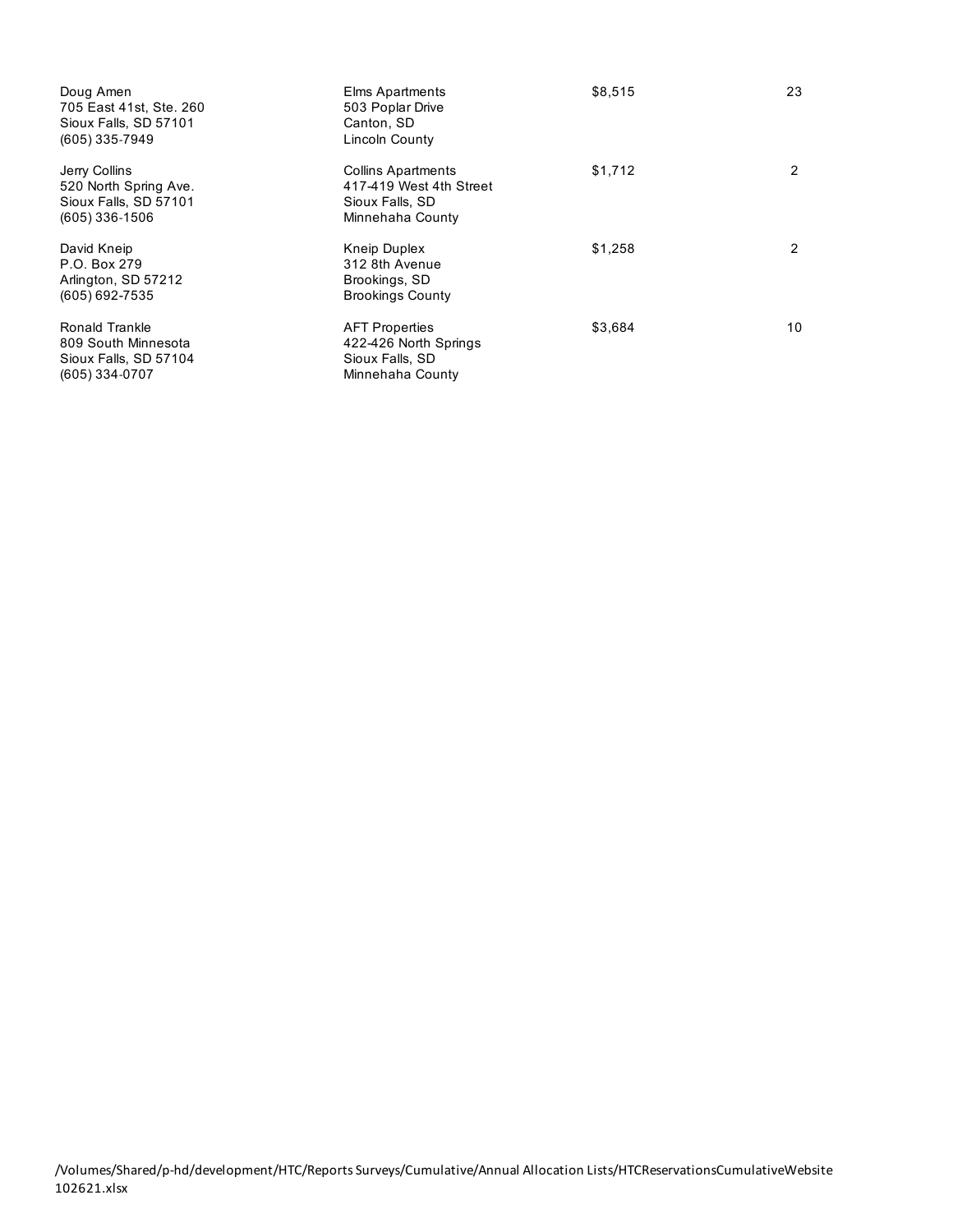| | | | |
|---|---|---|---|
| Doug Amen<br>705 East 41st, Ste. 260<br>Sioux Falls, SD 57101<br>(605) 335-7949 | Elms Apartments<br>503 Poplar Drive<br>Canton, SD<br>Lincoln County | $8,515 | 23 |
| Jerry Collins<br>520 North Spring Ave.<br>Sioux Falls, SD 57101<br>(605) 336-1506 | Collins Apartments<br>417-419 West 4th Street<br>Sioux Falls, SD<br>Minnehaha County | $1,712 | 2 |
| David Kneip<br>P.O. Box 279<br>Arlington, SD 57212<br>(605) 692-7535 | Kneip Duplex<br>312 8th Avenue<br>Brookings, SD<br>Brookings County | $1,258 | 2 |
| Ronald Trankle<br>809 South Minnesota<br>Sioux Falls, SD 57104<br>(605) 334-0707 | AFT Properties<br>422-426 North Springs<br>Sioux Falls, SD<br>Minnehaha County | $3,684 | 10 |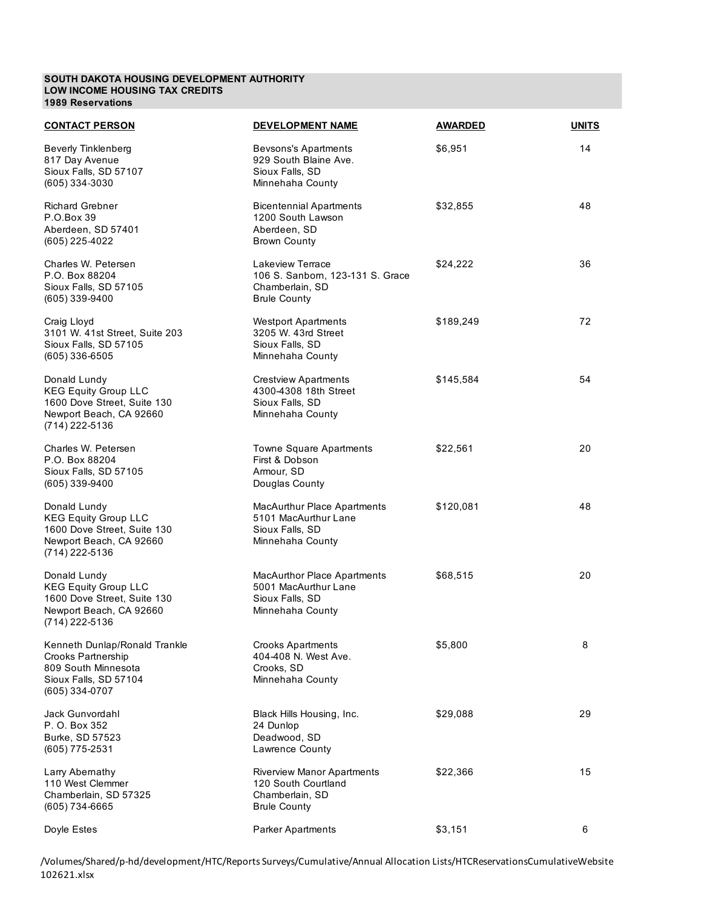**SOUTH DAKOTA HOUSING DEVELOPMENT AUTHORITY**
**LOW INCOME HOUSING TAX CREDITS**
**1989 Reservations**

| CONTACT PERSON | DEVELOPMENT NAME | AWARDED | UNITS |
|---|---|---|---|
| Beverly Tinklenberg<br>817 Day Avenue<br>Sioux Falls, SD 57107<br>(605) 334-3030 | Bevsons's Apartments<br>929 South Blaine Ave.<br>Sioux Falls, SD<br>Minnehaha County | $6,951 | 14 |
| Richard Grebner<br>P.O.Box 39<br>Aberdeen, SD 57401<br>(605) 225-4022 | Bicentennial Apartments<br>1200 South Lawson<br>Aberdeen, SD<br>Brown County | $32,855 | 48 |
| Charles W. Petersen<br>P.O. Box 88204<br>Sioux Falls, SD 57105<br>(605) 339-9400 | Lakeview Terrace<br>106 S. Sanborn, 123-131 S. Grace<br>Chamberlain, SD<br>Brule County | $24,222 | 36 |
| Craig Lloyd<br>3101 W. 41st Street, Suite 203<br>Sioux Falls, SD 57105<br>(605) 336-6505 | Westport Apartments<br>3205 W. 43rd Street<br>Sioux Falls, SD<br>Minnehaha County | $189,249 | 72 |
| Donald Lundy<br>KEG Equity Group LLC<br>1600 Dove Street, Suite 130<br>Newport Beach, CA 92660<br>(714) 222-5136 | Crestview Apartments<br>4300-4308 18th Street<br>Sioux Falls, SD<br>Minnehaha County | $145,584 | 54 |
| Charles W. Petersen<br>P.O. Box 88204<br>Sioux Falls, SD 57105<br>(605) 339-9400 | Towne Square Apartments<br>First & Dobson<br>Armour, SD<br>Douglas County | $22,561 | 20 |
| Donald Lundy<br>KEG Equity Group LLC<br>1600 Dove Street, Suite 130<br>Newport Beach, CA 92660<br>(714) 222-5136 | MacAurthur Place Apartments<br>5101 MacAurthur Lane<br>Sioux Falls, SD<br>Minnehaha County | $120,081 | 48 |
| Donald Lundy<br>KEG Equity Group LLC<br>1600 Dove Street, Suite 130<br>Newport Beach, CA 92660<br>(714) 222-5136 | MacAurthor Place Apartments<br>5001 MacAurthur Lane<br>Sioux Falls, SD<br>Minnehaha County | $68,515 | 20 |
| Kenneth Dunlap/Ronald Trankle<br>Crooks Partnership<br>809 South Minnesota<br>Sioux Falls, SD 57104<br>(605) 334-0707 | Crooks Apartments<br>404-408 N. West Ave.<br>Crooks, SD<br>Minnehaha County | $5,800 | 8 |
| Jack Gunvordahl<br>P. O. Box 352<br>Burke, SD 57523<br>(605) 775-2531 | Black Hills Housing, Inc.<br>24 Dunlop<br>Deadwood, SD<br>Lawrence County | $29,088 | 29 |
| Larry Abernathy<br>110 West Clemmer<br>Chamberlain, SD 57325<br>(605) 734-6665 | Riverview Manor Apartments<br>120 South Courtland<br>Chamberlain, SD<br>Brule County | $22,366 | 15 |
| Doyle Estes | Parker Apartments | $3,151 | 6 |

/Volumes/Shared/p-hd/development/HTC/Reports Surveys/Cumulative/Annual Allocation Lists/HTCReservationsCumulativeWebsite 102621.xlsx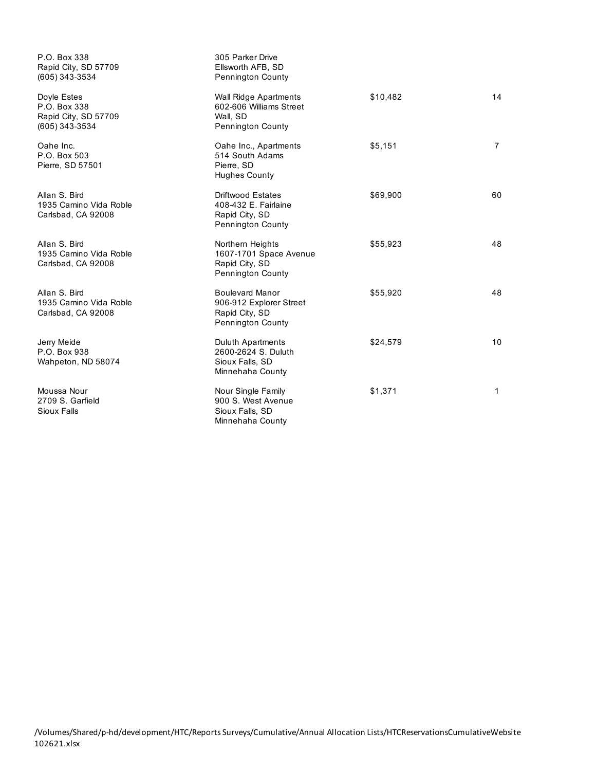| | | | |
|---|---|---|---|
| P.O. Box 338<br>Rapid City, SD 57709<br>(605) 343-3534 | 305 Parker Drive<br>Ellsworth AFB, SD<br>Pennington County | | |
| Doyle Estes<br>P.O. Box 338<br>Rapid City, SD 57709<br>(605) 343-3534 | Wall Ridge Apartments<br>602-606 Williams Street<br>Wall, SD<br>Pennington County | $10,482 | 14 |
| Oahe Inc.<br>P.O. Box 503<br>Pierre, SD 57501 | Oahe Inc., Apartments<br>514 South Adams<br>Pierre, SD<br>Hughes County | $5,151 | 7 |
| Allan S. Bird<br>1935 Camino Vida Roble<br>Carlsbad, CA 92008 | Driftwood Estates<br>408-432 E. Fairlaine<br>Rapid City, SD<br>Pennington County | $69,900 | 60 |
| Allan S. Bird<br>1935 Camino Vida Roble<br>Carlsbad, CA 92008 | Northern Heights<br>1607-1701 Space Avenue<br>Rapid City, SD<br>Pennington County | $55,923 | 48 |
| Allan S. Bird<br>1935 Camino Vida Roble<br>Carlsbad, CA 92008 | Boulevard Manor<br>906-912 Explorer Street<br>Rapid City, SD<br>Pennington County | $55,920 | 48 |
| Jerry Meide<br>P.O. Box 938<br>Wahpeton, ND 58074 | Duluth Apartments<br>2600-2624 S. Duluth<br>Sioux Falls, SD<br>Minnehaha County | $24,579 | 10 |
| Moussa Nour<br>2709 S. Garfield<br>Sioux Falls | Nour Single Family<br>900 S. West Avenue<br>Sioux Falls, SD<br>Minnehaha County | $1,371 | 1 |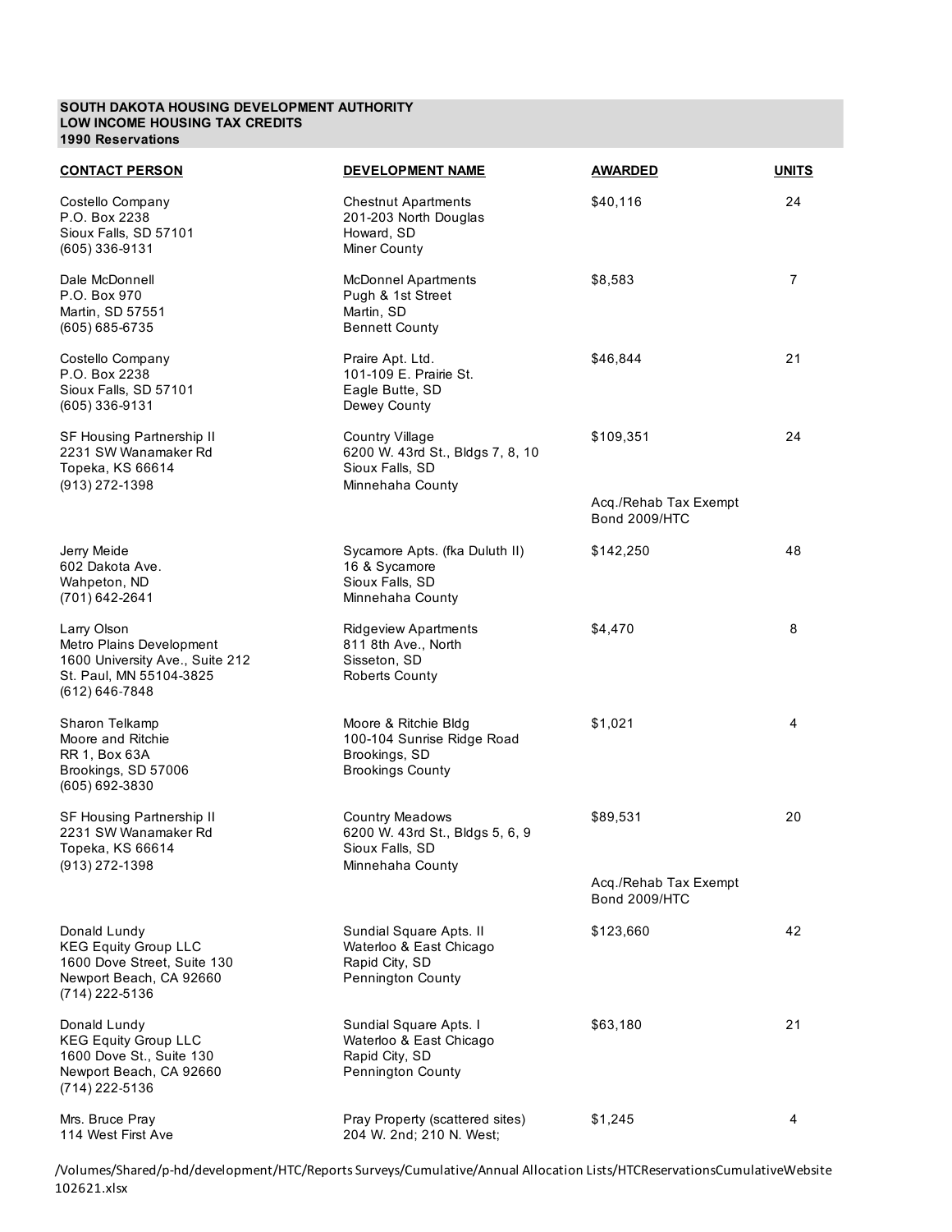**SOUTH DAKOTA HOUSING DEVELOPMENT AUTHORITY**
**LOW INCOME HOUSING TAX CREDITS**
**1990 Reservations**

| CONTACT PERSON | DEVELOPMENT NAME | AWARDED | UNITS |
|---|---|---|---|
| Costello Company<br>P.O. Box 2238<br>Sioux Falls, SD 57101<br>(605) 336-9131 | Chestnut Apartments<br>201-203 North Douglas<br>Howard, SD<br>Miner County | $40,116 | 24 |
| Dale McDonnell<br>P.O. Box 970<br>Martin, SD 57551<br>(605) 685-6735 | McDonnel Apartments<br>Pugh & 1st Street<br>Martin, SD<br>Bennett County | $8,583 | 7 |
| Costello Company<br>P.O. Box 2238<br>Sioux Falls, SD 57101<br>(605) 336-9131 | Praire Apt. Ltd.<br>101-109 E. Prairie St.<br>Eagle Butte, SD<br>Dewey County | $46,844 | 21 |
| SF Housing Partnership II<br>2231 SW Wanamaker Rd<br>Topeka, KS 66614<br>(913) 272-1398 | Country Village<br>6200 W. 43rd St., Bldgs 7, 8, 10<br>Sioux Falls, SD<br>Minnehaha County | $109,351<br><br>Acq./Rehab Tax Exempt Bond 2009/HTC | 24 |
| Jerry Meide<br>602 Dakota Ave.<br>Wahpeton, ND<br>(701) 642-2641 | Sycamore Apts. (fka Duluth II)<br>16 & Sycamore<br>Sioux Falls, SD<br>Minnehaha County | $142,250 | 48 |
| Larry Olson<br>Metro Plains Development<br>1600 University Ave., Suite 212<br>St. Paul, MN 55104-3825<br>(612) 646-7848 | Ridgeview Apartments<br>811 8th Ave., North<br>Sisseton, SD<br>Roberts County | $4,470 | 8 |
| Sharon Telkamp<br>Moore and Ritchie<br>RR 1, Box 63A<br>Brookings, SD 57006<br>(605) 692-3830 | Moore & Ritchie Bldg<br>100-104 Sunrise Ridge Road<br>Brookings, SD<br>Brookings County | $1,021 | 4 |
| SF Housing Partnership II<br>2231 SW Wanamaker Rd<br>Topeka, KS 66614<br>(913) 272-1398 | Country Meadows<br>6200 W. 43rd St., Bldgs 5, 6, 9<br>Sioux Falls, SD<br>Minnehaha County | $89,531<br><br>Acq./Rehab Tax Exempt Bond 2009/HTC | 20 |
| Donald Lundy<br>KEG Equity Group LLC<br>1600 Dove Street, Suite 130<br>Newport Beach, CA 92660<br>(714) 222-5136 | Sundial Square Apts. II<br>Waterloo & East Chicago<br>Rapid City, SD<br>Pennington County | $123,660 | 42 |
| Donald Lundy<br>KEG Equity Group LLC<br>1600 Dove St., Suite 130<br>Newport Beach, CA 92660<br>(714) 222-5136 | Sundial Square Apts. I<br>Waterloo & East Chicago<br>Rapid City, SD<br>Pennington County | $63,180 | 21 |
| Mrs. Bruce Pray<br>114 West First Ave | Pray Property (scattered sites)<br>204 W. 2nd; 210 N. West; | $1,245 | 4 |

/Volumes/Shared/p-hd/development/HTC/Reports Surveys/Cumulative/Annual Allocation Lists/HTCReservationsCumulativeWebsite 102621.xlsx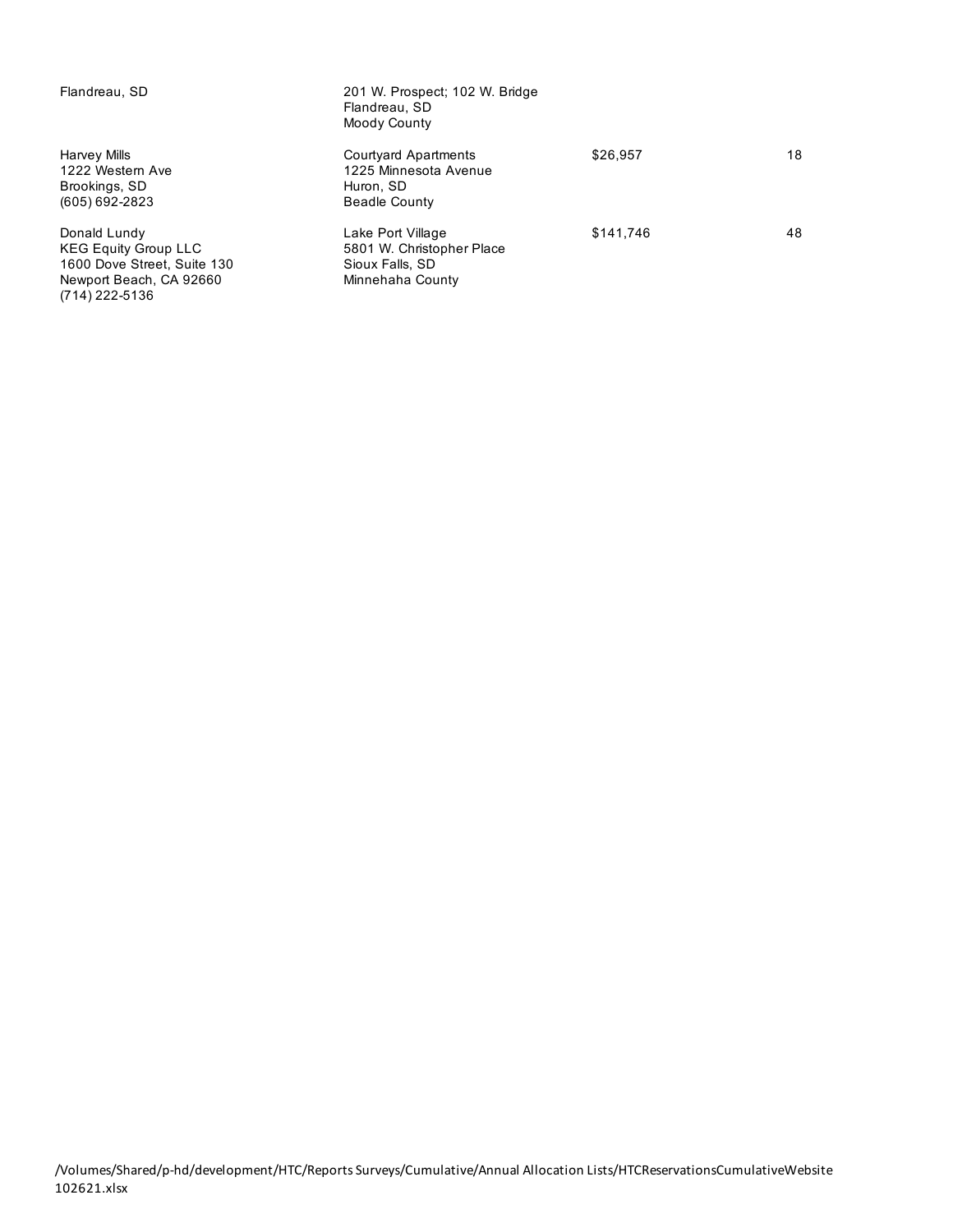| | | | |
|---|---|---|---|
| Flandreau, SD | 201 W. Prospect; 102 W. Bridge<br>Flandreau, SD<br>Moody County | | |
| Harvey Mills<br>1222 Western Ave<br>Brookings, SD<br>(605) 692-2823 | Courtyard Apartments<br>1225 Minnesota Avenue<br>Huron, SD<br>Beadle County | $26,957 | 18 |
| Donald Lundy<br>KEG Equity Group LLC<br>1600 Dove Street, Suite 130<br>Newport Beach, CA 92660<br>(714) 222-5136 | Lake Port Village<br>5801 W. Christopher Place<br>Sioux Falls, SD<br>Minnehaha County | $141,746 | 48 |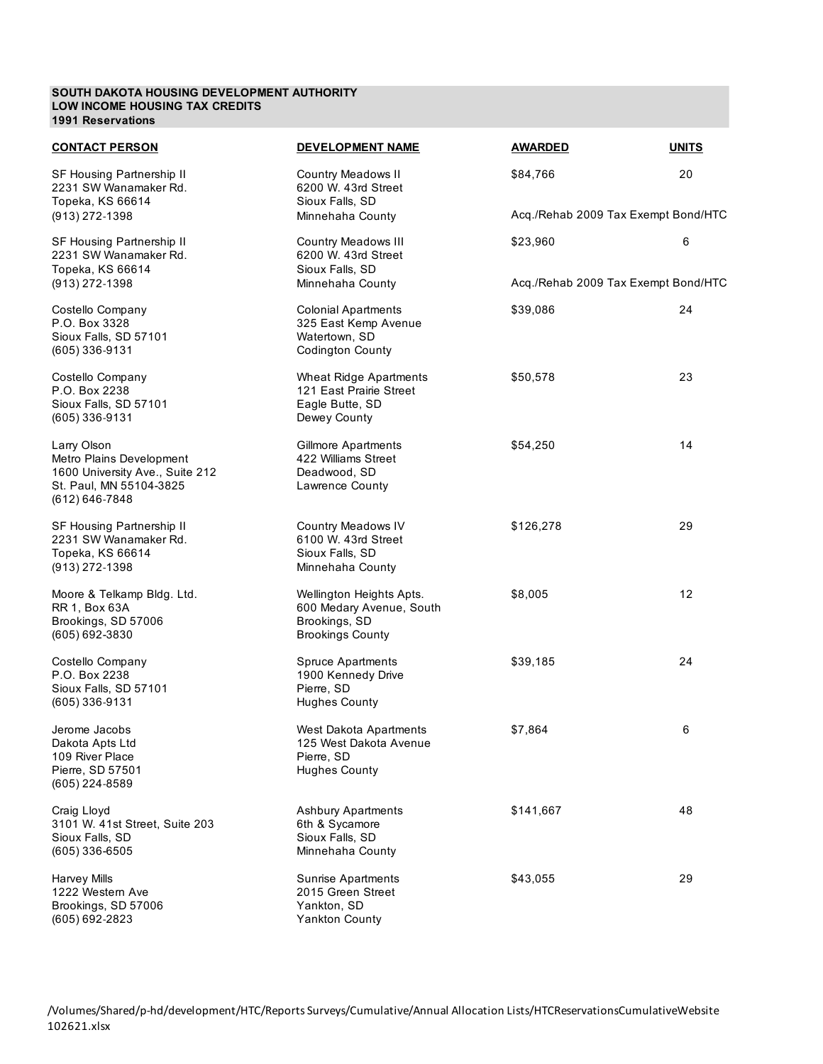**SOUTH DAKOTA HOUSING DEVELOPMENT AUTHORITY**
**LOW INCOME HOUSING TAX CREDITS**
**1991 Reservations**

| CONTACT PERSON | DEVELOPMENT NAME | AWARDED | UNITS |
|---|---|---|---|
| SF Housing Partnership II<br>2231 SW Wanamaker Rd.<br>Topeka, KS 66614<br>(913) 272-1398 | Country Meadows II<br>6200 W. 43rd Street<br>Sioux Falls, SD<br>Minnehaha County | $84,766<br><br>Acq./Rehab 2009 Tax Exempt Bond/HTC | 20 |
| SF Housing Partnership II<br>2231 SW Wanamaker Rd.<br>Topeka, KS 66614<br>(913) 272-1398 | Country Meadows III<br>6200 W. 43rd Street<br>Sioux Falls, SD<br>Minnehaha County | $23,960<br><br>Acq./Rehab 2009 Tax Exempt Bond/HTC | 6 |
| Costello Company<br>P.O. Box 3328<br>Sioux Falls, SD 57101<br>(605) 336-9131 | Colonial Apartments<br>325 East Kemp Avenue<br>Watertown, SD<br>Codington County | $39,086 | 24 |
| Costello Company<br>P.O. Box 2238<br>Sioux Falls, SD 57101<br>(605) 336-9131 | Wheat Ridge Apartments<br>121 East Prairie Street<br>Eagle Butte, SD<br>Dewey County | $50,578 | 23 |
| Larry Olson<br>Metro Plains Development<br>1600 University Ave., Suite 212<br>St. Paul, MN 55104-3825<br>(612) 646-7848 | Gillmore Apartments<br>422 Williams Street<br>Deadwood, SD<br>Lawrence County | $54,250 | 14 |
| SF Housing Partnership II<br>2231 SW Wanamaker Rd.<br>Topeka, KS 66614<br>(913) 272-1398 | Country Meadows IV<br>6100 W. 43rd Street<br>Sioux Falls, SD<br>Minnehaha County | $126,278 | 29 |
| Moore & Telkamp Bldg. Ltd.<br>RR 1, Box 63A<br>Brookings, SD 57006<br>(605) 692-3830 | Wellington Heights Apts.<br>600 Medary Avenue, South<br>Brookings, SD<br>Brookings County | $8,005 | 12 |
| Costello Company<br>P.O. Box 2238<br>Sioux Falls, SD 57101<br>(605) 336-9131 | Spruce Apartments<br>1900 Kennedy Drive<br>Pierre, SD<br>Hughes County | $39,185 | 24 |
| Jerome Jacobs<br>Dakota Apts Ltd<br>109 River Place<br>Pierre, SD 57501<br>(605) 224-8589 | West Dakota Apartments<br>125 West Dakota Avenue<br>Pierre, SD<br>Hughes County | $7,864 | 6 |
| Craig Lloyd<br>3101 W. 41st Street, Suite 203<br>Sioux Falls, SD<br>(605) 336-6505 | Ashbury Apartments<br>6th & Sycamore<br>Sioux Falls, SD<br>Minnehaha County | $141,667 | 48 |
| Harvey Mills<br>1222 Western Ave<br>Brookings, SD 57006<br>(605) 692-2823 | Sunrise Apartments<br>2015 Green Street<br>Yankton, SD<br>Yankton County | $43,055 | 29 |

/Volumes/Shared/p-hd/development/HTC/Reports Surveys/Cumulative/Annual Allocation Lists/HTCReservationsCumulativeWebsite 102621.xlsx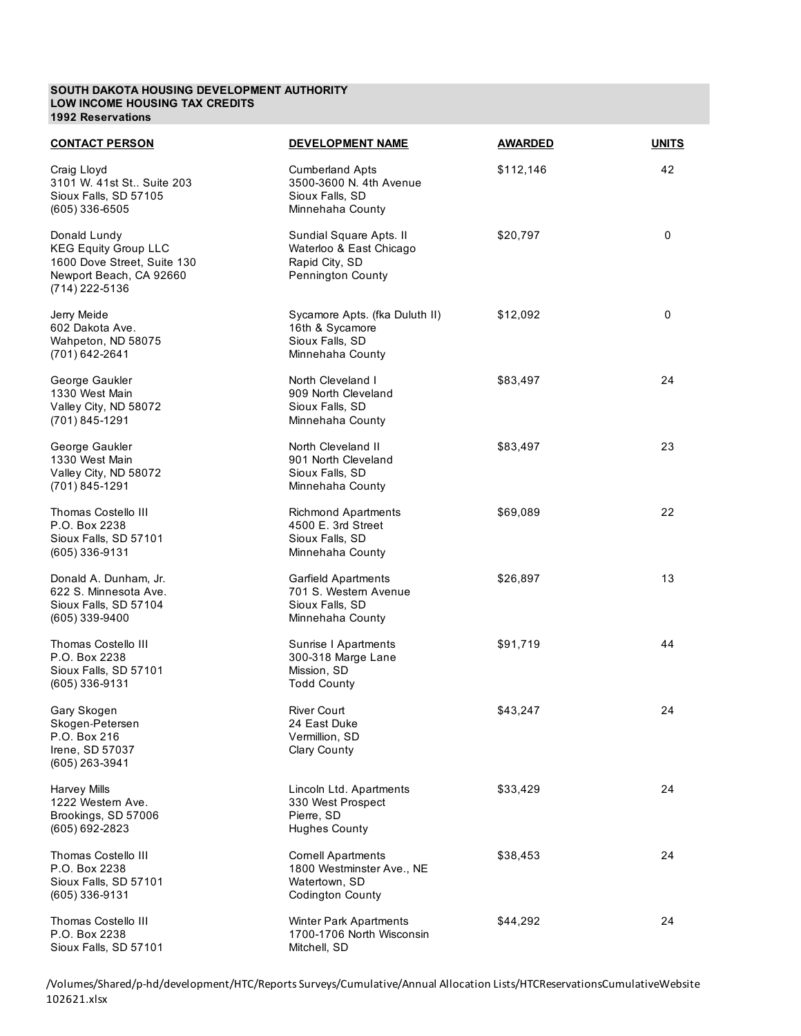**SOUTH DAKOTA HOUSING DEVELOPMENT AUTHORITY**
**LOW INCOME HOUSING TAX CREDITS**
**1992 Reservations**

| CONTACT PERSON | DEVELOPMENT NAME | AWARDED | UNITS |
|---|---|---|---|
| Craig Lloyd<br>3101 W. 41st St.. Suite 203<br>Sioux Falls, SD 57105<br>(605) 336-6505 | Cumberland Apts<br>3500-3600 N. 4th Avenue<br>Sioux Falls, SD<br>Minnehaha County | $112,146 | 42 |
| Donald Lundy<br>KEG Equity Group LLC<br>1600 Dove Street, Suite 130<br>Newport Beach, CA 92660<br>(714) 222-5136 | Sundial Square Apts. II<br>Waterloo & East Chicago<br>Rapid City, SD<br>Pennington County | $20,797 | 0 |
| Jerry Meide<br>602 Dakota Ave.<br>Wahpeton, ND 58075<br>(701) 642-2641 | Sycamore Apts. (fka Duluth II)<br>16th & Sycamore<br>Sioux Falls, SD<br>Minnehaha County | $12,092 | 0 |
| George Gaukler<br>1330 West Main<br>Valley City, ND 58072<br>(701) 845-1291 | North Cleveland I<br>909 North Cleveland<br>Sioux Falls, SD<br>Minnehaha County | $83,497 | 24 |
| George Gaukler<br>1330 West Main<br>Valley City, ND 58072<br>(701) 845-1291 | North Cleveland II<br>901 North Cleveland<br>Sioux Falls, SD<br>Minnehaha County | $83,497 | 23 |
| Thomas Costello III<br>P.O. Box 2238<br>Sioux Falls, SD 57101<br>(605) 336-9131 | Richmond Apartments<br>4500 E. 3rd Street<br>Sioux Falls, SD<br>Minnehaha County | $69,089 | 22 |
| Donald A. Dunham, Jr.<br>622 S. Minnesota Ave.<br>Sioux Falls, SD 57104<br>(605) 339-9400 | Garfield Apartments<br>701 S. Western Avenue<br>Sioux Falls, SD<br>Minnehaha County | $26,897 | 13 |
| Thomas Costello III<br>P.O. Box 2238<br>Sioux Falls, SD 57101<br>(605) 336-9131 | Sunrise I Apartments<br>300-318 Marge Lane<br>Mission, SD<br>Todd County | $91,719 | 44 |
| Gary Skogen<br>Skogen-Petersen<br>P.O. Box 216<br>Irene, SD 57037<br>(605) 263-3941 | River Court<br>24 East Duke<br>Vermillion, SD<br>Clary County | $43,247 | 24 |
| Harvey Mills<br>1222 Western Ave.<br>Brookings, SD 57006<br>(605) 692-2823 | Lincoln Ltd. Apartments<br>330 West Prospect<br>Pierre, SD<br>Hughes County | $33,429 | 24 |
| Thomas Costello III<br>P.O. Box 2238<br>Sioux Falls, SD 57101<br>(605) 336-9131 | Cornell Apartments<br>1800 Westminster Ave., NE<br>Watertown, SD<br>Codington County | $38,453 | 24 |
| Thomas Costello III<br>P.O. Box 2238<br>Sioux Falls, SD 57101 | Winter Park Apartments<br>1700-1706 North Wisconsin<br>Mitchell, SD | $44,292 | 24 |

/Volumes/Shared/p-hd/development/HTC/Reports Surveys/Cumulative/Annual Allocation Lists/HTCReservationsCumulativeWebsite 102621.xlsx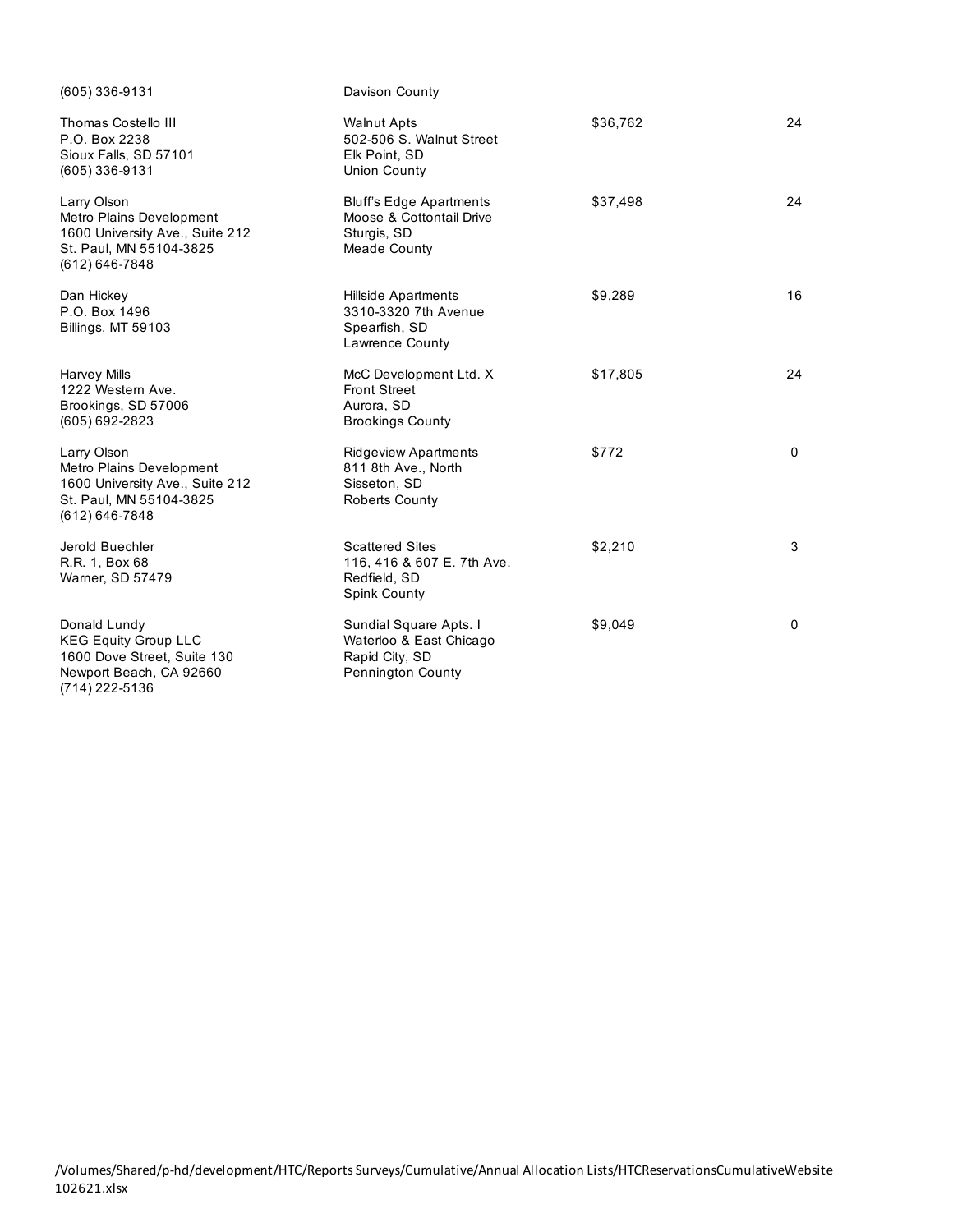| | | | |
|---|---|---|---|
| (605) 336-9131 | Davison County | | |
| Thomas Costello III<br>P.O. Box 2238<br>Sioux Falls, SD 57101<br>(605) 336-9131 | Walnut Apts<br>502-506 S. Walnut Street<br>Elk Point, SD<br>Union County | $36,762 | 24 |
| Larry Olson<br>Metro Plains Development<br>1600 University Ave., Suite 212<br>St. Paul, MN 55104-3825<br>(612) 646-7848 | Bluff's Edge Apartments<br>Moose & Cottontail Drive<br>Sturgis, SD<br>Meade County | $37,498 | 24 |
| Dan Hickey<br>P.O. Box 1496<br>Billings, MT 59103 | Hillside Apartments<br>3310-3320 7th Avenue<br>Spearfish, SD<br>Lawrence County | $9,289 | 16 |
| Harvey Mills<br>1222 Western Ave.<br>Brookings, SD 57006<br>(605) 692-2823 | McC Development Ltd. X<br>Front Street<br>Aurora, SD<br>Brookings County | $17,805 | 24 |
| Larry Olson<br>Metro Plains Development<br>1600 University Ave., Suite 212<br>St. Paul, MN 55104-3825<br>(612) 646-7848 | Ridgeview Apartments<br>811 8th Ave., North<br>Sisseton, SD<br>Roberts County | $772 | 0 |
| Jerold Buechler<br>R.R. 1, Box 68<br>Warner, SD 57479 | Scattered Sites<br>116, 416 & 607 E. 7th Ave.<br>Redfield, SD<br>Spink County | $2,210 | 3 |
| Donald Lundy<br>KEG Equity Group LLC<br>1600 Dove Street, Suite 130<br>Newport Beach, CA 92660<br>(714) 222-5136 | Sundial Square Apts. I<br>Waterloo & East Chicago<br>Rapid City, SD<br>Pennington County | $9,049 | 0 |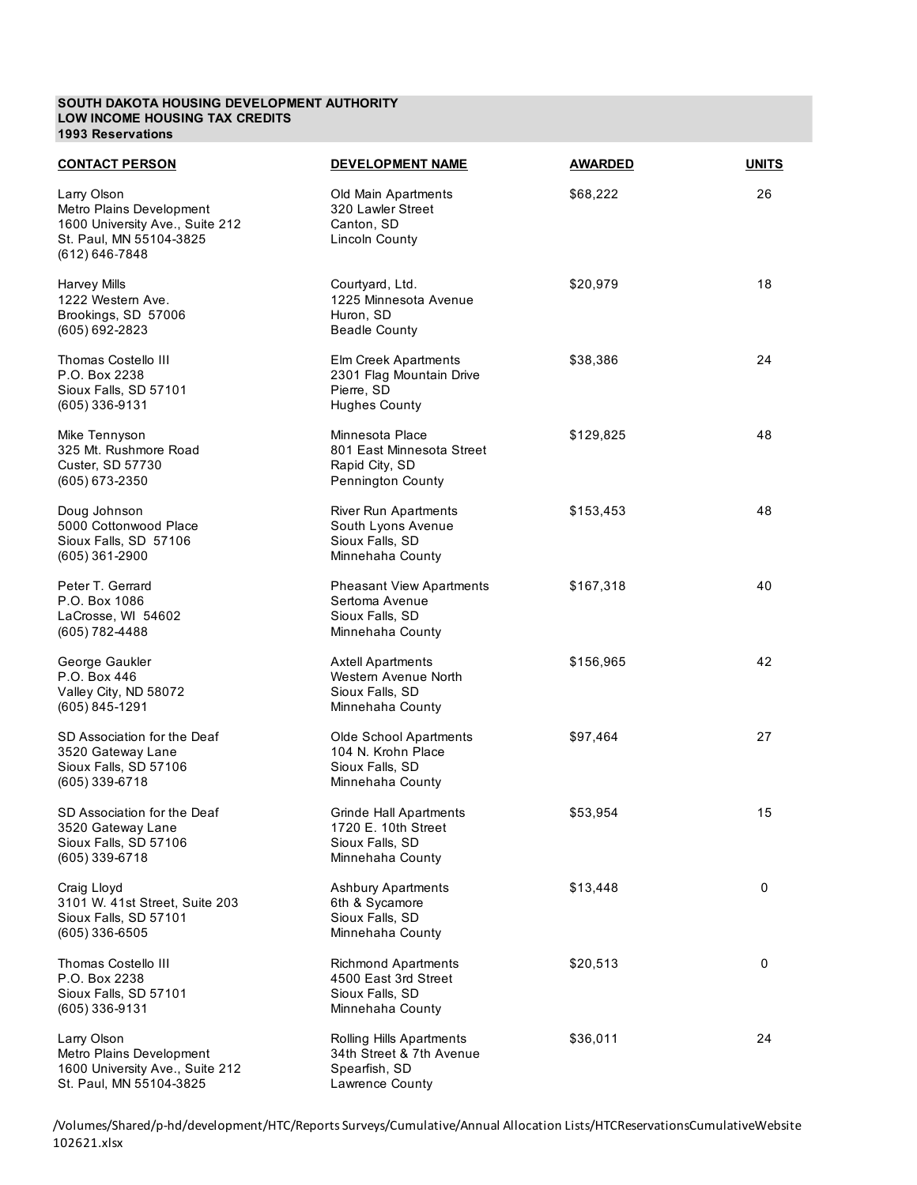**SOUTH DAKOTA HOUSING DEVELOPMENT AUTHORITY**
**LOW INCOME HOUSING TAX CREDITS**
**1993 Reservations**

| CONTACT PERSON | DEVELOPMENT NAME | AWARDED | UNITS |
|---|---|---|---|
| Larry Olson<br>Metro Plains Development<br>1600 University Ave., Suite 212<br>St. Paul, MN 55104-3825<br>(612) 646-7848 | Old Main Apartments<br>320 Lawler Street<br>Canton, SD<br>Lincoln County | $68,222 | 26 |
| Harvey Mills<br>1222 Western Ave.<br>Brookings, SD 57006<br>(605) 692-2823 | Courtyard, Ltd.<br>1225 Minnesota Avenue<br>Huron, SD<br>Beadle County | $20,979 | 18 |
| Thomas Costello III<br>P.O. Box 2238<br>Sioux Falls, SD 57101<br>(605) 336-9131 | Elm Creek Apartments<br>2301 Flag Mountain Drive<br>Pierre, SD<br>Hughes County | $38,386 | 24 |
| Mike Tennyson<br>325 Mt. Rushmore Road<br>Custer, SD 57730<br>(605) 673-2350 | Minnesota Place<br>801 East Minnesota Street<br>Rapid City, SD<br>Pennington County | $129,825 | 48 |
| Doug Johnson<br>5000 Cottonwood Place<br>Sioux Falls, SD 57106<br>(605) 361-2900 | River Run Apartments<br>South Lyons Avenue<br>Sioux Falls, SD<br>Minnehaha County | $153,453 | 48 |
| Peter T. Gerrard<br>P.O. Box 1086<br>LaCrosse, WI 54602<br>(605) 782-4488 | Pheasant View Apartments<br>Sertoma Avenue<br>Sioux Falls, SD<br>Minnehaha County | $167,318 | 40 |
| George Gaukler<br>P.O. Box 446<br>Valley City, ND 58072<br>(605) 845-1291 | Axtell Apartments<br>Western Avenue North<br>Sioux Falls, SD<br>Minnehaha County | $156,965 | 42 |
| SD Association for the Deaf<br>3520 Gateway Lane<br>Sioux Falls, SD 57106<br>(605) 339-6718 | Olde School Apartments<br>104 N. Krohn Place<br>Sioux Falls, SD<br>Minnehaha County | $97,464 | 27 |
| SD Association for the Deaf<br>3520 Gateway Lane<br>Sioux Falls, SD 57106<br>(605) 339-6718 | Grinde Hall Apartments<br>1720 E. 10th Street<br>Sioux Falls, SD<br>Minnehaha County | $53,954 | 15 |
| Craig Lloyd<br>3101 W. 41st Street, Suite 203<br>Sioux Falls, SD 57101<br>(605) 336-6505 | Ashbury Apartments<br>6th & Sycamore<br>Sioux Falls, SD<br>Minnehaha County | $13,448 | 0 |
| Thomas Costello III<br>P.O. Box 2238<br>Sioux Falls, SD 57101<br>(605) 336-9131 | Richmond Apartments<br>4500 East 3rd Street<br>Sioux Falls, SD<br>Minnehaha County | $20,513 | 0 |
| Larry Olson<br>Metro Plains Development<br>1600 University Ave., Suite 212<br>St. Paul, MN 55104-3825 | Rolling Hills Apartments<br>34th Street & 7th Avenue<br>Spearfish, SD<br>Lawrence County | $36,011 | 24 |

/Volumes/Shared/p-hd/development/HTC/Reports Surveys/Cumulative/Annual Allocation Lists/HTCReservationsCumulativeWebsite 102621.xlsx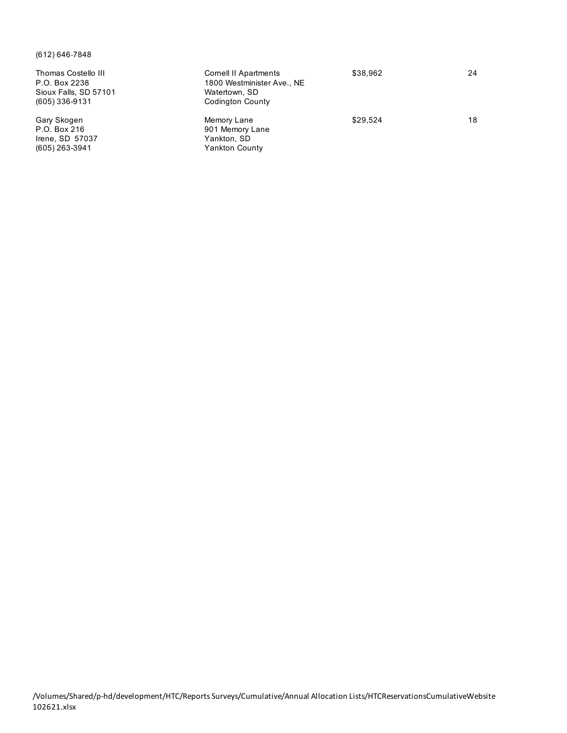(612) 646-7848

| | | | |
|---|---|---|---|
| Thomas Costello III<br>P.O. Box 2238<br>Sioux Falls, SD 57101<br>(605) 336-9131 | Cornell II Apartments<br>1800 Westminister Ave., NE<br>Watertown, SD<br>Codington County | $38,962 | 24 |
| Gary Skogen<br>P.O. Box 216<br>Irene, SD 57037<br>(605) 263-3941 | Memory Lane<br>901 Memory Lane<br>Yankton, SD<br>Yankton County | $29,524 | 18 |

/Volumes/Shared/p-hd/development/HTC/Reports Surveys/Cumulative/Annual Allocation Lists/HTCReservationsCumulativeWebsite 102621.xlsx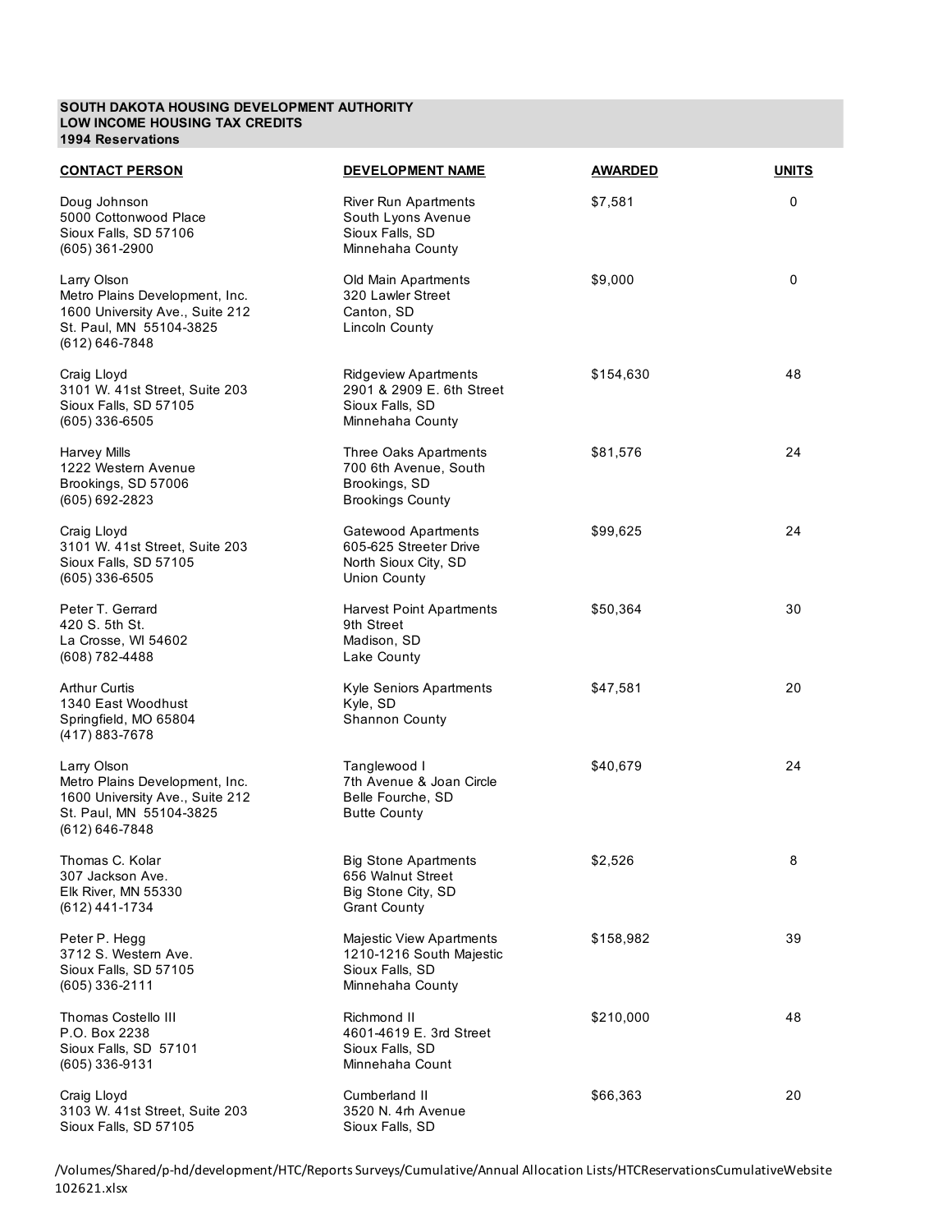**SOUTH DAKOTA HOUSING DEVELOPMENT AUTHORITY**
**LOW INCOME HOUSING TAX CREDITS**
**1994 Reservations**

| CONTACT PERSON | DEVELOPMENT NAME | AWARDED | UNITS |
|---|---|---|---|
| Doug Johnson<br>5000 Cottonwood Place<br>Sioux Falls, SD 57106<br>(605) 361-2900 | River Run Apartments<br>South Lyons Avenue<br>Sioux Falls, SD<br>Minnehaha County | $7,581 | 0 |
| Larry Olson<br>Metro Plains Development, Inc.<br>1600 University Ave., Suite 212<br>St. Paul, MN 55104-3825<br>(612) 646-7848 | Old Main Apartments<br>320 Lawler Street<br>Canton, SD<br>Lincoln County | $9,000 | 0 |
| Craig Lloyd<br>3101 W. 41st Street, Suite 203<br>Sioux Falls, SD 57105<br>(605) 336-6505 | Ridgeview Apartments<br>2901 & 2909 E. 6th Street<br>Sioux Falls, SD<br>Minnehaha County | $154,630 | 48 |
| Harvey Mills<br>1222 Western Avenue<br>Brookings, SD 57006<br>(605) 692-2823 | Three Oaks Apartments<br>700 6th Avenue, South<br>Brookings, SD<br>Brookings County | $81,576 | 24 |
| Craig Lloyd<br>3101 W. 41st Street, Suite 203<br>Sioux Falls, SD 57105<br>(605) 336-6505 | Gatewood Apartments<br>605-625 Streeter Drive<br>North Sioux City, SD<br>Union County | $99,625 | 24 |
| Peter T. Gerrard<br>420 S. 5th St.<br>La Crosse, WI 54602<br>(608) 782-4488 | Harvest Point Apartments<br>9th Street<br>Madison, SD<br>Lake County | $50,364 | 30 |
| Arthur Curtis<br>1340 East Woodhust<br>Springfield, MO 65804<br>(417) 883-7678 | Kyle Seniors Apartments<br>Kyle, SD<br>Shannon County | $47,581 | 20 |
| Larry Olson<br>Metro Plains Development, Inc.<br>1600 University Ave., Suite 212<br>St. Paul, MN 55104-3825<br>(612) 646-7848 | Tanglewood I<br>7th Avenue & Joan Circle<br>Belle Fourche, SD<br>Butte County | $40,679 | 24 |
| Thomas C. Kolar<br>307 Jackson Ave.<br>Elk River, MN 55330<br>(612) 441-1734 | Big Stone Apartments<br>656 Walnut Street<br>Big Stone City, SD<br>Grant County | $2,526 | 8 |
| Peter P. Hegg<br>3712 S. Western Ave.<br>Sioux Falls, SD 57105<br>(605) 336-2111 | Majestic View Apartments<br>1210-1216 South Majestic<br>Sioux Falls, SD<br>Minnehaha County | $158,982 | 39 |
| Thomas Costello III<br>P.O. Box 2238<br>Sioux Falls, SD 57101<br>(605) 336-9131 | Richmond II<br>4601-4619 E. 3rd Street<br>Sioux Falls, SD<br>Minnehaha Count | $210,000 | 48 |
| Craig Lloyd<br>3103 W. 41st Street, Suite 203<br>Sioux Falls, SD 57105 | Cumberland II<br>3520 N. 4rh Avenue<br>Sioux Falls, SD | $66,363 | 20 |

/Volumes/Shared/p-hd/development/HTC/Reports Surveys/Cumulative/Annual Allocation Lists/HTCReservationsCumulativeWebsite 102621.xlsx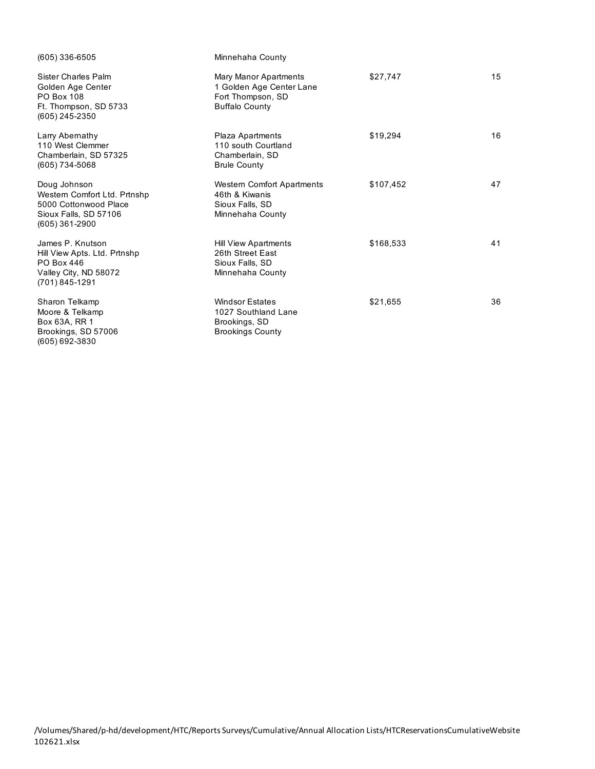| | | | |
|---|---|---|---|
| (605) 336-6505 | Minnehaha County | | |
| Sister Charles Palm<br>Golden Age Center<br>PO Box 108<br>Ft. Thompson, SD 5733<br>(605) 245-2350 | Mary Manor Apartments<br>1 Golden Age Center Lane<br>Fort Thompson, SD<br>Buffalo County | $27,747 | 15 |
| Larry Abernathy<br>110 West Clemmer<br>Chamberlain, SD 57325<br>(605) 734-5068 | Plaza Apartments<br>110 south Courtland<br>Chamberlain, SD<br>Brule County | $19,294 | 16 |
| Doug Johnson<br>Western Comfort Ltd. Prtnshp<br>5000 Cottonwood Place<br>Sioux Falls, SD 57106<br>(605) 361-2900 | Western Comfort Apartments<br>46th & Kiwanis<br>Sioux Falls, SD<br>Minnehaha County | $107,452 | 47 |
| James P. Knutson<br>Hill View Apts. Ltd. Prtnshp<br>PO Box 446<br>Valley City, ND 58072<br>(701) 845-1291 | Hill View Apartments<br>26th Street East<br>Sioux Falls, SD<br>Minnehaha County | $168,533 | 41 |
| Sharon Telkamp<br>Moore & Telkamp<br>Box 63A, RR 1<br>Brookings, SD 57006<br>(605) 692-3830 | Windsor Estates<br>1027 Southland Lane<br>Brookings, SD<br>Brookings County | $21,655 | 36 |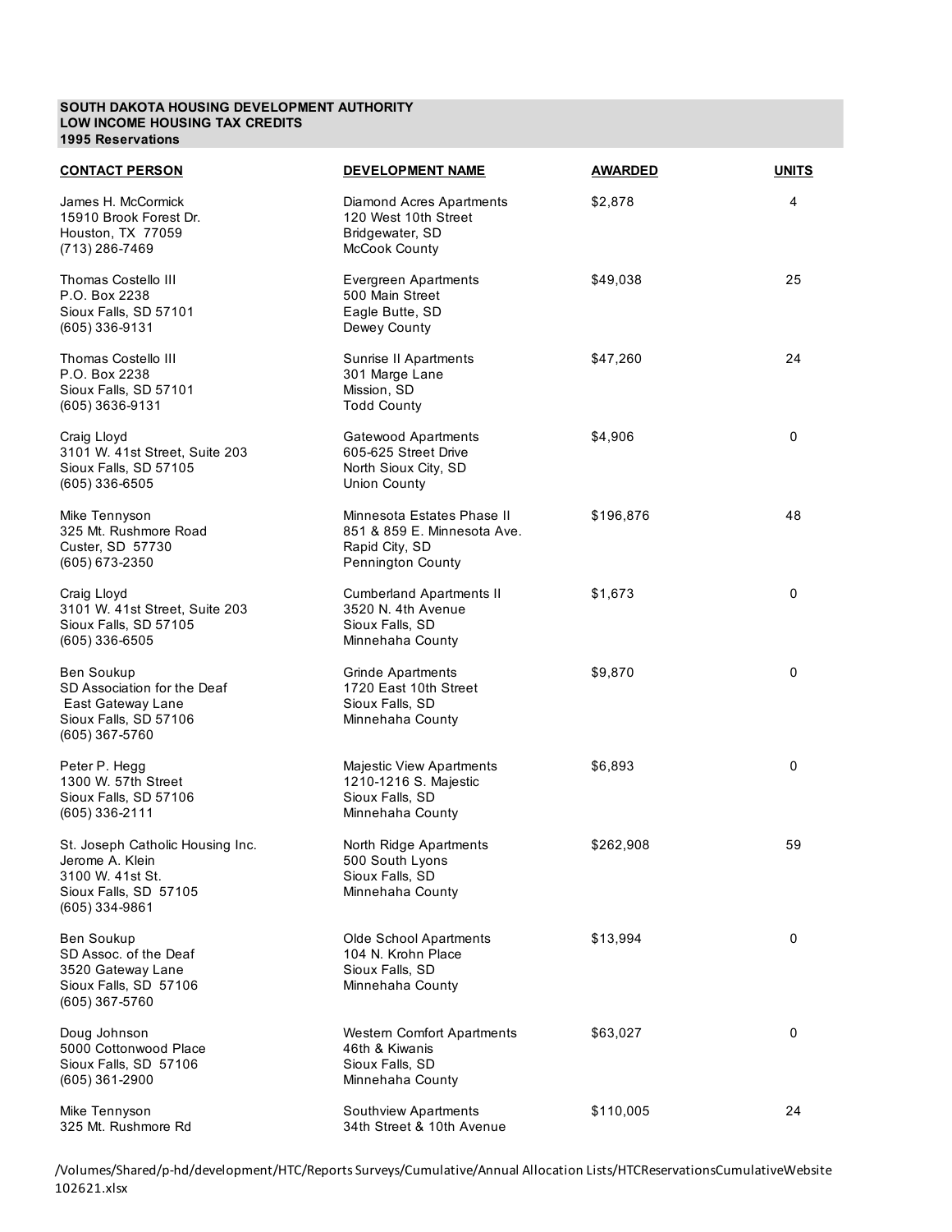**SOUTH DAKOTA HOUSING DEVELOPMENT AUTHORITY**
**LOW INCOME HOUSING TAX CREDITS**
**1995 Reservations**

| CONTACT PERSON | DEVELOPMENT NAME | AWARDED | UNITS |
|---|---|---|---|
| James H. McCormick<br>15910 Brook Forest Dr.<br>Houston, TX 77059<br>(713) 286-7469 | Diamond Acres Apartments<br>120 West 10th Street<br>Bridgewater, SD<br>McCook County | $2,878 | 4 |
| Thomas Costello III<br>P.O. Box 2238<br>Sioux Falls, SD 57101<br>(605) 336-9131 | Evergreen Apartments<br>500 Main Street<br>Eagle Butte, SD<br>Dewey County | $49,038 | 25 |
| Thomas Costello III<br>P.O. Box 2238<br>Sioux Falls, SD 57101<br>(605) 3636-9131 | Sunrise II Apartments<br>301 Marge Lane<br>Mission, SD<br>Todd County | $47,260 | 24 |
| Craig Lloyd<br>3101 W. 41st Street, Suite 203<br>Sioux Falls, SD 57105<br>(605) 336-6505 | Gatewood Apartments<br>605-625 Street Drive<br>North Sioux City, SD<br>Union County | $4,906 | 0 |
| Mike Tennyson<br>325 Mt. Rushmore Road<br>Custer, SD 57730<br>(605) 673-2350 | Minnesota Estates Phase II<br>851 & 859 E. Minnesota Ave.<br>Rapid City, SD<br>Pennington County | $196,876 | 48 |
| Craig Lloyd<br>3101 W. 41st Street, Suite 203<br>Sioux Falls, SD 57105<br>(605) 336-6505 | Cumberland Apartments II<br>3520 N. 4th Avenue<br>Sioux Falls, SD<br>Minnehaha County | $1,673 | 0 |
| Ben Soukup<br>SD Association for the Deaf<br>East Gateway Lane<br>Sioux Falls, SD 57106<br>(605) 367-5760 | Grinde Apartments<br>1720 East 10th Street<br>Sioux Falls, SD<br>Minnehaha County | $9,870 | 0 |
| Peter P. Hegg<br>1300 W. 57th Street<br>Sioux Falls, SD 57106<br>(605) 336-2111 | Majestic View Apartments<br>1210-1216 S. Majestic<br>Sioux Falls, SD<br>Minnehaha County | $6,893 | 0 |
| St. Joseph Catholic Housing Inc.<br>Jerome A. Klein<br>3100 W. 41st St.<br>Sioux Falls, SD 57105<br>(605) 334-9861 | North Ridge Apartments<br>500 South Lyons<br>Sioux Falls, SD<br>Minnehaha County | $262,908 | 59 |
| Ben Soukup<br>SD Assoc. of the Deaf<br>3520 Gateway Lane<br>Sioux Falls, SD 57106<br>(605) 367-5760 | Olde School Apartments<br>104 N. Krohn Place<br>Sioux Falls, SD<br>Minnehaha County | $13,994 | 0 |
| Doug Johnson<br>5000 Cottonwood Place<br>Sioux Falls, SD 57106<br>(605) 361-2900 | Western Comfort Apartments<br>46th & Kiwanis<br>Sioux Falls, SD<br>Minnehaha County | $63,027 | 0 |
| Mike Tennyson<br>325 Mt. Rushmore Rd | Southview Apartments<br>34th Street & 10th Avenue | $110,005 | 24 |

/Volumes/Shared/p-hd/development/HTC/Reports Surveys/Cumulative/Annual Allocation Lists/HTCReservationsCumulativeWebsite 102621.xlsx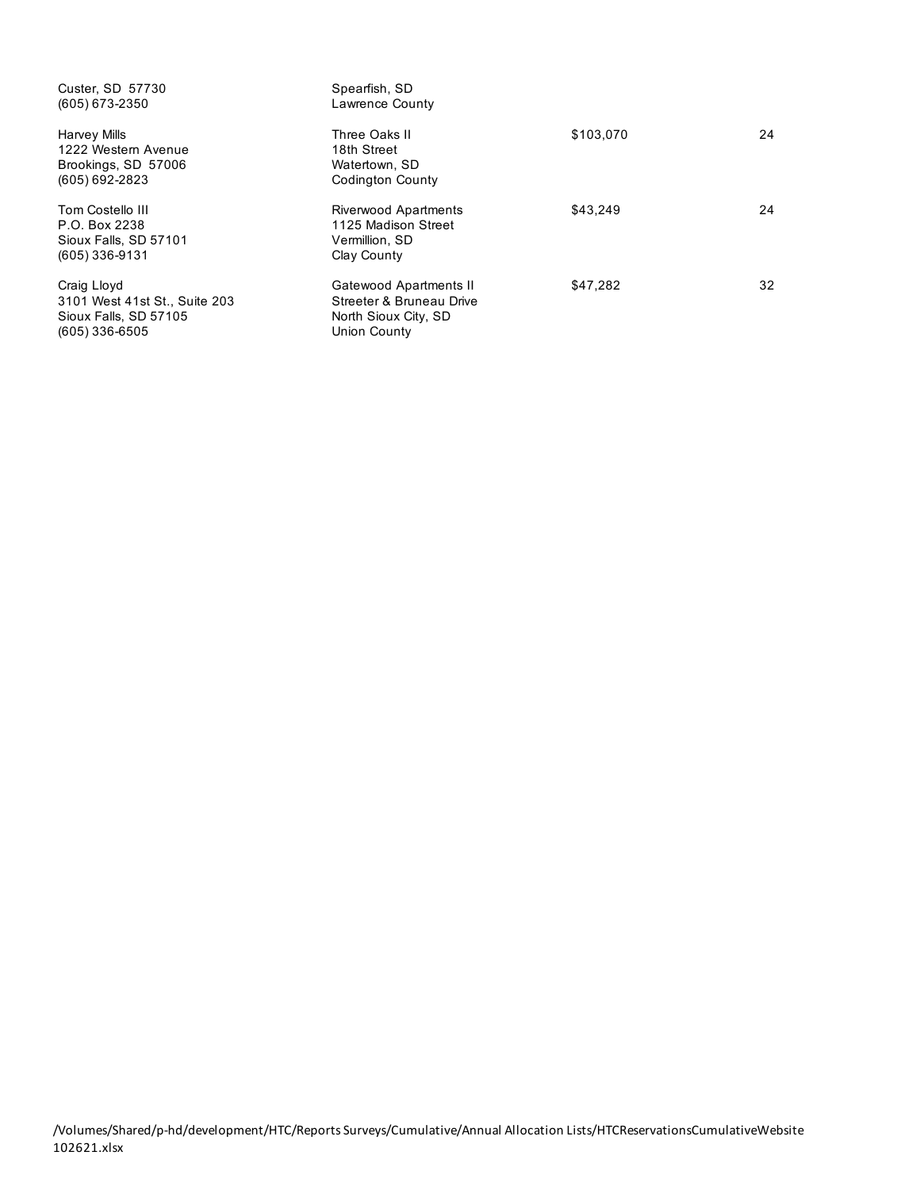| | | | |
|---|---|---|---|
| Custer, SD 57730<br>(605) 673-2350 | Spearfish, SD<br>Lawrence County | | |
| Harvey Mills<br>1222 Western Avenue<br>Brookings, SD 57006<br>(605) 692-2823 | Three Oaks II<br>18th Street<br>Watertown, SD<br>Codington County | $103,070 | 24 |
| Tom Costello III<br>P.O. Box 2238<br>Sioux Falls, SD 57101<br>(605) 336-9131 | Riverwood Apartments<br>1125 Madison Street<br>Vermillion, SD<br>Clay County | $43,249 | 24 |
| Craig Lloyd<br>3101 West 41st St., Suite 203<br>Sioux Falls, SD 57105<br>(605) 336-6505 | Gatewood Apartments II<br>Streeter & Bruneau Drive<br>North Sioux City, SD<br>Union County | $47,282 | 32 |

/Volumes/Shared/p-hd/development/HTC/Reports Surveys/Cumulative/Annual Allocation Lists/HTCReservationsCumulativeWebsite 102621.xlsx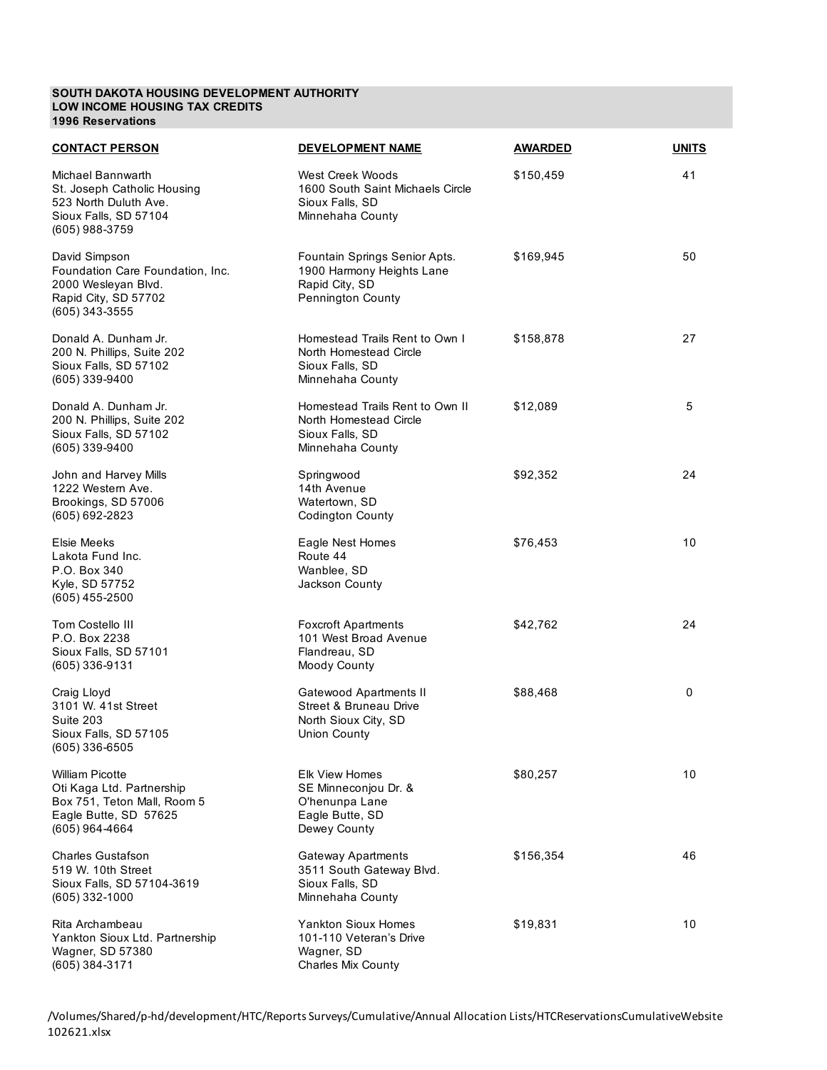**SOUTH DAKOTA HOUSING DEVELOPMENT AUTHORITY**
**LOW INCOME HOUSING TAX CREDITS**
**1996 Reservations**

| CONTACT PERSON | DEVELOPMENT NAME | AWARDED | UNITS |
|---|---|---|---|
| Michael Bannwarth<br>St. Joseph Catholic Housing<br>523 North Duluth Ave.<br>Sioux Falls, SD 57104<br>(605) 988-3759 | West Creek Woods<br>1600 South Saint Michaels Circle<br>Sioux Falls, SD<br>Minnehaha County | $150,459 | 41 |
| David Simpson<br>Foundation Care Foundation, Inc.<br>2000 Wesleyan Blvd.<br>Rapid City, SD 57702<br>(605) 343-3555 | Fountain Springs Senior Apts.<br>1900 Harmony Heights Lane<br>Rapid City, SD<br>Pennington County | $169,945 | 50 |
| Donald A. Dunham Jr.<br>200 N. Phillips, Suite 202<br>Sioux Falls, SD 57102<br>(605) 339-9400 | Homestead Trails Rent to Own I<br>North Homestead Circle<br>Sioux Falls, SD<br>Minnehaha County | $158,878 | 27 |
| Donald A. Dunham Jr.<br>200 N. Phillips, Suite 202<br>Sioux Falls, SD 57102<br>(605) 339-9400 | Homestead Trails Rent to Own II<br>North Homestead Circle<br>Sioux Falls, SD<br>Minnehaha County | $12,089 | 5 |
| John and Harvey Mills<br>1222 Western Ave.<br>Brookings, SD 57006<br>(605) 692-2823 | Springwood<br>14th Avenue<br>Watertown, SD<br>Codington County | $92,352 | 24 |
| Elsie Meeks<br>Lakota Fund Inc.<br>P.O. Box 340<br>Kyle, SD 57752<br>(605) 455-2500 | Eagle Nest Homes<br>Route 44<br>Wanblee, SD<br>Jackson County | $76,453 | 10 |
| Tom Costello III<br>P.O. Box 2238<br>Sioux Falls, SD 57101<br>(605) 336-9131 | Foxcroft Apartments<br>101 West Broad Avenue<br>Flandreau, SD<br>Moody County | $42,762 | 24 |
| Craig Lloyd<br>3101 W. 41st Street<br>Suite 203<br>Sioux Falls, SD 57105<br>(605) 336-6505 | Gatewood Apartments II<br>Street & Bruneau Drive<br>North Sioux City, SD<br>Union County | $88,468 | 0 |
| William Picotte<br>Oti Kaga Ltd. Partnership<br>Box 751, Teton Mall, Room 5<br>Eagle Butte, SD 57625<br>(605) 964-4664 | Elk View Homes<br>SE Minneconjou Dr. &<br>O'henunpa Lane<br>Eagle Butte, SD<br>Dewey County | $80,257 | 10 |
| Charles Gustafson<br>519 W. 10th Street<br>Sioux Falls, SD 57104-3619<br>(605) 332-1000 | Gateway Apartments<br>3511 South Gateway Blvd.<br>Sioux Falls, SD<br>Minnehaha County | $156,354 | 46 |
| Rita Archambeau<br>Yankton Sioux Ltd. Partnership<br>Wagner, SD 57380<br>(605) 384-3171 | Yankton Sioux Homes<br>101-110 Veteran's Drive<br>Wagner, SD<br>Charles Mix County | $19,831 | 10 |

/Volumes/Shared/p-hd/development/HTC/Reports Surveys/Cumulative/Annual Allocation Lists/HTCReservationsCumulativeWebsite 102621.xlsx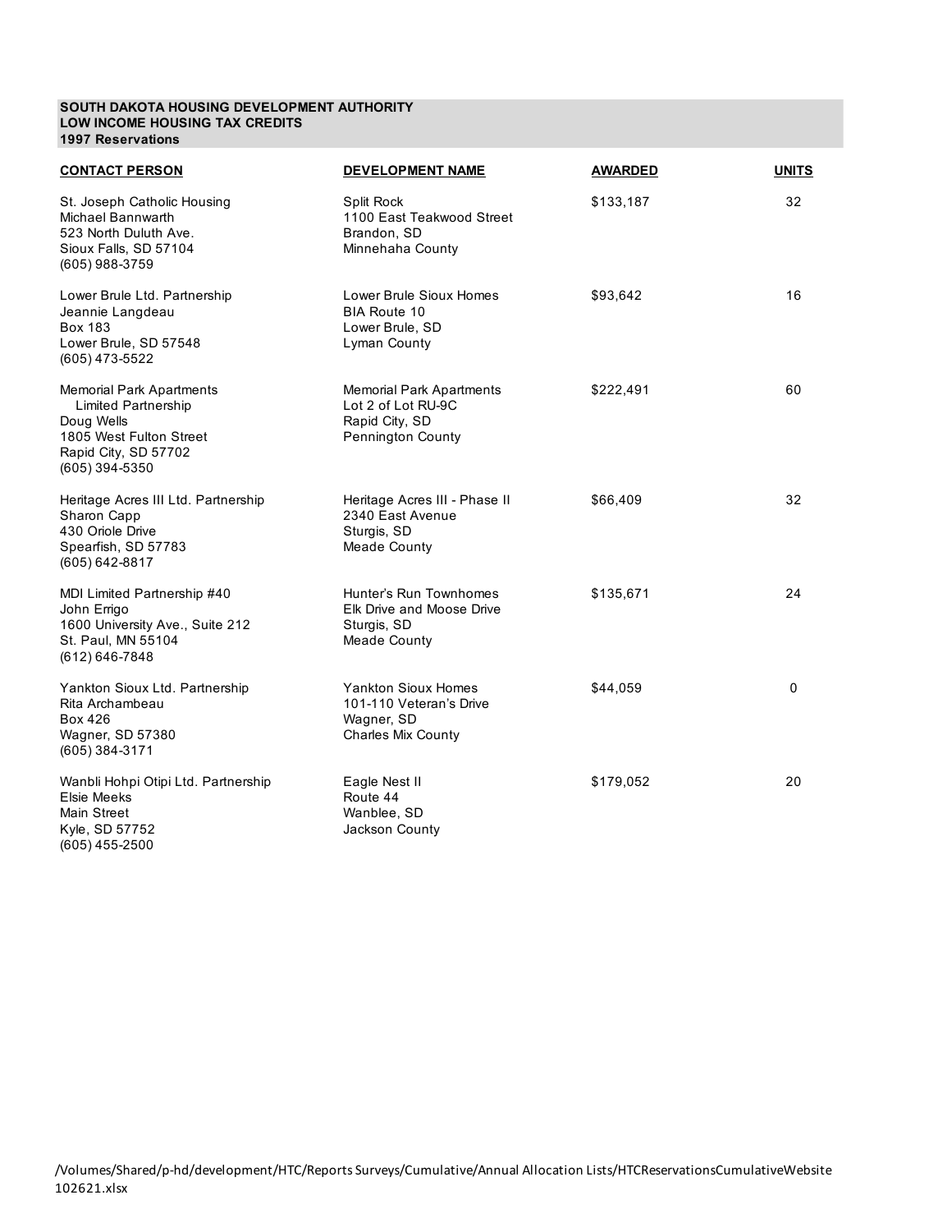**SOUTH DAKOTA HOUSING DEVELOPMENT AUTHORITY**
**LOW INCOME HOUSING TAX CREDITS**
**1997 Reservations**

| CONTACT PERSON | DEVELOPMENT NAME | AWARDED | UNITS |
|---|---|---|---|
| St. Joseph Catholic Housing<br>Michael Bannwarth<br>523 North Duluth Ave.<br>Sioux Falls, SD 57104<br>(605) 988-3759 | Split Rock<br>1100 East Teakwood Street<br>Brandon, SD<br>Minnehaha County | $133,187 | 32 |
| Lower Brule Ltd. Partnership<br>Jeannie Langdeau<br>Box 183<br>Lower Brule, SD 57548<br>(605) 473-5522 | Lower Brule Sioux Homes<br>BIA Route 10<br>Lower Brule, SD<br>Lyman County | $93,642 | 16 |
| Memorial Park Apartments Limited Partnership<br>Doug Wells<br>1805 West Fulton Street<br>Rapid City, SD 57702<br>(605) 394-5350 | Memorial Park Apartments<br>Lot 2 of Lot RU-9C<br>Rapid City, SD<br>Pennington County | $222,491 | 60 |
| Heritage Acres III Ltd. Partnership<br>Sharon Capp<br>430 Oriole Drive<br>Spearfish, SD 57783<br>(605) 642-8817 | Heritage Acres III - Phase II<br>2340 East Avenue<br>Sturgis, SD<br>Meade County | $66,409 | 32 |
| MDI Limited Partnership #40<br>John Errigo<br>1600 University Ave., Suite 212<br>St. Paul, MN 55104<br>(612) 646-7848 | Hunter's Run Townhomes<br>Elk Drive and Moose Drive<br>Sturgis, SD<br>Meade County | $135,671 | 24 |
| Yankton Sioux Ltd. Partnership<br>Rita Archambeau<br>Box 426<br>Wagner, SD 57380<br>(605) 384-3171 | Yankton Sioux Homes<br>101-110 Veteran's Drive<br>Wagner, SD<br>Charles Mix County | $44,059 | 0 |
| Wanbli Hohpi Otipi Ltd. Partnership<br>Elsie Meeks<br>Main Street<br>Kyle, SD 57752<br>(605) 455-2500 | Eagle Nest II<br>Route 44<br>Wanblee, SD<br>Jackson County | $179,052 | 20 |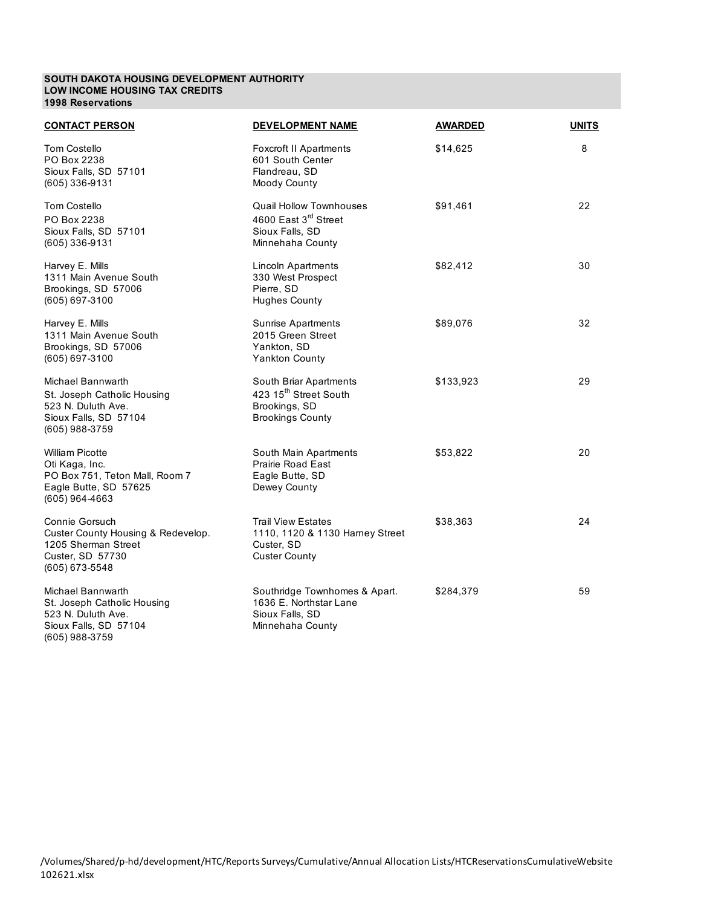**SOUTH DAKOTA HOUSING DEVELOPMENT AUTHORITY**
**LOW INCOME HOUSING TAX CREDITS**
**1998 Reservations**

| CONTACT PERSON | DEVELOPMENT NAME | AWARDED | UNITS |
|---|---|---|---|
| Tom Costello<br>PO Box 2238<br>Sioux Falls, SD 57101<br>(605) 336-9131 | Foxcroft II Apartments<br>601 South Center<br>Flandreau, SD<br>Moody County | $14,625 | 8 |
| Tom Costello<br>PO Box 2238<br>Sioux Falls, SD 57101<br>(605) 336-9131 | Quail Hollow Townhouses<br>4600 East 3rd Street<br>Sioux Falls, SD<br>Minnehaha County | $91,461 | 22 |
| Harvey E. Mills<br>1311 Main Avenue South<br>Brookings, SD 57006<br>(605) 697-3100 | Lincoln Apartments<br>330 West Prospect<br>Pierre, SD<br>Hughes County | $82,412 | 30 |
| Harvey E. Mills<br>1311 Main Avenue South<br>Brookings, SD 57006<br>(605) 697-3100 | Sunrise Apartments<br>2015 Green Street<br>Yankton, SD<br>Yankton County | $89,076 | 32 |
| Michael Bannwarth<br>St. Joseph Catholic Housing<br>523 N. Duluth Ave.<br>Sioux Falls, SD 57104<br>(605) 988-3759 | South Briar Apartments<br>423 15th Street South<br>Brookings, SD<br>Brookings County | $133,923 | 29 |
| William Picotte<br>Oti Kaga, Inc.<br>PO Box 751, Teton Mall, Room 7<br>Eagle Butte, SD 57625<br>(605) 964-4663 | South Main Apartments<br>Prairie Road East<br>Eagle Butte, SD<br>Dewey County | $53,822 | 20 |
| Connie Gorsuch<br>Custer County Housing & Redevelop.<br>1205 Sherman Street<br>Custer, SD 57730<br>(605) 673-5548 | Trail View Estates<br>1110, 1120 & 1130 Harney Street<br>Custer, SD<br>Custer County | $38,363 | 24 |
| Michael Bannwarth<br>St. Joseph Catholic Housing<br>523 N. Duluth Ave.<br>Sioux Falls, SD 57104<br>(605) 988-3759 | Southridge Townhomes & Apart.<br>1636 E. Northstar Lane<br>Sioux Falls, SD<br>Minnehaha County | $284,379 | 59 |

/Volumes/Shared/p-hd/development/HTC/Reports Surveys/Cumulative/Annual Allocation Lists/HTCReservationsCumulativeWebsite 102621.xlsx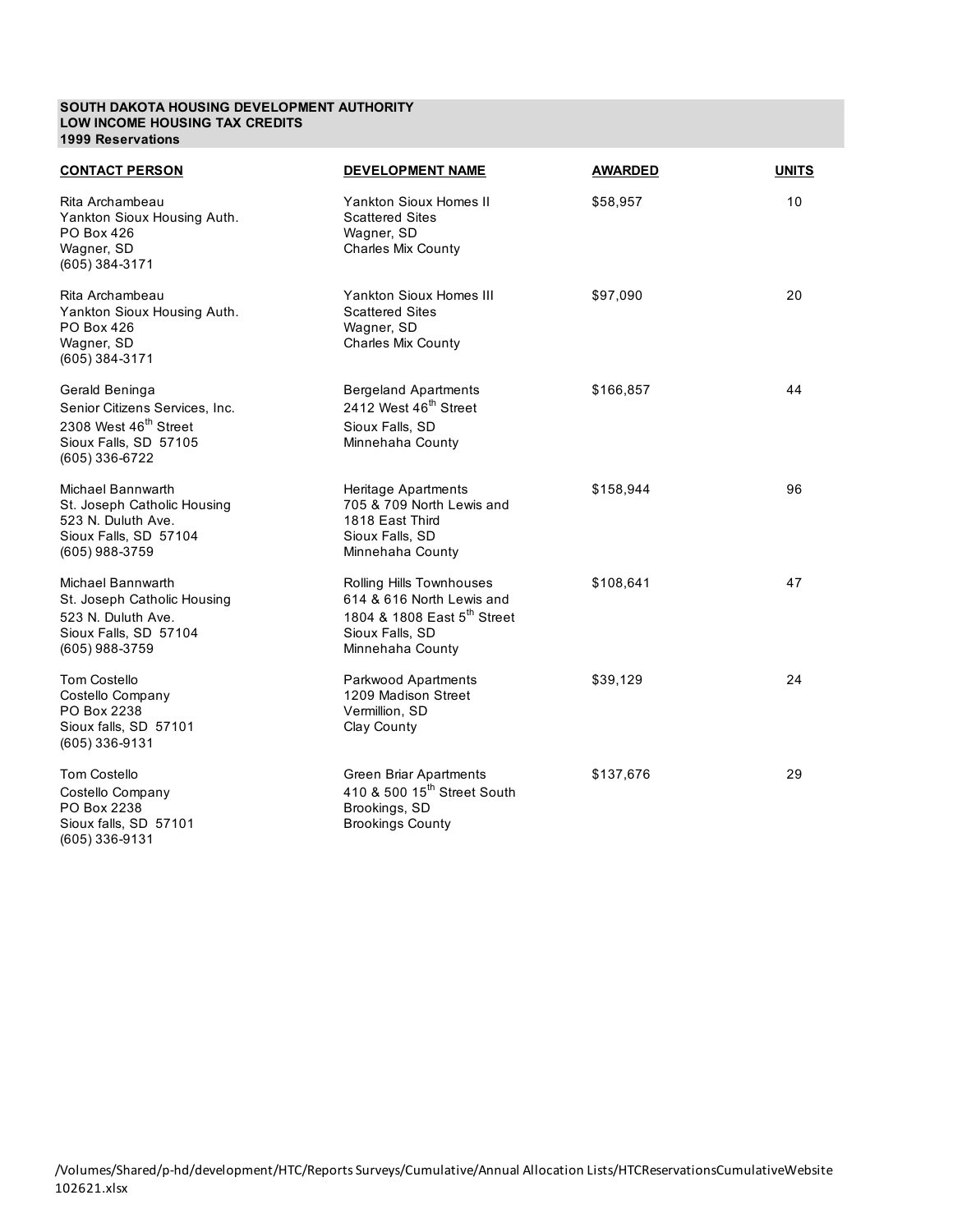**SOUTH DAKOTA HOUSING DEVELOPMENT AUTHORITY**
**LOW INCOME HOUSING TAX CREDITS**
**1999 Reservations**

| CONTACT PERSON | DEVELOPMENT NAME | AWARDED | UNITS |
|---|---|---|---|
| Rita Archambeau<br>Yankton Sioux Housing Auth.<br>PO Box 426<br>Wagner, SD<br>(605) 384-3171 | Yankton Sioux Homes II<br>Scattered Sites<br>Wagner, SD<br>Charles Mix County | $58,957 | 10 |
| Rita Archambeau<br>Yankton Sioux Housing Auth.<br>PO Box 426<br>Wagner, SD<br>(605) 384-3171 | Yankton Sioux Homes III<br>Scattered Sites<br>Wagner, SD<br>Charles Mix County | $97,090 | 20 |
| Gerald Beninga<br>Senior Citizens Services, Inc.<br>2308 West 46th Street<br>Sioux Falls, SD 57105<br>(605) 336-6722 | Bergeland Apartments<br>2412 West 46th Street<br>Sioux Falls, SD<br>Minnehaha County | $166,857 | 44 |
| Michael Bannwarth<br>St. Joseph Catholic Housing<br>523 N. Duluth Ave.<br>Sioux Falls, SD 57104<br>(605) 988-3759 | Heritage Apartments<br>705 & 709 North Lewis and<br>1818 East Third<br>Sioux Falls, SD<br>Minnehaha County | $158,944 | 96 |
| Michael Bannwarth<br>St. Joseph Catholic Housing<br>523 N. Duluth Ave.<br>Sioux Falls, SD 57104<br>(605) 988-3759 | Rolling Hills Townhouses<br>614 & 616 North Lewis and<br>1804 & 1808 East 5th Street<br>Sioux Falls, SD<br>Minnehaha County | $108,641 | 47 |
| Tom Costello<br>Costello Company<br>PO Box 2238<br>Sioux falls, SD 57101<br>(605) 336-9131 | Parkwood Apartments<br>1209 Madison Street<br>Vermillion, SD<br>Clay County | $39,129 | 24 |
| Tom Costello<br>Costello Company<br>PO Box 2238<br>Sioux falls, SD 57101<br>(605) 336-9131 | Green Briar Apartments<br>410 & 500 15th Street South<br>Brookings, SD<br>Brookings County | $137,676 | 29 |

/Volumes/Shared/p-hd/development/HTC/Reports Surveys/Cumulative/Annual Allocation Lists/HTCReservationsCumulativeWebsite 102621.xlsx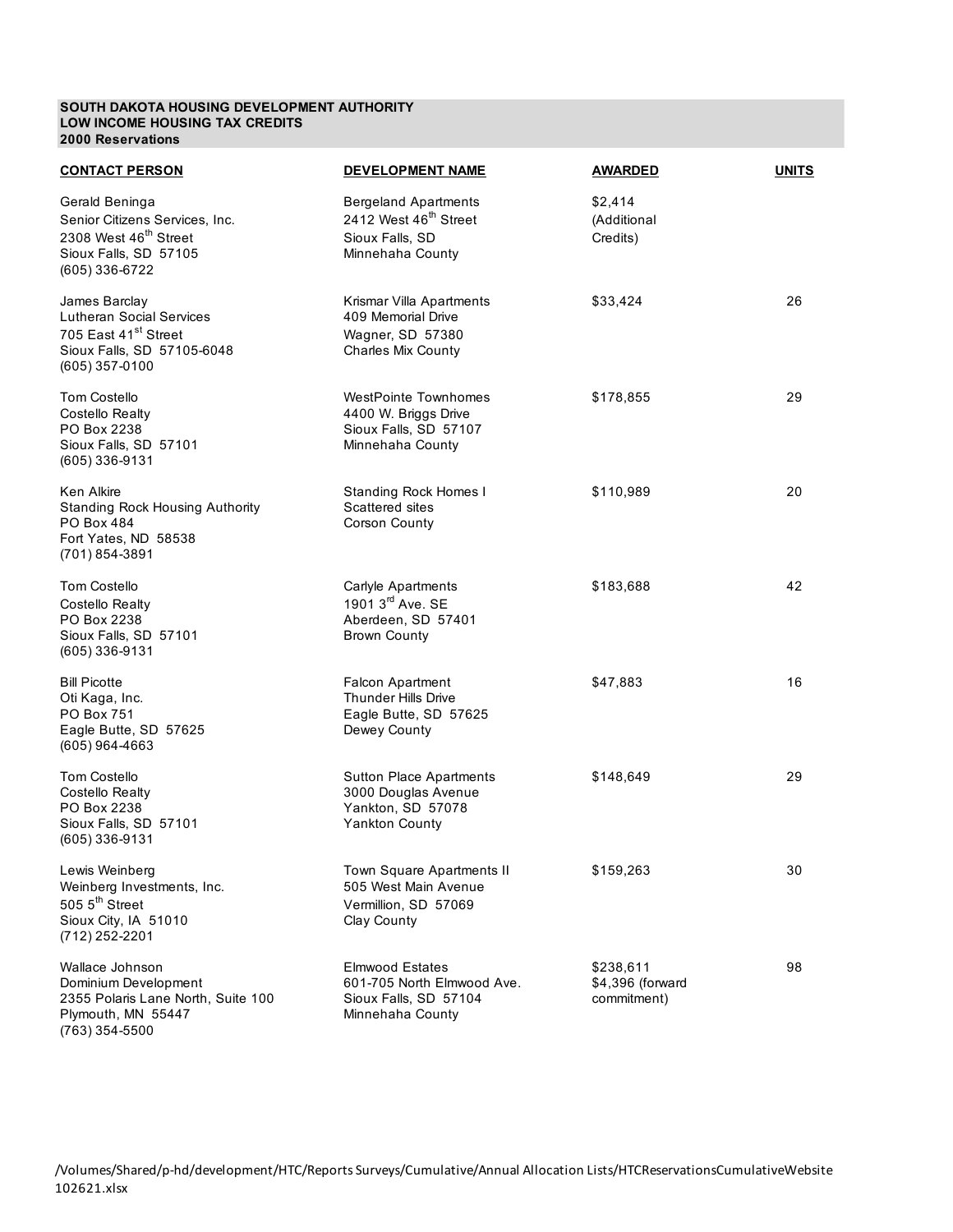**SOUTH DAKOTA HOUSING DEVELOPMENT AUTHORITY**
**LOW INCOME HOUSING TAX CREDITS**
**2000 Reservations**

| CONTACT PERSON | DEVELOPMENT NAME | AWARDED | UNITS |
|---|---|---|---|
| Gerald Beninga<br>Senior Citizens Services, Inc.<br>2308 West 46th Street<br>Sioux Falls, SD 57105<br>(605) 336-6722 | Bergeland Apartments<br>2412 West 46th Street<br>Sioux Falls, SD<br>Minnehaha County | $2,414<br>(Additional<br>Credits) | |
| James Barclay<br>Lutheran Social Services<br>705 East 41st Street<br>Sioux Falls, SD 57105-6048<br>(605) 357-0100 | Krismar Villa Apartments<br>409 Memorial Drive<br>Wagner, SD 57380<br>Charles Mix County | $33,424 | 26 |
| Tom Costello<br>Costello Realty<br>PO Box 2238<br>Sioux Falls, SD 57101<br>(605) 336-9131 | WestPointe Townhomes<br>4400 W. Briggs Drive<br>Sioux Falls, SD 57107<br>Minnehaha County | $178,855 | 29 |
| Ken Alkire<br>Standing Rock Housing Authority<br>PO Box 484<br>Fort Yates, ND 58538<br>(701) 854-3891 | Standing Rock Homes I<br>Scattered sites<br>Corson County | $110,989 | 20 |
| Tom Costello<br>Costello Realty<br>PO Box 2238<br>Sioux Falls, SD 57101<br>(605) 336-9131 | Carlyle Apartments<br>1901 3rd Ave. SE<br>Aberdeen, SD 57401<br>Brown County | $183,688 | 42 |
| Bill Picotte<br>Oti Kaga, Inc.<br>PO Box 751<br>Eagle Butte, SD 57625<br>(605) 964-4663 | Falcon Apartment<br>Thunder Hills Drive<br>Eagle Butte, SD 57625<br>Dewey County | $47,883 | 16 |
| Tom Costello<br>Costello Realty<br>PO Box 2238<br>Sioux Falls, SD 57101<br>(605) 336-9131 | Sutton Place Apartments<br>3000 Douglas Avenue<br>Yankton, SD 57078<br>Yankton County | $148,649 | 29 |
| Lewis Weinberg<br>Weinberg Investments, Inc.<br>505 5th Street<br>Sioux City, IA 51010<br>(712) 252-2201 | Town Square Apartments II<br>505 West Main Avenue<br>Vermillion, SD 57069<br>Clay County | $159,263 | 30 |
| Wallace Johnson<br>Dominium Development<br>2355 Polaris Lane North, Suite 100<br>Plymouth, MN 55447<br>(763) 354-5500 | Elmwood Estates<br>601-705 North Elmwood Ave.<br>Sioux Falls, SD 57104<br>Minnehaha County | $238,611<br>$4,396 (forward<br>commitment) | 98 |

/Volumes/Shared/p-hd/development/HTC/Reports Surveys/Cumulative/Annual Allocation Lists/HTCReservationsCumulativeWebsite 102621.xlsx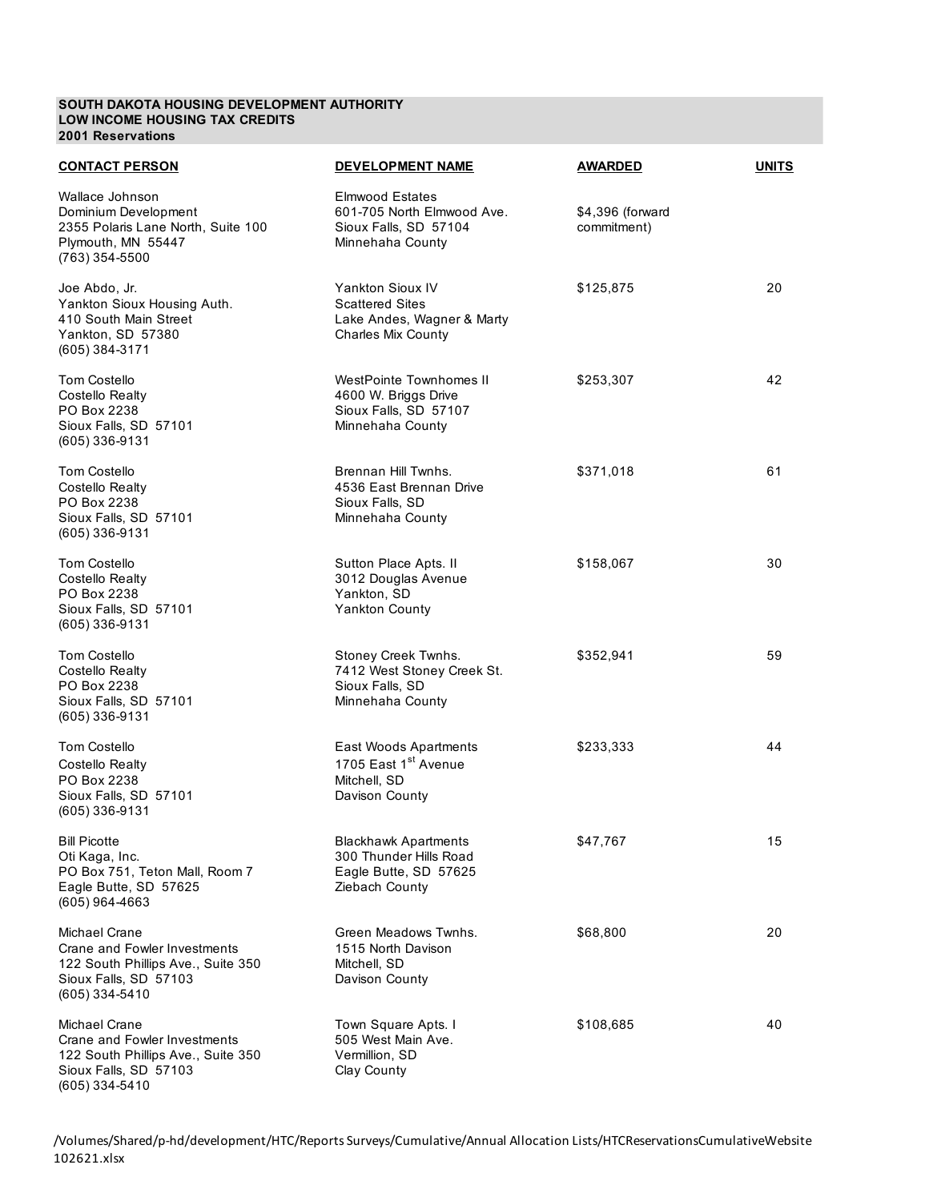**SOUTH DAKOTA HOUSING DEVELOPMENT AUTHORITY**
**LOW INCOME HOUSING TAX CREDITS**
**2001 Reservations**

| CONTACT PERSON | DEVELOPMENT NAME | AWARDED | UNITS |
|---|---|---|---|
| Wallace Johnson<br>Dominium Development<br>2355 Polaris Lane North, Suite 100<br>Plymouth, MN 55447<br>(763) 354-5500 | Elmwood Estates<br>601-705 North Elmwood Ave.<br>Sioux Falls, SD 57104<br>Minnehaha County | $4,396 (forward commitment) | |
| Joe Abdo, Jr.<br>Yankton Sioux Housing Auth.<br>410 South Main Street<br>Yankton, SD 57380<br>(605) 384-3171 | Yankton Sioux IV<br>Scattered Sites<br>Lake Andes, Wagner & Marty<br>Charles Mix County | $125,875 | 20 |
| Tom Costello<br>Costello Realty<br>PO Box 2238<br>Sioux Falls, SD 57101<br>(605) 336-9131 | WestPointe Townhomes II<br>4600 W. Briggs Drive<br>Sioux Falls, SD 57107<br>Minnehaha County | $253,307 | 42 |
| Tom Costello<br>Costello Realty<br>PO Box 2238<br>Sioux Falls, SD 57101<br>(605) 336-9131 | Brennan Hill Twnhs.<br>4536 East Brennan Drive<br>Sioux Falls, SD<br>Minnehaha County | $371,018 | 61 |
| Tom Costello<br>Costello Realty<br>PO Box 2238<br>Sioux Falls, SD 57101<br>(605) 336-9131 | Sutton Place Apts. II<br>3012 Douglas Avenue<br>Yankton, SD<br>Yankton County | $158,067 | 30 |
| Tom Costello<br>Costello Realty<br>PO Box 2238<br>Sioux Falls, SD 57101<br>(605) 336-9131 | Stoney Creek Twnhs.<br>7412 West Stoney Creek St.<br>Sioux Falls, SD<br>Minnehaha County | $352,941 | 59 |
| Tom Costello<br>Costello Realty<br>PO Box 2238<br>Sioux Falls, SD 57101<br>(605) 336-9131 | East Woods Apartments<br>1705 East 1st Avenue<br>Mitchell, SD<br>Davison County | $233,333 | 44 |
| Bill Picotte<br>Oti Kaga, Inc.<br>PO Box 751, Teton Mall, Room 7<br>Eagle Butte, SD 57625<br>(605) 964-4663 | Blackhawk Apartments<br>300 Thunder Hills Road<br>Eagle Butte, SD 57625<br>Ziebach County | $47,767 | 15 |
| Michael Crane<br>Crane and Fowler Investments<br>122 South Phillips Ave., Suite 350<br>Sioux Falls, SD 57103<br>(605) 334-5410 | Green Meadows Twnhs.<br>1515 North Davison<br>Mitchell, SD<br>Davison County | $68,800 | 20 |
| Michael Crane<br>Crane and Fowler Investments<br>122 South Phillips Ave., Suite 350<br>Sioux Falls, SD 57103<br>(605) 334-5410 | Town Square Apts. I<br>505 West Main Ave.<br>Vermillion, SD<br>Clay County | $108,685 | 40 |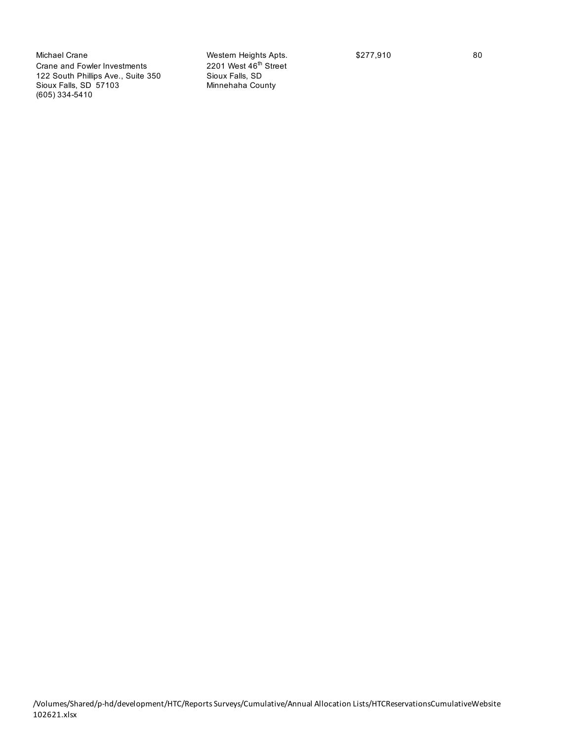| | | | |
|---|---|---|---|
| Michael Crane<br>Crane and Fowler Investments<br>122 South Phillips Ave., Suite 350<br>Sioux Falls, SD 57103<br>(605) 334-5410 | Western Heights Apts.<br>2201 West 46th Street<br>Sioux Falls, SD<br>Minnehaha County | $277,910 | 80 |

/Volumes/Shared/p-hd/development/HTC/Reports Surveys/Cumulative/Annual Allocation Lists/HTCReservationsCumulativeWebsite 102621.xlsx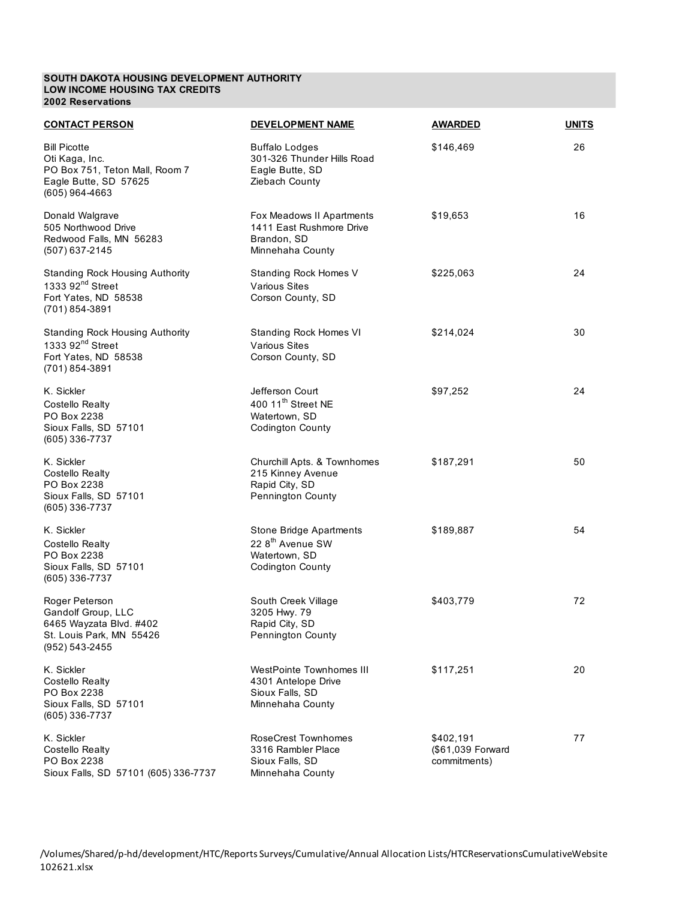**SOUTH DAKOTA HOUSING DEVELOPMENT AUTHORITY**
**LOW INCOME HOUSING TAX CREDITS**
**2002 Reservations**

| CONTACT PERSON | DEVELOPMENT NAME | AWARDED | UNITS |
|---|---|---|---|
| Bill Picotte<br>Oti Kaga, Inc.<br>PO Box 751, Teton Mall, Room 7<br>Eagle Butte, SD 57625<br>(605) 964-4663 | Buffalo Lodges<br>301-326 Thunder Hills Road<br>Eagle Butte, SD<br>Ziebach County | $146,469 | 26 |
| Donald Walgrave<br>505 Northwood Drive<br>Redwood Falls, MN 56283<br>(507) 637-2145 | Fox Meadows II Apartments<br>1411 East Rushmore Drive<br>Brandon, SD<br>Minnehaha County | $19,653 | 16 |
| Standing Rock Housing Authority<br>1333 92nd Street<br>Fort Yates, ND 58538<br>(701) 854-3891 | Standing Rock Homes V<br>Various Sites<br>Corson County, SD | $225,063 | 24 |
| Standing Rock Housing Authority<br>1333 92nd Street<br>Fort Yates, ND 58538<br>(701) 854-3891 | Standing Rock Homes VI<br>Various Sites<br>Corson County, SD | $214,024 | 30 |
| K. Sickler<br>Costello Realty<br>PO Box 2238<br>Sioux Falls, SD 57101<br>(605) 336-7737 | Jefferson Court<br>400 11th Street NE<br>Watertown, SD<br>Codington County | $97,252 | 24 |
| K. Sickler<br>Costello Realty<br>PO Box 2238<br>Sioux Falls, SD 57101<br>(605) 336-7737 | Churchill Apts. & Townhomes<br>215 Kinney Avenue<br>Rapid City, SD<br>Pennington County | $187,291 | 50 |
| K. Sickler<br>Costello Realty<br>PO Box 2238<br>Sioux Falls, SD 57101<br>(605) 336-7737 | Stone Bridge Apartments<br>22 8th Avenue SW<br>Watertown, SD<br>Codington County | $189,887 | 54 |
| Roger Peterson<br>Gandolf Group, LLC<br>6465 Wayzata Blvd. #402<br>St. Louis Park, MN 55426<br>(952) 543-2455 | South Creek Village<br>3205 Hwy. 79<br>Rapid City, SD<br>Pennington County | $403,779 | 72 |
| K. Sickler<br>Costello Realty<br>PO Box 2238<br>Sioux Falls, SD 57101<br>(605) 336-7737 | WestPointe Townhomes III<br>4301 Antelope Drive<br>Sioux Falls, SD<br>Minnehaha County | $117,251 | 20 |
| K. Sickler<br>Costello Realty<br>PO Box 2238<br>Sioux Falls, SD 57101 (605) 336-7737 | RoseCrest Townhomes<br>3316 Rambler Place<br>Sioux Falls, SD<br>Minnehaha County | $402,191<br>($61,039 Forward commitments) | 77 |

/Volumes/Shared/p-hd/development/HTC/Reports Surveys/Cumulative/Annual Allocation Lists/HTCReservationsCumulativeWebsite 102621.xlsx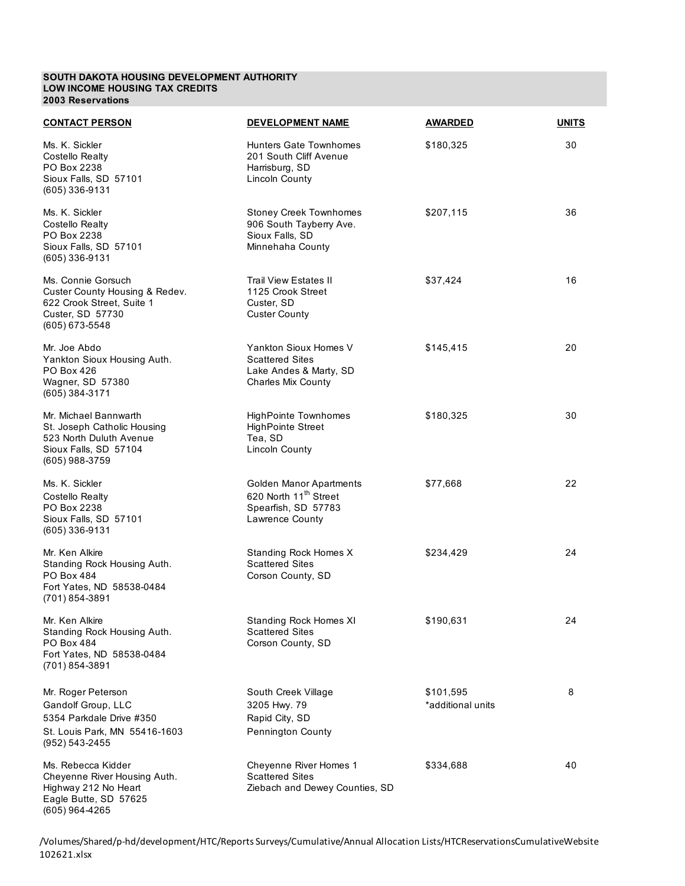**SOUTH DAKOTA HOUSING DEVELOPMENT AUTHORITY**
**LOW INCOME HOUSING TAX CREDITS**
**2003 Reservations**

| CONTACT PERSON | DEVELOPMENT NAME | AWARDED | UNITS |
|---|---|---|---|
| Ms. K. Sickler<br>Costello Realty<br>PO Box 2238<br>Sioux Falls, SD 57101<br>(605) 336-9131 | Hunters Gate Townhomes<br>201 South Cliff Avenue<br>Harrisburg, SD<br>Lincoln County | $180,325 | 30 |
| Ms. K. Sickler<br>Costello Realty<br>PO Box 2238<br>Sioux Falls, SD 57101<br>(605) 336-9131 | Stoney Creek Townhomes<br>906 South Tayberry Ave.<br>Sioux Falls, SD<br>Minnehaha County | $207,115 | 36 |
| Ms. Connie Gorsuch<br>Custer County Housing & Redev.<br>622 Crook Street, Suite 1<br>Custer, SD 57730<br>(605) 673-5548 | Trail View Estates II<br>1125 Crook Street<br>Custer, SD<br>Custer County | $37,424 | 16 |
| Mr. Joe Abdo<br>Yankton Sioux Housing Auth.<br>PO Box 426<br>Wagner, SD 57380<br>(605) 384-3171 | Yankton Sioux Homes V<br>Scattered Sites<br>Lake Andes & Marty, SD<br>Charles Mix County | $145,415 | 20 |
| Mr. Michael Bannwarth<br>St. Joseph Catholic Housing<br>523 North Duluth Avenue<br>Sioux Falls, SD 57104<br>(605) 988-3759 | HighPointe Townhomes<br>HighPointe Street<br>Tea, SD<br>Lincoln County | $180,325 | 30 |
| Ms. K. Sickler<br>Costello Realty<br>PO Box 2238<br>Sioux Falls, SD 57101<br>(605) 336-9131 | Golden Manor Apartments<br>620 North 11th Street<br>Spearfish, SD 57783<br>Lawrence County | $77,668 | 22 |
| Mr. Ken Alkire<br>Standing Rock Housing Auth.<br>PO Box 484<br>Fort Yates, ND 58538-0484<br>(701) 854-3891 | Standing Rock Homes X<br>Scattered Sites<br>Corson County, SD | $234,429 | 24 |
| Mr. Ken Alkire<br>Standing Rock Housing Auth.<br>PO Box 484<br>Fort Yates, ND 58538-0484<br>(701) 854-3891 | Standing Rock Homes XI<br>Scattered Sites<br>Corson County, SD | $190,631 | 24 |
| Mr. Roger Peterson<br>Gandolf Group, LLC<br>5354 Parkdale Drive #350<br>St. Louis Park, MN 55416-1603<br>(952) 543-2455 | South Creek Village<br>3205 Hwy. 79<br>Rapid City, SD<br>Pennington County | $101,595<br>*additional units | 8 |
| Ms. Rebecca Kidder<br>Cheyenne River Housing Auth.<br>Highway 212 No Heart<br>Eagle Butte, SD 57625<br>(605) 964-4265 | Cheyenne River Homes 1<br>Scattered Sites<br>Ziebach and Dewey Counties, SD | $334,688 | 40 |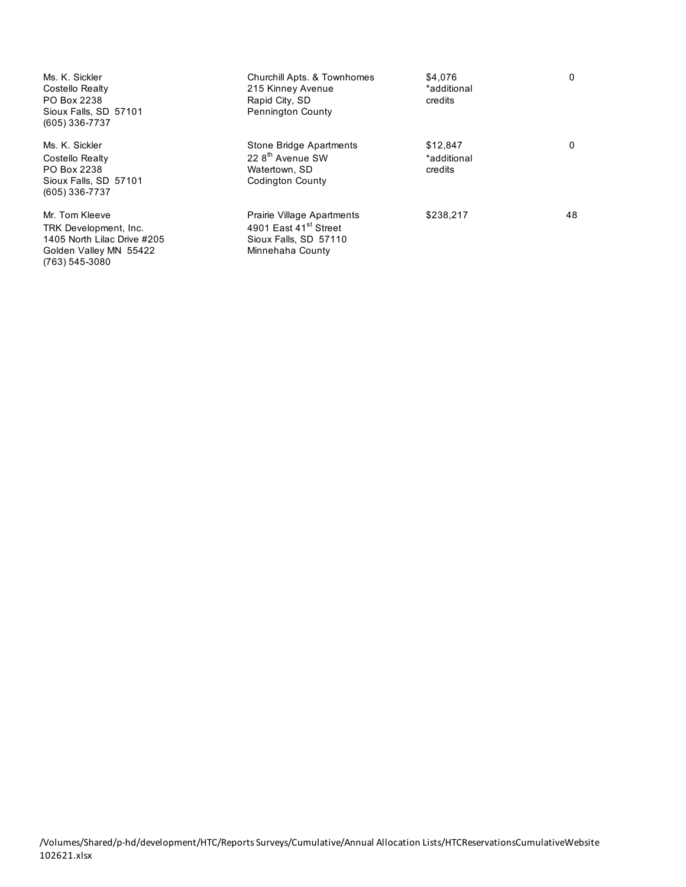| | | | |
|---|---|---|---|
| Ms. K. Sickler<br>Costello Realty<br>PO Box 2238<br>Sioux Falls, SD 57101<br>(605) 336-7737 | Churchill Apts. & Townhomes<br>215 Kinney Avenue<br>Rapid City, SD<br>Pennington County | $4,076<br>*additional credits | 0 |
| Ms. K. Sickler<br>Costello Realty<br>PO Box 2238<br>Sioux Falls, SD 57101<br>(605) 336-7737 | Stone Bridge Apartments<br>22 8th Avenue SW<br>Watertown, SD<br>Codington County | $12,847<br>*additional credits | 0 |
| Mr. Tom Kleeve<br>TRK Development, Inc.<br>1405 North Lilac Drive #205<br>Golden Valley MN 55422<br>(763) 545-3080 | Prairie Village Apartments<br>4901 East 41st Street<br>Sioux Falls, SD 57110<br>Minnehaha County | $238,217 | 48 |

/Volumes/Shared/p-hd/development/HTC/Reports Surveys/Cumulative/Annual Allocation Lists/HTCReservationsCumulativeWebsite 102621.xlsx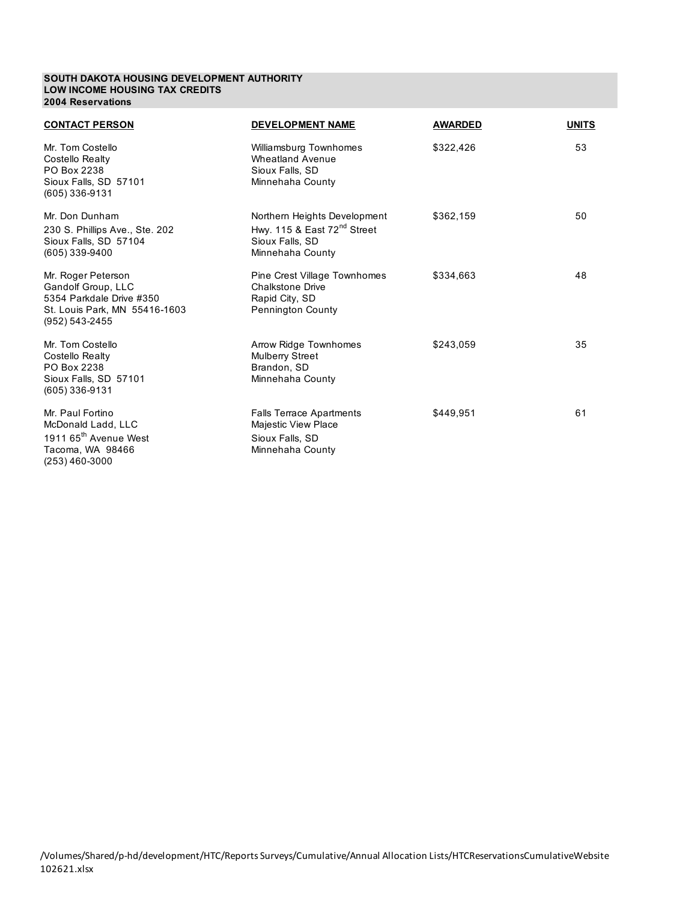**SOUTH DAKOTA HOUSING DEVELOPMENT AUTHORITY**
**LOW INCOME HOUSING TAX CREDITS**
**2004 Reservations**

| CONTACT PERSON | DEVELOPMENT NAME | AWARDED | UNITS |
|---|---|---|---|
| Mr. Tom Costello<br>Costello Realty<br>PO Box 2238<br>Sioux Falls, SD 57101<br>(605) 336-9131 | Williamsburg Townhomes<br>Wheatland Avenue<br>Sioux Falls, SD<br>Minnehaha County | $322,426 | 53 |
| Mr. Don Dunham<br>230 S. Phillips Ave., Ste. 202<br>Sioux Falls, SD 57104<br>(605) 339-9400 | Northern Heights Development<br>Hwy. 115 & East 72nd Street<br>Sioux Falls, SD<br>Minnehaha County | $362,159 | 50 |
| Mr. Roger Peterson<br>Gandolf Group, LLC<br>5354 Parkdale Drive #350<br>St. Louis Park, MN 55416-1603<br>(952) 543-2455 | Pine Crest Village Townhomes<br>Chalkstone Drive<br>Rapid City, SD<br>Pennington County | $334,663 | 48 |
| Mr. Tom Costello<br>Costello Realty<br>PO Box 2238<br>Sioux Falls, SD 57101<br>(605) 336-9131 | Arrow Ridge Townhomes<br>Mulberry Street<br>Brandon, SD<br>Minnehaha County | $243,059 | 35 |
| Mr. Paul Fortino<br>McDonald Ladd, LLC<br>1911 65th Avenue West<br>Tacoma, WA 98466<br>(253) 460-3000 | Falls Terrace Apartments<br>Majestic View Place<br>Sioux Falls, SD<br>Minnehaha County | $449,951 | 61 |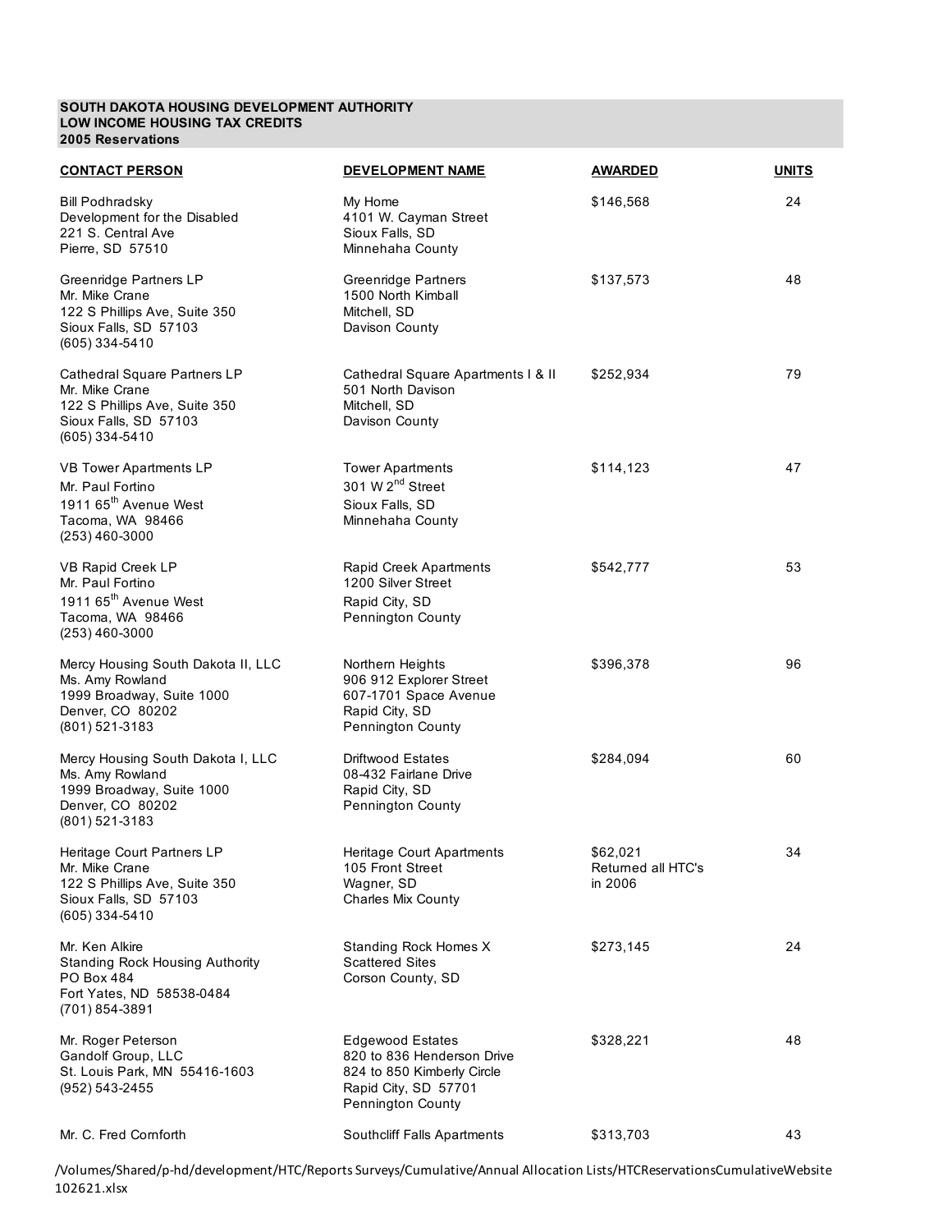**SOUTH DAKOTA HOUSING DEVELOPMENT AUTHORITY**
**LOW INCOME HOUSING TAX CREDITS**
**2005 Reservations**

| CONTACT PERSON | DEVELOPMENT NAME | AWARDED | UNITS |
|---|---|---|---|
| Bill Podhradsky<br>Development for the Disabled<br>221 S. Central Ave<br>Pierre, SD 57510 | My Home<br>4101 W. Cayman Street<br>Sioux Falls, SD<br>Minnehaha County | \$146,568 | 24 |
| Greenridge Partners LP<br>Mr. Mike Crane<br>122 S Phillips Ave, Suite 350<br>Sioux Falls, SD 57103<br>(605) 334-5410 | Greenridge Partners<br>1500 North Kimball<br>Mitchell, SD<br>Davison County | \$137,573 | 48 |
| Cathedral Square Partners LP<br>Mr. Mike Crane<br>122 S Phillips Ave, Suite 350<br>Sioux Falls, SD 57103<br>(605) 334-5410 | Cathedral Square Apartments I & II<br>501 North Davison<br>Mitchell, SD<br>Davison County | \$252,934 | 79 |
| VB Tower Apartments LP<br>Mr. Paul Fortino<br>1911 65th Avenue West<br>Tacoma, WA 98466<br>(253) 460-3000 | Tower Apartments<br>301 W 2nd Street<br>Sioux Falls, SD<br>Minnehaha County | \$114,123 | 47 |
| VB Rapid Creek LP<br>Mr. Paul Fortino<br>1911 65th Avenue West<br>Tacoma, WA 98466<br>(253) 460-3000 | Rapid Creek Apartments<br>1200 Silver Street<br>Rapid City, SD<br>Pennington County | \$542,777 | 53 |
| Mercy Housing South Dakota II, LLC<br>Ms. Amy Rowland<br>1999 Broadway, Suite 1000<br>Denver, CO 80202<br>(801) 521-3183 | Northern Heights<br>906 912 Explorer Street<br>607-1701 Space Avenue<br>Rapid City, SD<br>Pennington County | \$396,378 | 96 |
| Mercy Housing South Dakota I, LLC<br>Ms. Amy Rowland<br>1999 Broadway, Suite 1000<br>Denver, CO 80202<br>(801) 521-3183 | Driftwood Estates<br>08-432 Fairlane Drive<br>Rapid City, SD<br>Pennington County | \$284,094 | 60 |
| Heritage Court Partners LP<br>Mr. Mike Crane<br>122 S Phillips Ave, Suite 350<br>Sioux Falls, SD 57103<br>(605) 334-5410 | Heritage Court Apartments<br>105 Front Street<br>Wagner, SD<br>Charles Mix County | \$62,021<br>Returned all HTC's<br>in 2006 | 34 |
| Mr. Ken Alkire<br>Standing Rock Housing Authority<br>PO Box 484<br>Fort Yates, ND 58538-0484<br>(701) 854-3891 | Standing Rock Homes X<br>Scattered Sites<br>Corson County, SD | \$273,145 | 24 |
| Mr. Roger Peterson<br>Gandolf Group, LLC<br>St. Louis Park, MN 55416-1603<br>(952) 543-2455 | Edgewood Estates<br>820 to 836 Henderson Drive<br>824 to 850 Kimberly Circle<br>Rapid City, SD 57701<br>Pennington County | \$328,221 | 48 |
| Mr. C. Fred Cornforth | Southcliff Falls Apartments | \$313,703 | 43 |

/Volumes/Shared/p-hd/development/HTC/Reports Surveys/Cumulative/Annual Allocation Lists/HTCReservationsCumulativeWebsite 102621.xlsx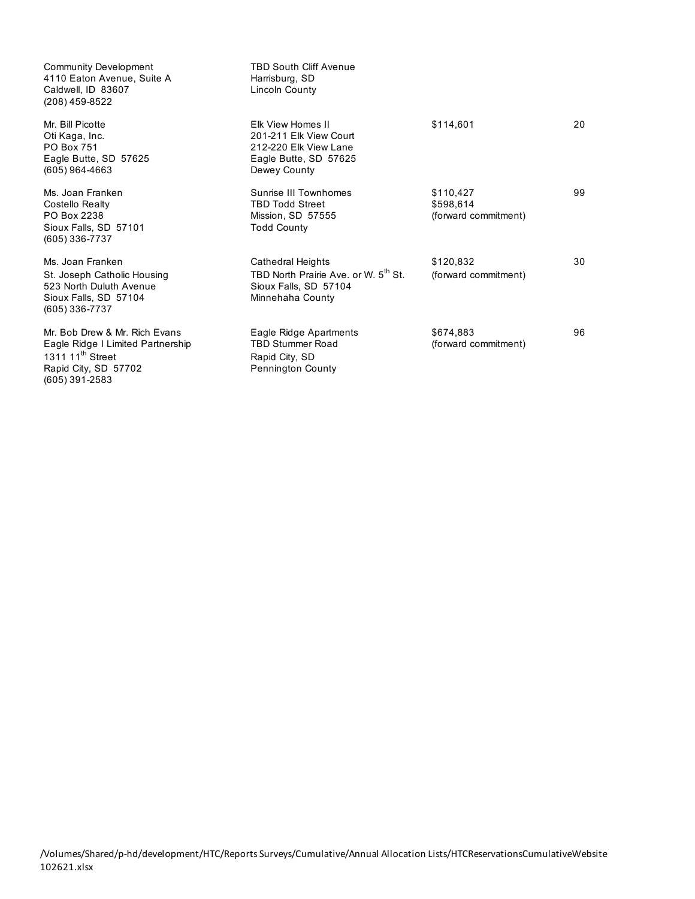| | | | |
|---|---|---|---|
| Community Development<br>4110 Eaton Avenue, Suite A<br>Caldwell, ID 83607<br>(208) 459-8522 | TBD South Cliff Avenue<br>Harrisburg, SD<br>Lincoln County | | |
| Mr. Bill Picotte<br>Oti Kaga, Inc.<br>PO Box 751<br>Eagle Butte, SD 57625<br>(605) 964-4663 | Elk View Homes II<br>201-211 Elk View Court<br>212-220 Elk View Lane<br>Eagle Butte, SD 57625<br>Dewey County | $114,601 | 20 |
| Ms. Joan Franken<br>Costello Realty<br>PO Box 2238<br>Sioux Falls, SD 57101<br>(605) 336-7737 | Sunrise III Townhomes<br>TBD Todd Street<br>Mission, SD 57555<br>Todd County | $110,427<br>$598,614<br>(forward commitment) | 99 |
| Ms. Joan Franken<br>St. Joseph Catholic Housing<br>523 North Duluth Avenue<br>Sioux Falls, SD 57104<br>(605) 336-7737 | Cathedral Heights<br>TBD North Prairie Ave. or W. 5th St.<br>Sioux Falls, SD 57104<br>Minnehaha County | $120,832<br>(forward commitment) | 30 |
| Mr. Bob Drew & Mr. Rich Evans<br>Eagle Ridge I Limited Partnership<br>1311 11th Street<br>Rapid City, SD 57702<br>(605) 391-2583 | Eagle Ridge Apartments<br>TBD Stummer Road<br>Rapid City, SD<br>Pennington County | $674,883<br>(forward commitment) | 96 |

/Volumes/Shared/p-hd/development/HTC/Reports Surveys/Cumulative/Annual Allocation Lists/HTCReservationsCumulativeWebsite 102621.xlsx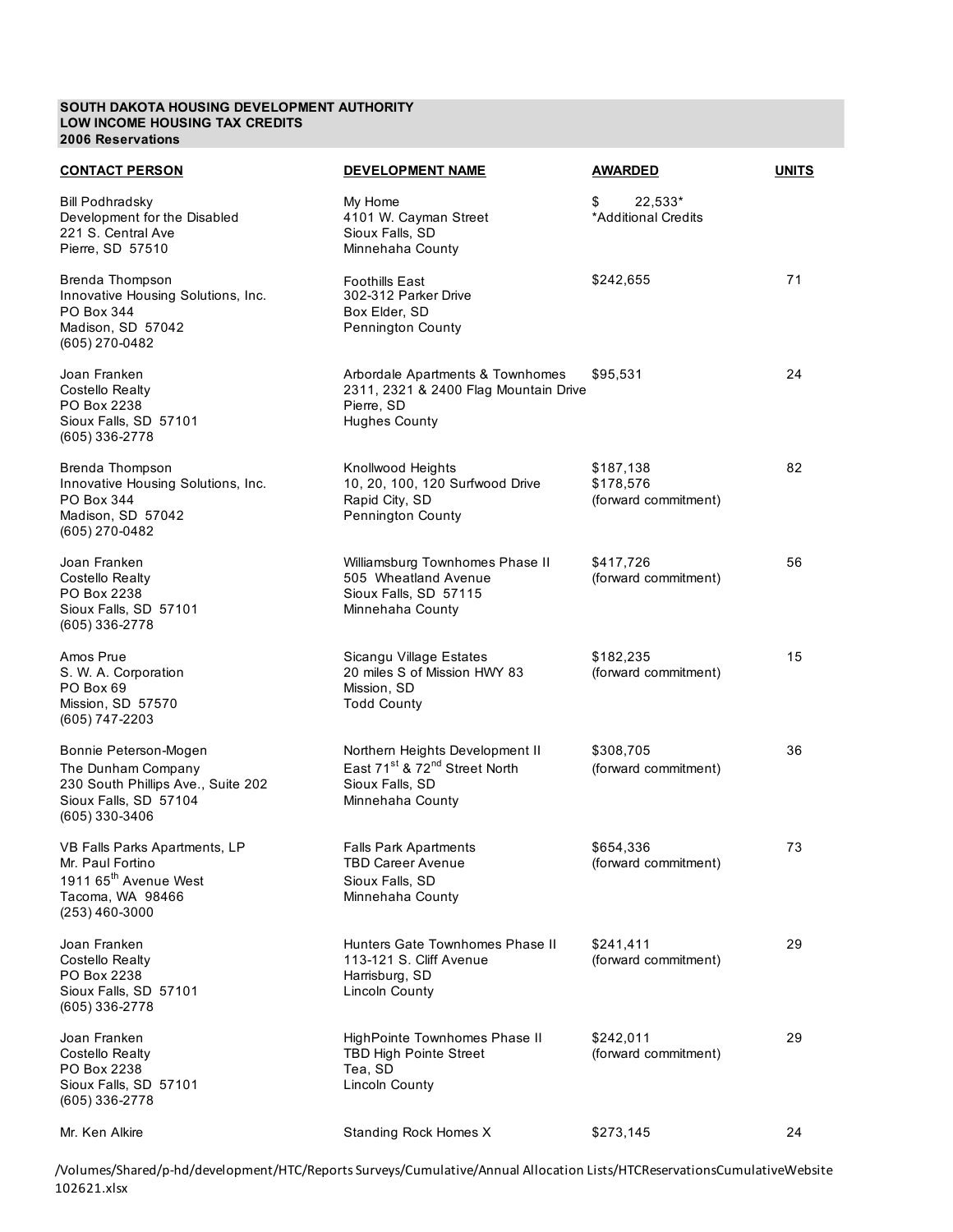**SOUTH DAKOTA HOUSING DEVELOPMENT AUTHORITY**
**LOW INCOME HOUSING TAX CREDITS**
**2006 Reservations**

| CONTACT PERSON | DEVELOPMENT NAME | AWARDED | UNITS |
|---|---|---|---|
| Bill Podhradsky<br>Development for the Disabled<br>221 S. Central Ave<br>Pierre, SD 57510 | My Home<br>4101 W. Cayman Street<br>Sioux Falls, SD<br>Minnehaha County | $ 22,533*<br>*Additional Credits | |
| Brenda Thompson<br>Innovative Housing Solutions, Inc.<br>PO Box 344<br>Madison, SD 57042<br>(605) 270-0482 | Foothills East<br>302-312 Parker Drive<br>Box Elder, SD<br>Pennington County | $242,655 | 71 |
| Joan Franken<br>Costello Realty<br>PO Box 2238<br>Sioux Falls, SD 57101<br>(605) 336-2778 | Arbordale Apartments & Townhomes<br>2311, 2321 & 2400 Flag Mountain Drive<br>Pierre, SD<br>Hughes County | $95,531 | 24 |
| Brenda Thompson<br>Innovative Housing Solutions, Inc.<br>PO Box 344<br>Madison, SD 57042<br>(605) 270-0482 | Knollwood Heights<br>10, 20, 100, 120 Surfwood Drive<br>Rapid City, SD<br>Pennington County | $187,138<br>$178,576<br>(forward commitment) | 82 |
| Joan Franken<br>Costello Realty<br>PO Box 2238<br>Sioux Falls, SD 57101<br>(605) 336-2778 | Williamsburg Townhomes Phase II<br>505 Wheatland Avenue<br>Sioux Falls, SD 57115<br>Minnehaha County | $417,726<br>(forward commitment) | 56 |
| Amos Prue<br>S. W. A. Corporation<br>PO Box 69<br>Mission, SD 57570<br>(605) 747-2203 | Sicangu Village Estates<br>20 miles S of Mission HWY 83<br>Mission, SD<br>Todd County | $182,235<br>(forward commitment) | 15 |
| Bonnie Peterson-Mogen<br>The Dunham Company<br>230 South Phillips Ave., Suite 202<br>Sioux Falls, SD 57104<br>(605) 330-3406 | Northern Heights Development II<br>East 71st & 72nd Street North<br>Sioux Falls, SD<br>Minnehaha County | $308,705<br>(forward commitment) | 36 |
| VB Falls Parks Apartments, LP<br>Mr. Paul Fortino<br>1911 65th Avenue West<br>Tacoma, WA 98466<br>(253) 460-3000 | Falls Park Apartments<br>TBD Career Avenue<br>Sioux Falls, SD<br>Minnehaha County | $654,336<br>(forward commitment) | 73 |
| Joan Franken<br>Costello Realty<br>PO Box 2238<br>Sioux Falls, SD 57101<br>(605) 336-2778 | Hunters Gate Townhomes Phase II<br>113-121 S. Cliff Avenue<br>Harrisburg, SD<br>Lincoln County | $241,411<br>(forward commitment) | 29 |
| Joan Franken<br>Costello Realty<br>PO Box 2238<br>Sioux Falls, SD 57101<br>(605) 336-2778 | HighPointe Townhomes Phase II<br>TBD High Pointe Street<br>Tea, SD<br>Lincoln County | $242,011<br>(forward commitment) | 29 |
| Mr. Ken Alkire | Standing Rock Homes X | $273,145 | 24 |

/Volumes/Shared/p-hd/development/HTC/Reports Surveys/Cumulative/Annual Allocation Lists/HTCReservationsCumulativeWebsite 102621.xlsx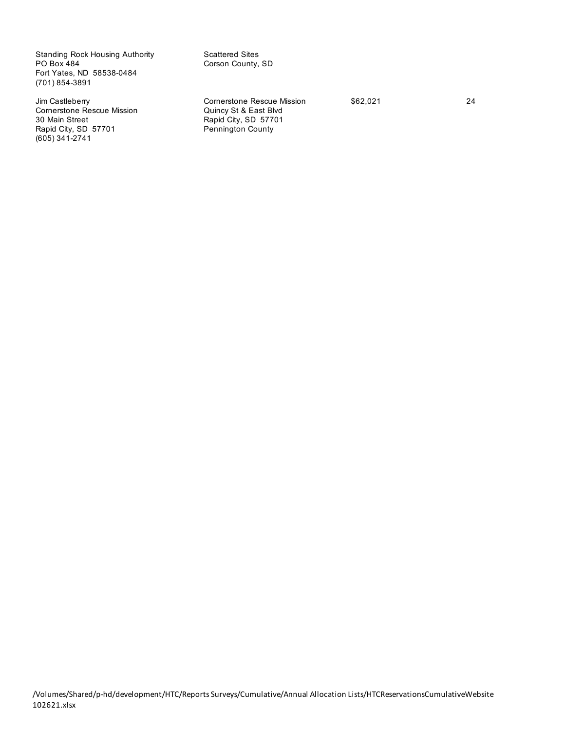| | | | |
|---|---|---|---|
| Standing Rock Housing Authority<br>PO Box 484<br>Fort Yates, ND 58538-0484<br>(701) 854-3891 | Scattered Sites<br>Corson County, SD | | |
| Jim Castleberry<br>Cornerstone Rescue Mission<br>30 Main Street<br>Rapid City, SD 57701<br>(605) 341-2741 | Cornerstone Rescue Mission<br>Quincy St & East Blvd<br>Rapid City, SD 57701<br>Pennington County | $62,021 | 24 |

/Volumes/Shared/p-hd/development/HTC/Reports Surveys/Cumulative/Annual Allocation Lists/HTCReservationsCumulativeWebsite 102621.xlsx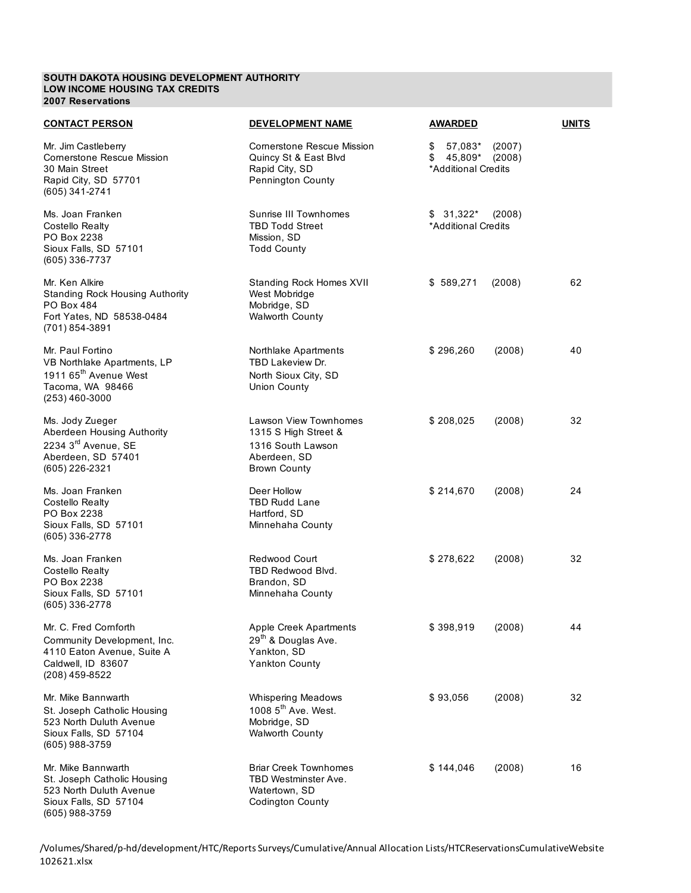**SOUTH DAKOTA HOUSING DEVELOPMENT AUTHORITY**
**LOW INCOME HOUSING TAX CREDITS**
**2007 Reservations**

| CONTACT PERSON | DEVELOPMENT NAME | AWARDED | UNITS |
|---|---|---|---|
| Mr. Jim Castleberry<br>Cornerstone Rescue Mission<br>30 Main Street<br>Rapid City, SD 57701<br>(605) 341-2741 | Cornerstone Rescue Mission<br>Quincy St & East Blvd<br>Rapid City, SD<br>Pennington County | $ 57,083* (2007)<br>$ 45,809* (2008)<br>*Additional Credits | |
| Ms. Joan Franken<br>Costello Realty<br>PO Box 2238<br>Sioux Falls, SD 57101<br>(605) 336-7737 | Sunrise III Townhomes<br>TBD Todd Street<br>Mission, SD<br>Todd County | $ 31,322* (2008)<br>*Additional Credits | |
| Mr. Ken Alkire<br>Standing Rock Housing Authority<br>PO Box 484<br>Fort Yates, ND 58538-0484<br>(701) 854-3891 | Standing Rock Homes XVII<br>West Mobridge<br>Mobridge, SD<br>Walworth County | $ 589,271 (2008) | 62 |
| Mr. Paul Fortino<br>VB Northlake Apartments, LP<br>1911 65th Avenue West<br>Tacoma, WA 98466<br>(253) 460-3000 | Northlake Apartments<br>TBD Lakeview Dr.<br>North Sioux City, SD<br>Union County | $ 296,260 (2008) | 40 |
| Ms. Jody Zueger<br>Aberdeen Housing Authority<br>2234 3rd Avenue, SE<br>Aberdeen, SD 57401<br>(605) 226-2321 | Lawson View Townhomes<br>1315 S High Street &<br>1316 South Lawson<br>Aberdeen, SD<br>Brown County | $ 208,025 (2008) | 32 |
| Ms. Joan Franken<br>Costello Realty<br>PO Box 2238<br>Sioux Falls, SD 57101<br>(605) 336-2778 | Deer Hollow<br>TBD Rudd Lane<br>Hartford, SD<br>Minnehaha County | $ 214,670 (2008) | 24 |
| Ms. Joan Franken<br>Costello Realty<br>PO Box 2238<br>Sioux Falls, SD 57101<br>(605) 336-2778 | Redwood Court<br>TBD Redwood Blvd.<br>Brandon, SD<br>Minnehaha County | $ 278,622 (2008) | 32 |
| Mr. C. Fred Cornforth<br>Community Development, Inc.<br>4110 Eaton Avenue, Suite A<br>Caldwell, ID 83607<br>(208) 459-8522 | Apple Creek Apartments<br>29th & Douglas Ave.<br>Yankton, SD<br>Yankton County | $ 398,919 (2008) | 44 |
| Mr. Mike Bannwarth<br>St. Joseph Catholic Housing<br>523 North Duluth Avenue<br>Sioux Falls, SD 57104<br>(605) 988-3759 | Whispering Meadows<br>1008 5th Ave. West.<br>Mobridge, SD<br>Walworth County | $ 93,056 (2008) | 32 |
| Mr. Mike Bannwarth<br>St. Joseph Catholic Housing<br>523 North Duluth Avenue<br>Sioux Falls, SD 57104<br>(605) 988-3759 | Briar Creek Townhomes<br>TBD Westminster Ave.<br>Watertown, SD<br>Codington County | $ 144,046 (2008) | 16 |

/Volumes/Shared/p-hd/development/HTC/Reports Surveys/Cumulative/Annual Allocation Lists/HTCReservationsCumulativeWebsite 102621.xlsx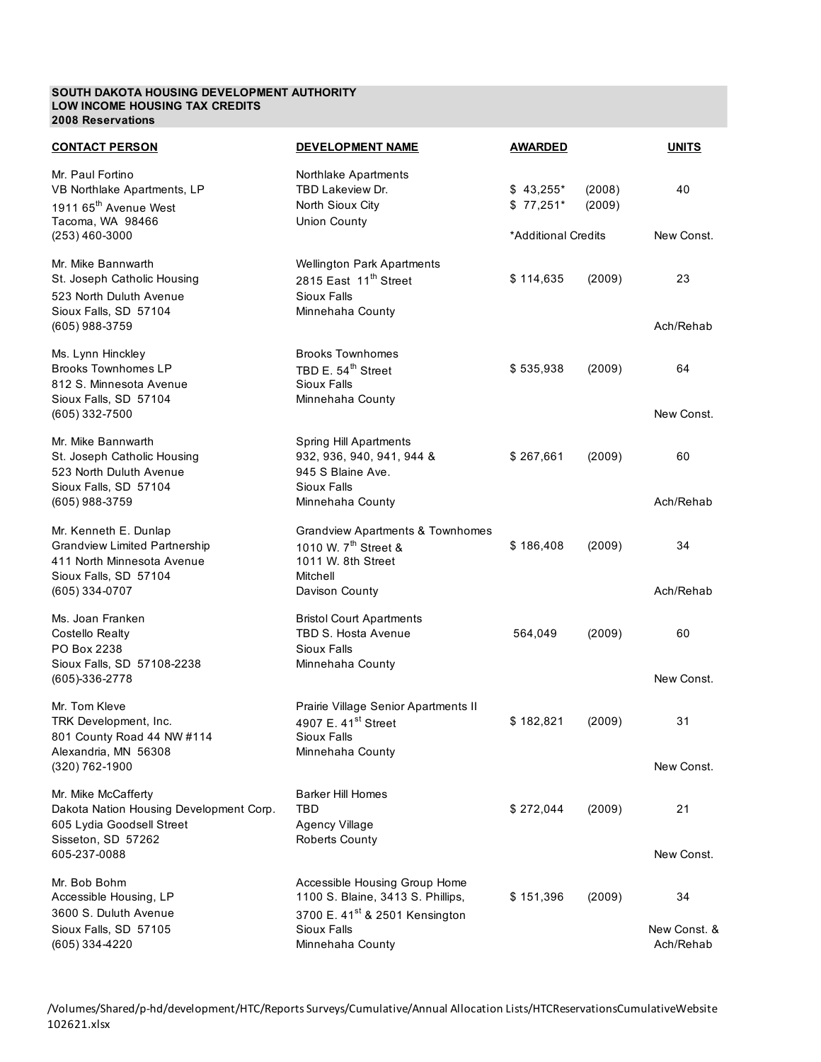**SOUTH DAKOTA HOUSING DEVELOPMENT AUTHORITY**
**LOW INCOME HOUSING TAX CREDITS**
**2008 Reservations**

| CONTACT PERSON | DEVELOPMENT NAME | AWARDED | | UNITS |
|---|---|---|---|---|
| Mr. Paul Fortino<br>VB Northlake Apartments, LP<br>1911 65th Avenue West<br>Tacoma, WA 98466<br>(253) 460-3000 | Northlake Apartments<br>TBD Lakeview Dr.<br>North Sioux City<br>Union County | $ 43,255*<br>$ 77,251*<br>*Additional Credits | (2008)<br>(2009) | 40<br>New Const. |
| Mr. Mike Bannwarth<br>St. Joseph Catholic Housing<br>523 North Duluth Avenue<br>Sioux Falls, SD 57104<br>(605) 988-3759 | Wellington Park Apartments<br>2815 East 11th Street<br>Sioux Falls<br>Minnehaha County | $ 114,635 | (2009) | 23<br>Ach/Rehab |
| Ms. Lynn Hinckley<br>Brooks Townhomes LP<br>812 S. Minnesota Avenue<br>Sioux Falls, SD 57104<br>(605) 332-7500 | Brooks Townhomes<br>TBD E. 54th Street<br>Sioux Falls<br>Minnehaha County | $ 535,938 | (2009) | 64<br>New Const. |
| Mr. Mike Bannwarth<br>St. Joseph Catholic Housing<br>523 North Duluth Avenue<br>Sioux Falls, SD 57104<br>(605) 988-3759 | Spring Hill Apartments<br>932, 936, 940, 941, 944 &<br>945 S Blaine Ave.<br>Sioux Falls<br>Minnehaha County | $ 267,661 | (2009) | 60<br>Ach/Rehab |
| Mr. Kenneth E. Dunlap<br>Grandview Limited Partnership<br>411 North Minnesota Avenue<br>Sioux Falls, SD 57104<br>(605) 334-0707 | Grandview Apartments & Townhomes<br>1010 W. 7th Street &<br>1011 W. 8th Street<br>Mitchell<br>Davison County | $ 186,408 | (2009) | 34<br>Ach/Rehab |
| Ms. Joan Franken<br>Costello Realty<br>PO Box 2238<br>Sioux Falls, SD 57108-2238<br>(605)-336-2778 | Bristol Court Apartments<br>TBD S. Hosta Avenue<br>Sioux Falls<br>Minnehaha County | 564,049 | (2009) | 60<br>New Const. |
| Mr. Tom Kleve<br>TRK Development, Inc.<br>801 County Road 44 NW #114<br>Alexandria, MN 56308<br>(320) 762-1900 | Prairie Village Senior Apartments II<br>4907 E. 41st Street<br>Sioux Falls<br>Minnehaha County | $ 182,821 | (2009) | 31<br>New Const. |
| Mr. Mike McCafferty<br>Dakota Nation Housing Development Corp.<br>605 Lydia Goodsell Street<br>Sisseton, SD 57262<br>605-237-0088 | Barker Hill Homes<br>TBD<br>Agency Village<br>Roberts County | $ 272,044 | (2009) | 21<br>New Const. |
| Mr. Bob Bohm<br>Accessible Housing, LP<br>3600 S. Duluth Avenue<br>Sioux Falls, SD 57105<br>(605) 334-4220 | Accessible Housing Group Home<br>1100 S. Blaine, 3413 S. Phillips,<br>3700 E. 41st & 2501 Kensington<br>Sioux Falls<br>Minnehaha County | $ 151,396 | (2009) | 34<br>New Const. & Ach/Rehab |

/Volumes/Shared/p-hd/development/HTC/Reports Surveys/Cumulative/Annual Allocation Lists/HTCReservationsCumulativeWebsite 102621.xlsx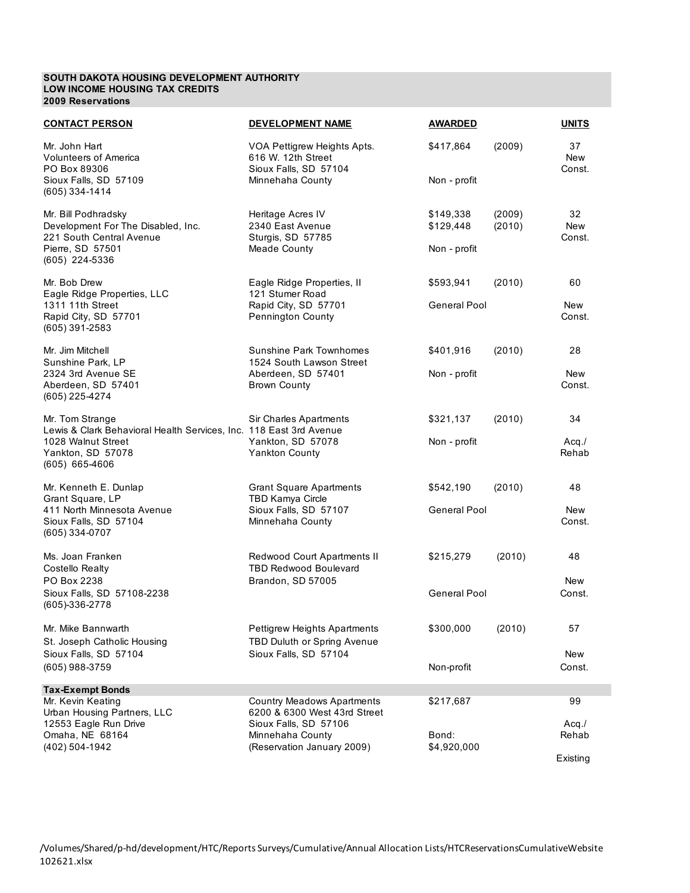**SOUTH DAKOTA HOUSING DEVELOPMENT AUTHORITY**
**LOW INCOME HOUSING TAX CREDITS**
**2009 Reservations**

| CONTACT PERSON | DEVELOPMENT NAME | AWARDED | | UNITS |
|---|---|---|---|---|
| Mr. John Hart<br>Volunteers of America<br>PO Box 89306<br>Sioux Falls, SD 57109<br>(605) 334-1414 | VOA Pettigrew Heights Apts.<br>616 W. 12th Street<br>Sioux Falls, SD 57104<br>Minnehaha County | $417,864<br><br>Non - profit | (2009) | 37<br>New<br>Const. |
| Mr. Bill Podhradsky<br>Development For The Disabled, Inc.<br>221 South Central Avenue<br>Pierre, SD 57501<br>(605) 224-5336 | Heritage Acres IV<br>2340 East Avenue<br>Sturgis, SD 57785<br>Meade County | $149,338<br>$129,448<br><br>Non - profit | (2009)<br>(2010) | 32<br>New<br>Const. |
| Mr. Bob Drew<br>Eagle Ridge Properties, LLC<br>1311 11th Street<br>Rapid City, SD 57701<br>(605) 391-2583 | Eagle Ridge Properties, II<br>121 Stumer Road<br>Rapid City, SD 57701<br>Pennington County | $593,941<br><br>General Pool | (2010) | 60<br><br>New<br>Const. |
| Mr. Jim Mitchell<br>Sunshine Park, LP<br>2324 3rd Avenue SE<br>Aberdeen, SD 57401<br>(605) 225-4274 | Sunshine Park Townhomes<br>1524 South Lawson Street<br>Aberdeen, SD 57401<br>Brown County | $401,916<br><br>Non - profit | (2010) | 28<br><br>New<br>Const. |
| Mr. Tom Strange<br>Lewis & Clark Behavioral Health Services, Inc.<br>1028 Walnut Street<br>Yankton, SD 57078<br>(605) 665-4606 | Sir Charles Apartments<br>118 East 3rd Avenue<br>Yankton, SD 57078<br>Yankton County | $321,137<br><br>Non - profit | (2010) | 34<br><br>Acq./<br>Rehab |
| Mr. Kenneth E. Dunlap<br>Grant Square, LP<br>411 North Minnesota Avenue<br>Sioux Falls, SD 57104<br>(605) 334-0707 | Grant Square Apartments<br>TBD Kamya Circle<br>Sioux Falls, SD 57107<br>Minnehaha County | $542,190<br><br>General Pool | (2010) | 48<br><br>New<br>Const. |
| Ms. Joan Franken<br>Costello Realty<br>PO Box 2238<br>Sioux Falls, SD 57108-2238<br>(605)-336-2778 | Redwood Court Apartments II<br>TBD Redwood Boulevard<br>Brandon, SD 57005 | $215,279<br><br>General Pool | (2010) | 48<br><br>New<br>Const. |
| Mr. Mike Bannwarth<br>St. Joseph Catholic Housing<br>Sioux Falls, SD 57104<br>(605) 988-3759 | Pettigrew Heights Apartments<br>TBD Duluth or Spring Avenue<br>Sioux Falls, SD 57104 | $300,000<br><br>Non-profit | (2010) | 57<br><br>New<br>Const. |
| **Tax-Exempt Bonds** | | | | |
| Mr. Kevin Keating<br>Urban Housing Partners, LLC<br>12553 Eagle Run Drive<br>Omaha, NE 68164<br>(402) 504-1942 | Country Meadows Apartments<br>6200 & 6300 West 43rd Street<br>Sioux Falls, SD 57106<br>Minnehaha County<br>(Reservation January 2009) | $217,687<br><br>Bond:<br>$4,920,000 | | 99<br><br>Acq./<br>Rehab<br><br>Existing |

/Volumes/Shared/p-hd/development/HTC/Reports Surveys/Cumulative/Annual Allocation Lists/HTCReservationsCumulativeWebsite 102621.xlsx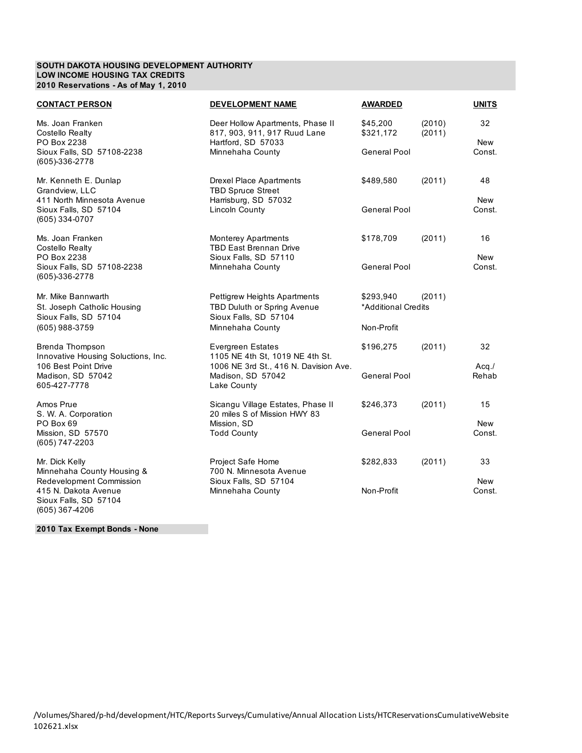**SOUTH DAKOTA HOUSING DEVELOPMENT AUTHORITY**
**LOW INCOME HOUSING TAX CREDITS**
**2010 Reservations - As of May 1, 2010**

| CONTACT PERSON | DEVELOPMENT NAME | AWARDED | | UNITS |
|---|---|---|---|---|
| Ms. Joan Franken<br>Costello Realty<br>PO Box 2238<br>Sioux Falls, SD 57108-2238<br>(605)-336-2778 | Deer Hollow Apartments, Phase II<br>817, 903, 911, 917 Ruud Lane<br>Hartford, SD 57033<br>Minnehaha County | $45,200<br>$321,172<br><br>General Pool | (2010)<br>(2011) | 32<br><br>New<br>Const. |
| Mr. Kenneth E. Dunlap<br>Grandview, LLC<br>411 North Minnesota Avenue<br>Sioux Falls, SD 57104<br>(605) 334-0707 | Drexel Place Apartments<br>TBD Spruce Street<br>Harrisburg, SD 57032<br>Lincoln County | $489,580<br><br><br>General Pool | (2011) | 48<br><br>New<br>Const. |
| Ms. Joan Franken<br>Costello Realty<br>PO Box 2238<br>Sioux Falls, SD 57108-2238<br>(605)-336-2778 | Monterey Apartments<br>TBD East Brennan Drive<br>Sioux Falls, SD 57110<br>Minnehaha County | $178,709<br><br><br>General Pool | (2011) | 16<br><br>New<br>Const. |
| Mr. Mike Bannwarth<br>St. Joseph Catholic Housing<br>Sioux Falls, SD 57104<br>(605) 988-3759 | Pettigrew Heights Apartments<br>TBD Duluth or Spring Avenue<br>Sioux Falls, SD 57104<br>Minnehaha County | $293,940<br>*Additional Credits<br><br>Non-Profit | (2011) | |
| Brenda Thompson<br>Innovative Housing Soluctions, Inc.<br>106 Best Point Drive<br>Madison, SD 57042<br>605-427-7778 | Evergreen Estates<br>1105 NE 4th St, 1019 NE 4th St.<br>1006 NE 3rd St., 416 N. Davision Ave.<br>Madison, SD 57042<br>Lake County | $196,275<br><br><br>General Pool | (2011) | 32<br><br>Acq./<br>Rehab |
| Amos Prue<br>S. W. A. Corporation<br>PO Box 69<br>Mission, SD 57570<br>(605) 747-2203 | Sicangu Village Estates, Phase II<br>20 miles S of Mission HWY 83<br>Mission, SD<br>Todd County | $246,373<br><br><br>General Pool | (2011) | 15<br><br>New<br>Const. |
| Mr. Dick Kelly<br>Minnehaha County Housing &<br>Redevelopment Commission<br>415 N. Dakota Avenue<br>Sioux Falls, SD 57104<br>(605) 367-4206 | Project Safe Home<br>700 N. Minnesota Avenue<br>Sioux Falls, SD 57104<br>Minnehaha County | $282,833<br><br><br>Non-Profit | (2011) | 33<br><br>New<br>Const. |

**2010 Tax Exempt Bonds - None**

/Volumes/Shared/p-hd/development/HTC/Reports Surveys/Cumulative/Annual Allocation Lists/HTCReservationsCumulativeWebsite 102621.xlsx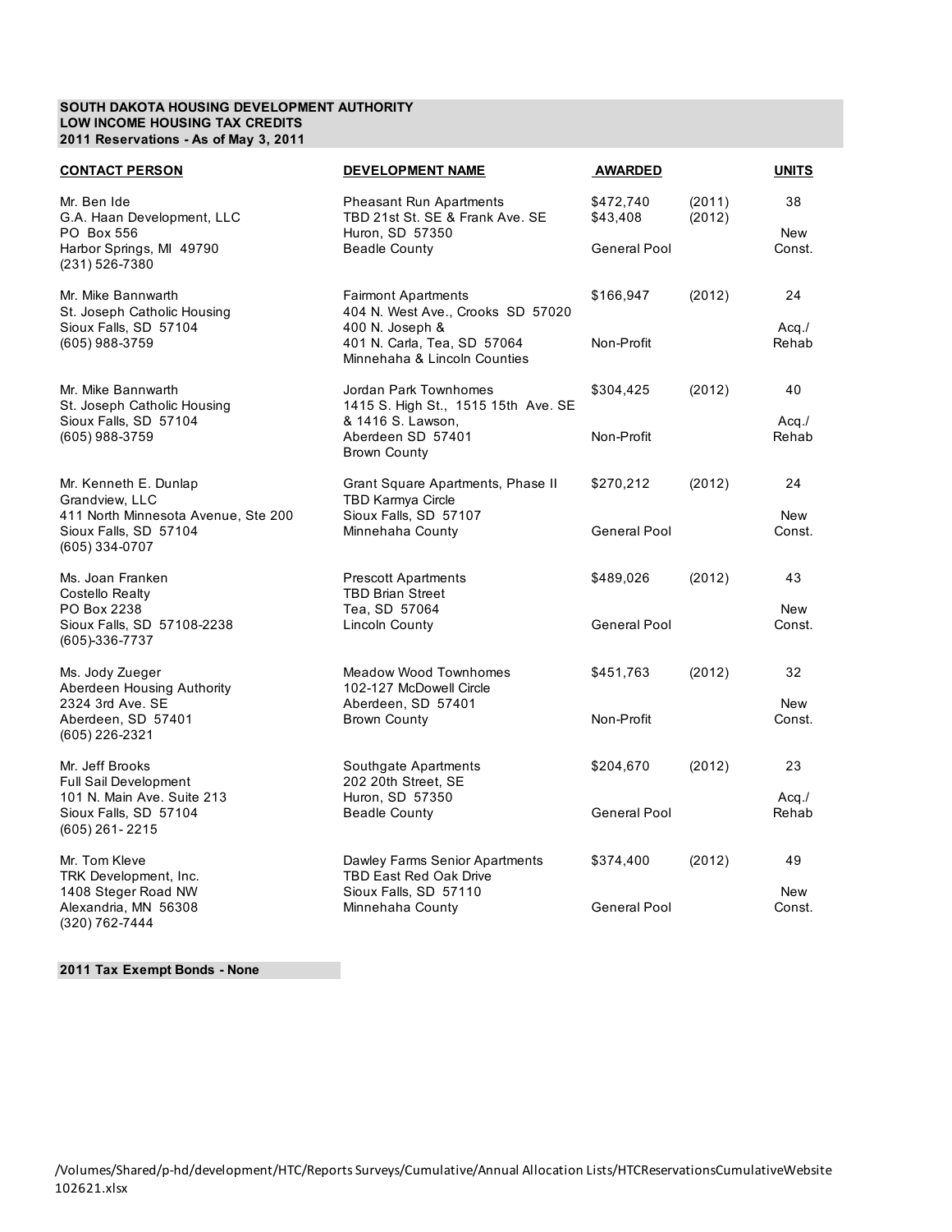**SOUTH DAKOTA HOUSING DEVELOPMENT AUTHORITY**
**LOW INCOME HOUSING TAX CREDITS**
**2011 Reservations - As of May 3, 2011**

| CONTACT PERSON | DEVELOPMENT NAME | AWARDED | | UNITS |
|---|---|---|---|---|
| Mr. Ben Ide<br>G.A. Haan Development, LLC<br>PO Box 556<br>Harbor Springs, MI 49790<br>(231) 526-7380 | Pheasant Run Apartments<br>TBD 21st St. SE & Frank Ave. SE<br>Huron, SD 57350<br>Beadle County | $472,740<br>$43,408<br><br>General Pool | (2011)<br>(2012) | 38<br><br>New<br>Const. |
| Mr. Mike Bannwarth<br>St. Joseph Catholic Housing<br>Sioux Falls, SD 57104<br>(605) 988-3759 | Fairmont Apartments<br>404 N. West Ave., Crooks SD 57020<br>400 N. Joseph &<br>401 N. Carla, Tea, SD 57064<br>Minnehaha & Lincoln Counties | $166,947<br><br><br>Non-Profit | (2012) | 24<br><br>Acq./<br>Rehab |
| Mr. Mike Bannwarth<br>St. Joseph Catholic Housing<br>Sioux Falls, SD 57104<br>(605) 988-3759 | Jordan Park Townhomes<br>1415 S. High St., 1515 15th Ave. SE<br>& 1416 S. Lawson,<br>Aberdeen SD 57401<br>Brown County | $304,425<br><br><br>Non-Profit | (2012) | 40<br><br>Acq./<br>Rehab |
| Mr. Kenneth E. Dunlap<br>Grandview, LLC<br>411 North Minnesota Avenue, Ste 200<br>Sioux Falls, SD 57104<br>(605) 334-0707 | Grant Square Apartments, Phase II<br>TBD Karmya Circle<br>Sioux Falls, SD 57107<br>Minnehaha County | $270,212<br><br><br>General Pool | (2012) | 24<br><br>New<br>Const. |
| Ms. Joan Franken<br>Costello Realty<br>PO Box 2238<br>Sioux Falls, SD 57108-2238<br>(605)-336-7737 | Prescott Apartments<br>TBD Brian Street<br>Tea, SD 57064<br>Lincoln County | $489,026<br><br><br>General Pool | (2012) | 43<br><br>New<br>Const. |
| Ms. Jody Zueger<br>Aberdeen Housing Authority<br>2324 3rd Ave. SE<br>Aberdeen, SD 57401<br>(605) 226-2321 | Meadow Wood Townhomes<br>102-127 McDowell Circle<br>Aberdeen, SD 57401<br>Brown County | $451,763<br><br><br>Non-Profit | (2012) | 32<br><br>New<br>Const. |
| Mr. Jeff Brooks<br>Full Sail Development<br>101 N. Main Ave. Suite 213<br>Sioux Falls, SD 57104<br>(605) 261- 2215 | Southgate Apartments<br>202 20th Street, SE<br>Huron, SD 57350<br>Beadle County | $204,670<br><br><br>General Pool | (2012) | 23<br><br>Acq./<br>Rehab |
| Mr. Tom Kleve<br>TRK Development, Inc.<br>1408 Steger Road NW<br>Alexandria, MN 56308<br>(320) 762-7444 | Dawley Farms Senior Apartments<br>TBD East Red Oak Drive<br>Sioux Falls, SD 57110<br>Minnehaha County | $374,400<br><br><br>General Pool | (2012) | 49<br><br>New<br>Const. |

**2011 Tax Exempt Bonds - None**

/Volumes/Shared/p-hd/development/HTC/Reports Surveys/Cumulative/Annual Allocation Lists/HTCReservationsCumulativeWebsite 102621.xlsx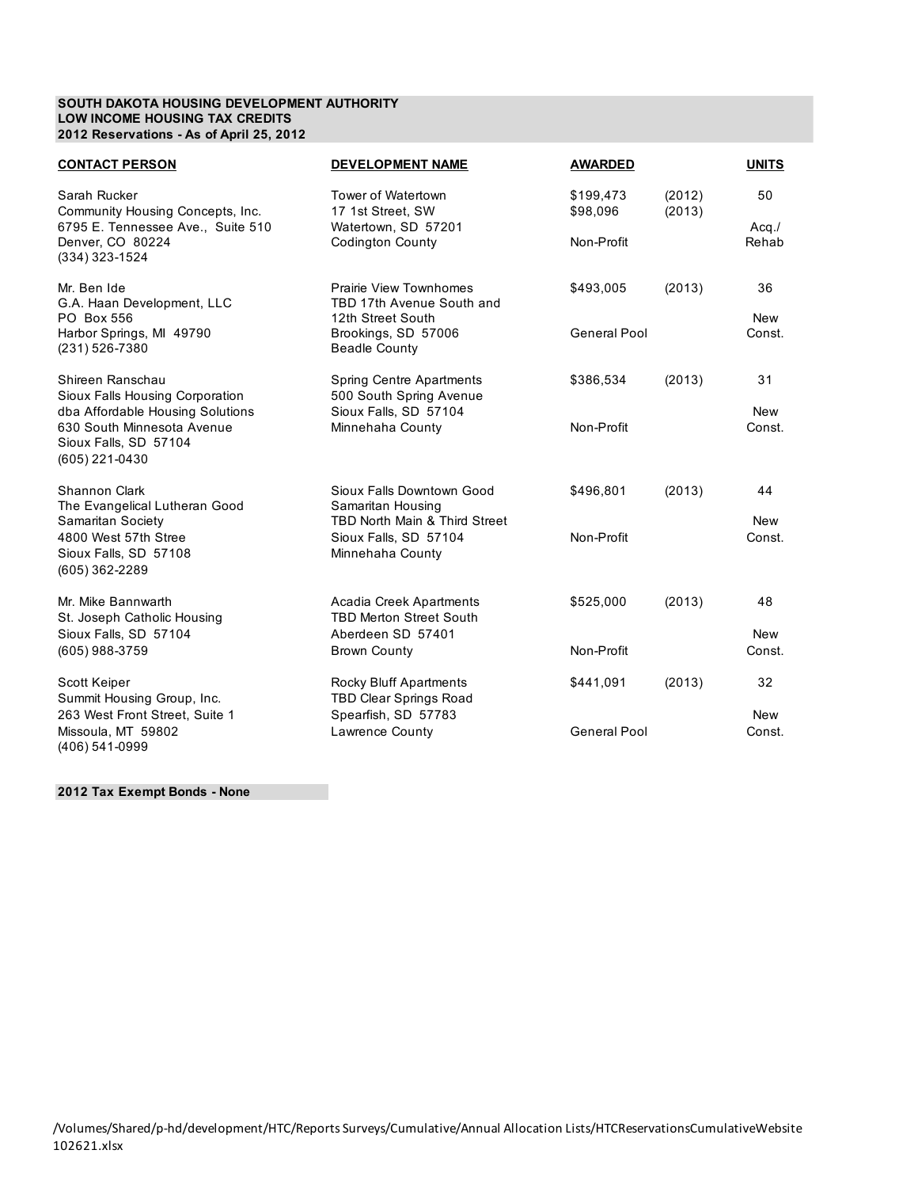**SOUTH DAKOTA HOUSING DEVELOPMENT AUTHORITY**
**LOW INCOME HOUSING TAX CREDITS**
**2012 Reservations - As of April 25, 2012**

| CONTACT PERSON | DEVELOPMENT NAME | AWARDED | | UNITS |
|---|---|---|---|---|
| Sarah Rucker<br>Community Housing Concepts, Inc.<br>6795 E. Tennessee Ave., Suite 510<br>Denver, CO 80224<br>(334) 323-1524 | Tower of Watertown<br>17 1st Street, SW<br>Watertown, SD 57201<br>Codington County | \$199,473<br>\$98,096<br><br>Non-Profit | (2012)<br>(2013) | 50<br><br>Acq./<br>Rehab |
| Mr. Ben Ide<br>G.A. Haan Development, LLC<br>PO Box 556<br>Harbor Springs, MI 49790<br>(231) 526-7380 | Prairie View Townhomes<br>TBD 17th Avenue South and<br>12th Street South<br>Brookings, SD 57006<br>Beadle County | \$493,005<br><br><br>General Pool | (2013) | 36<br><br>New<br>Const. |
| Shireen Ranschau<br>Sioux Falls Housing Corporation<br>dba Affordable Housing Solutions<br>630 South Minnesota Avenue<br>Sioux Falls, SD 57104<br>(605) 221-0430 | Spring Centre Apartments<br>500 South Spring Avenue<br>Sioux Falls, SD 57104<br>Minnehaha County | \$386,534<br><br><br>Non-Profit | (2013) | 31<br><br>New<br>Const. |
| Shannon Clark<br>The Evangelical Lutheran Good<br>Samaritan Society<br>4800 West 57th Stree<br>Sioux Falls, SD 57108<br>(605) 362-2289 | Sioux Falls Downtown Good<br>Samaritan Housing<br>TBD North Main & Third Street<br>Sioux Falls, SD 57104<br>Minnehaha County | \$496,801<br><br><br>Non-Profit | (2013) | 44<br><br>New<br>Const. |
| Mr. Mike Bannwarth<br>St. Joseph Catholic Housing<br>Sioux Falls, SD 57104<br>(605) 988-3759 | Acadia Creek Apartments<br>TBD Merton Street South<br>Aberdeen SD 57401<br>Brown County | \$525,000<br><br><br>Non-Profit | (2013) | 48<br><br>New<br>Const. |
| Scott Keiper<br>Summit Housing Group, Inc.<br>263 West Front Street, Suite 1<br>Missoula, MT 59802<br>(406) 541-0999 | Rocky Bluff Apartments<br>TBD Clear Springs Road<br>Spearfish, SD 57783<br>Lawrence County | \$441,091<br><br><br>General Pool | (2013) | 32<br><br>New<br>Const. |

**2012 Tax Exempt Bonds - None**

/Volumes/Shared/p-hd/development/HTC/Reports Surveys/Cumulative/Annual Allocation Lists/HTCReservationsCumulativeWebsite 102621.xlsx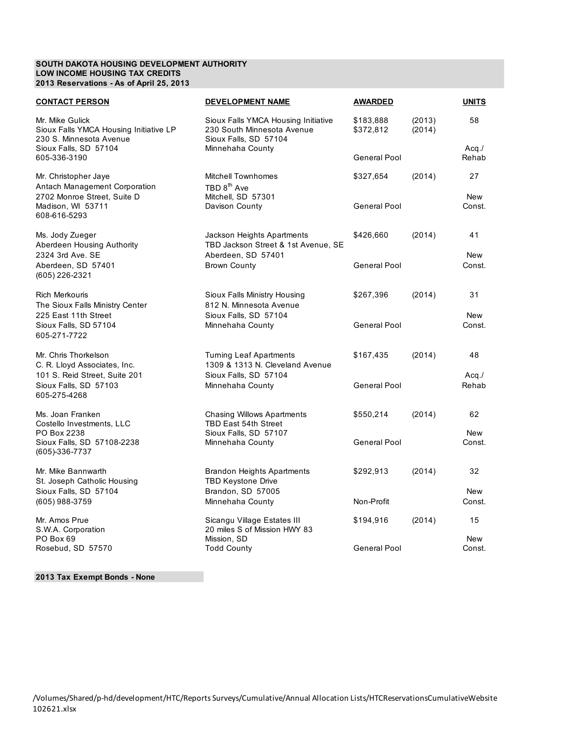**SOUTH DAKOTA HOUSING DEVELOPMENT AUTHORITY**
**LOW INCOME HOUSING TAX CREDITS**
**2013 Reservations - As of April 25, 2013**

| CONTACT PERSON | DEVELOPMENT NAME | AWARDED | | UNITS |
|---|---|---|---|---|
| Mr. Mike Gulick<br>Sioux Falls YMCA Housing Initiative LP<br>230 S. Minnesota Avenue<br>Sioux Falls, SD 57104<br>605-336-3190 | Sioux Falls YMCA Housing Initiative<br>230 South Minnesota Avenue<br>Sioux Falls, SD 57104<br>Minnehaha County | \$183,888<br>\$372,812<br><br>General Pool | (2013)<br>(2014) | 58<br><br>Acq./<br>Rehab |
| Mr. Christopher Jaye<br>Antach Management Corporation<br>2702 Monroe Street, Suite D<br>Madison, WI 53711<br>608-616-5293 | Mitchell Townhomes<br>TBD 8th Ave<br>Mitchell, SD 57301<br>Davison County | \$327,654<br><br>General Pool | (2014) | 27<br><br>New<br>Const. |
| Ms. Jody Zueger<br>Aberdeen Housing Authority<br>2324 3rd Ave. SE<br>Aberdeen, SD 57401<br>(605) 226-2321 | Jackson Heights Apartments<br>TBD Jackson Street & 1st Avenue, SE<br>Aberdeen, SD 57401<br>Brown County | \$426,660<br><br>General Pool | (2014) | 41<br><br>New<br>Const. |
| Rich Merkouris<br>The Sioux Falls Ministry Center<br>225 East 11th Street<br>Sioux Falls, SD 57104<br>605-271-7722 | Sioux Falls Ministry Housing<br>812 N. Minnesota Avenue<br>Sioux Falls, SD 57104<br>Minnehaha County | \$267,396<br><br>General Pool | (2014) | 31<br><br>New<br>Const. |
| Mr. Chris Thorkelson<br>C. R. Lloyd Associates, Inc.<br>101 S. Reid Street, Suite 201<br>Sioux Falls, SD 57103<br>605-275-4268 | Turning Leaf Apartments<br>1309 & 1313 N. Cleveland Avenue<br>Sioux Falls, SD 57104<br>Minnehaha County | \$167,435<br><br>General Pool | (2014) | 48<br><br>Acq./<br>Rehab |
| Ms. Joan Franken<br>Costello Investments, LLC<br>PO Box 2238<br>Sioux Falls, SD 57108-2238<br>(605)-336-7737 | Chasing Willows Apartments<br>TBD East 54th Street<br>Sioux Falls, SD 57107<br>Minnehaha County | \$550,214<br><br>General Pool | (2014) | 62<br><br>New<br>Const. |
| Mr. Mike Bannwarth<br>St. Joseph Catholic Housing<br>Sioux Falls, SD 57104<br>(605) 988-3759 | Brandon Heights Apartments<br>TBD Keystone Drive<br>Brandon, SD 57005<br>Minnehaha County | \$292,913<br><br>Non-Profit | (2014) | 32<br><br>New<br>Const. |
| Mr. Amos Prue<br>S.W.A. Corporation<br>PO Box 69<br>Rosebud, SD 57570 | Sicangu Village Estates III<br>20 miles S of Mission HWY 83<br>Mission, SD<br>Todd County | \$194,916<br><br>General Pool | (2014) | 15<br><br>New<br>Const. |

**2013 Tax Exempt Bonds - None**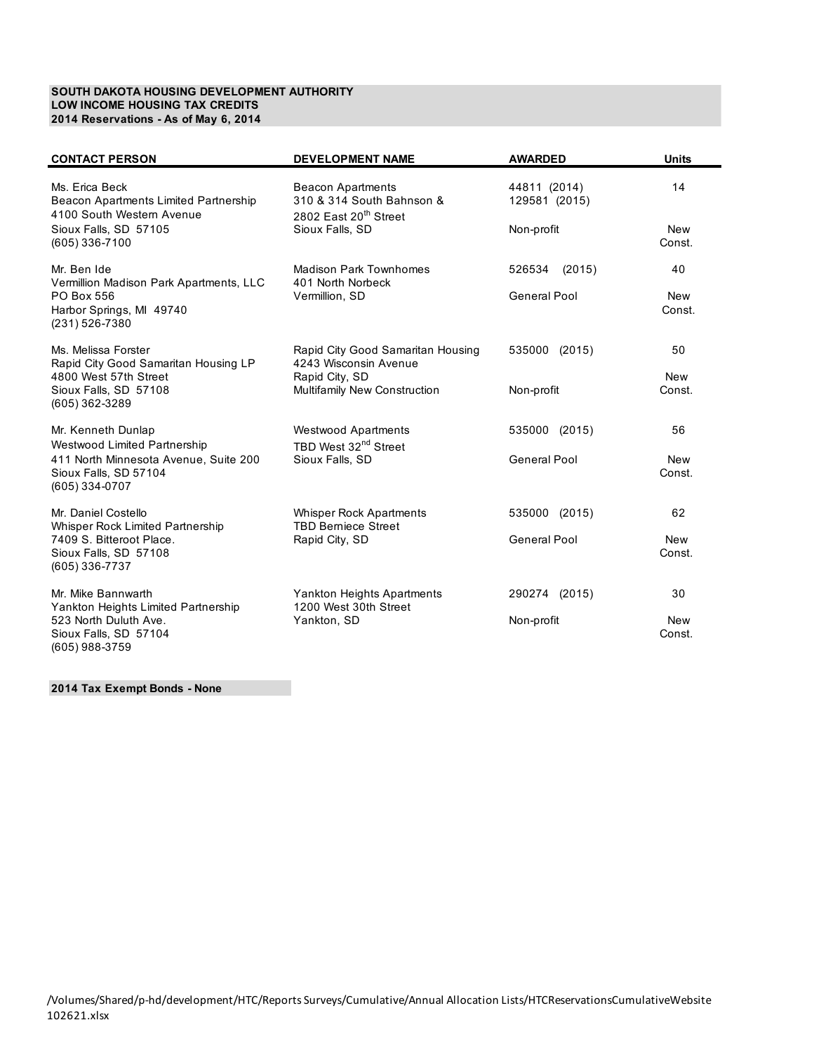**SOUTH DAKOTA HOUSING DEVELOPMENT AUTHORITY**
**LOW INCOME HOUSING TAX CREDITS**
**2014 Reservations - As of May 6, 2014**

| CONTACT PERSON | DEVELOPMENT NAME | AWARDED | Units |
|---|---|---|---|
| Ms. Erica Beck<br>Beacon Apartments Limited Partnership<br>4100 South Western Avenue<br>Sioux Falls, SD 57105<br>(605) 336-7100 | Beacon Apartments<br>310 & 314 South Bahnson &<br>2802 East 20th Street<br>Sioux Falls, SD | 44811 (2014)<br>129581 (2015)<br><br>Non-profit | 14<br><br>New Const. |
| Mr. Ben Ide<br>Vermillion Madison Park Apartments, LLC<br>PO Box 556<br>Harbor Springs, MI 49740<br>(231) 526-7380 | Madison Park Townhomes<br>401 North Norbeck<br>Vermillion, SD | 526534 (2015)<br><br>General Pool | 40<br><br>New Const. |
| Ms. Melissa Forster<br>Rapid City Good Samaritan Housing LP<br>4800 West 57th Street<br>Sioux Falls, SD 57108<br>(605) 362-3289 | Rapid City Good Samaritan Housing<br>4243 Wisconsin Avenue<br>Rapid City, SD<br>Multifamily New Construction | 535000 (2015)<br><br>Non-profit | 50<br><br>New Const. |
| Mr. Kenneth Dunlap<br>Westwood Limited Partnership<br>411 North Minnesota Avenue, Suite 200<br>Sioux Falls, SD 57104<br>(605) 334-0707 | Westwood Apartments<br>TBD West 32nd Street<br>Sioux Falls, SD | 535000 (2015)<br><br>General Pool | 56<br><br>New Const. |
| Mr. Daniel Costello<br>Whisper Rock Limited Partnership<br>7409 S. Bitteroot Place.<br>Sioux Falls, SD 57108<br>(605) 336-7737 | Whisper Rock Apartments<br>TBD Berniece Street<br>Rapid City, SD | 535000 (2015)<br><br>General Pool | 62<br><br>New Const. |
| Mr. Mike Bannwarth<br>Yankton Heights Limited Partnership<br>523 North Duluth Ave.<br>Sioux Falls, SD 57104<br>(605) 988-3759 | Yankton Heights Apartments<br>1200 West 30th Street<br>Yankton, SD | 290274 (2015)<br><br>Non-profit | 30<br><br>New Const. |

**2014 Tax Exempt Bonds - None**

/Volumes/Shared/p-hd/development/HTC/Reports Surveys/Cumulative/Annual Allocation Lists/HTCReservationsCumulativeWebsite 102621.xlsx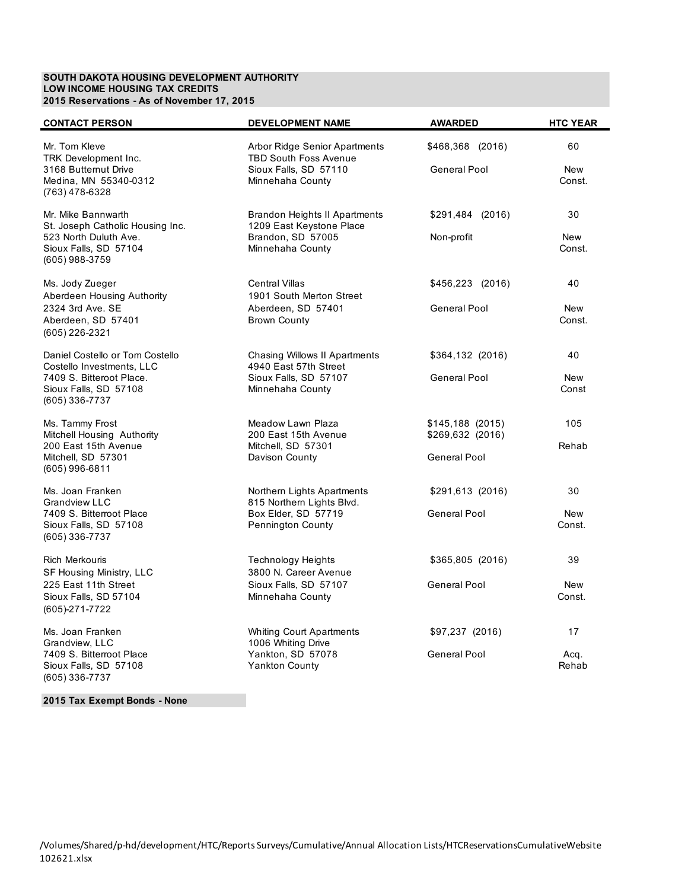**SOUTH DAKOTA HOUSING DEVELOPMENT AUTHORITY**
**LOW INCOME HOUSING TAX CREDITS**
**2015 Reservations - As of November 17, 2015**

| CONTACT PERSON | DEVELOPMENT NAME | AWARDED | HTC YEAR |
|---|---|---|---|
| Mr. Tom Kleve<br>TRK Development Inc.<br>3168 Butternut Drive<br>Medina, MN 55340-0312<br>(763) 478-6328 | Arbor Ridge Senior Apartments<br>TBD South Foss Avenue<br>Sioux Falls, SD 57110<br>Minnehaha County | $468,368 (2016)<br><br>General Pool | 60<br><br>New Const. |
| Mr. Mike Bannwarth<br>St. Joseph Catholic Housing Inc.<br>523 North Duluth Ave.<br>Sioux Falls, SD 57104<br>(605) 988-3759 | Brandon Heights II Apartments<br>1209 East Keystone Place<br>Brandon, SD 57005<br>Minnehaha County | $291,484 (2016)<br><br>Non-profit | 30<br><br>New Const. |
| Ms. Jody Zueger<br>Aberdeen Housing Authority<br>2324 3rd Ave. SE<br>Aberdeen, SD 57401<br>(605) 226-2321 | Central Villas<br>1901 South Merton Street<br>Aberdeen, SD 57401<br>Brown County | $456,223 (2016)<br><br>General Pool | 40<br><br>New Const. |
| Daniel Costello or Tom Costello<br>Costello Investments, LLC<br>7409 S. Bitteroot Place.<br>Sioux Falls, SD 57108<br>(605) 336-7737 | Chasing Willows II Apartments<br>4940 East 57th Street<br>Sioux Falls, SD 57107<br>Minnehaha County | $364,132 (2016)<br><br>General Pool | 40<br><br>New Const |
| Ms. Tammy Frost<br>Mitchell Housing Authority<br>200 East 15th Avenue<br>Mitchell, SD 57301<br>(605) 996-6811 | Meadow Lawn Plaza<br>200 East 15th Avenue<br>Mitchell, SD 57301<br>Davison County | $145,188 (2015)<br>$269,632 (2016)<br><br>General Pool | 105<br><br>Rehab |
| Ms. Joan Franken<br>Grandview LLC<br>7409 S. Bitterroot Place<br>Sioux Falls, SD 57108<br>(605) 336-7737 | Northern Lights Apartments<br>815 Northern Lights Blvd.<br>Box Elder, SD 57719<br>Pennington County | $291,613 (2016)<br><br>General Pool | 30<br><br>New Const. |
| Rich Merkouris<br>SF Housing Ministry, LLC<br>225 East 11th Street<br>Sioux Falls, SD 57104<br>(605)-271-7722 | Technology Heights<br>3800 N. Career Avenue<br>Sioux Falls, SD 57107<br>Minnehaha County | $365,805 (2016)<br><br>General Pool | 39<br><br>New Const. |
| Ms. Joan Franken<br>Grandview, LLC<br>7409 S. Bitterroot Place<br>Sioux Falls, SD 57108<br>(605) 336-7737 | Whiting Court Apartments<br>1006 Whiting Drive<br>Yankton, SD 57078<br>Yankton County | $97,237 (2016)<br><br>General Pool | 17<br><br>Acq. Rehab |

**2015 Tax Exempt Bonds - None**

/Volumes/Shared/p-hd/development/HTC/Reports Surveys/Cumulative/Annual Allocation Lists/HTCReservationsCumulativeWebsite 102621.xlsx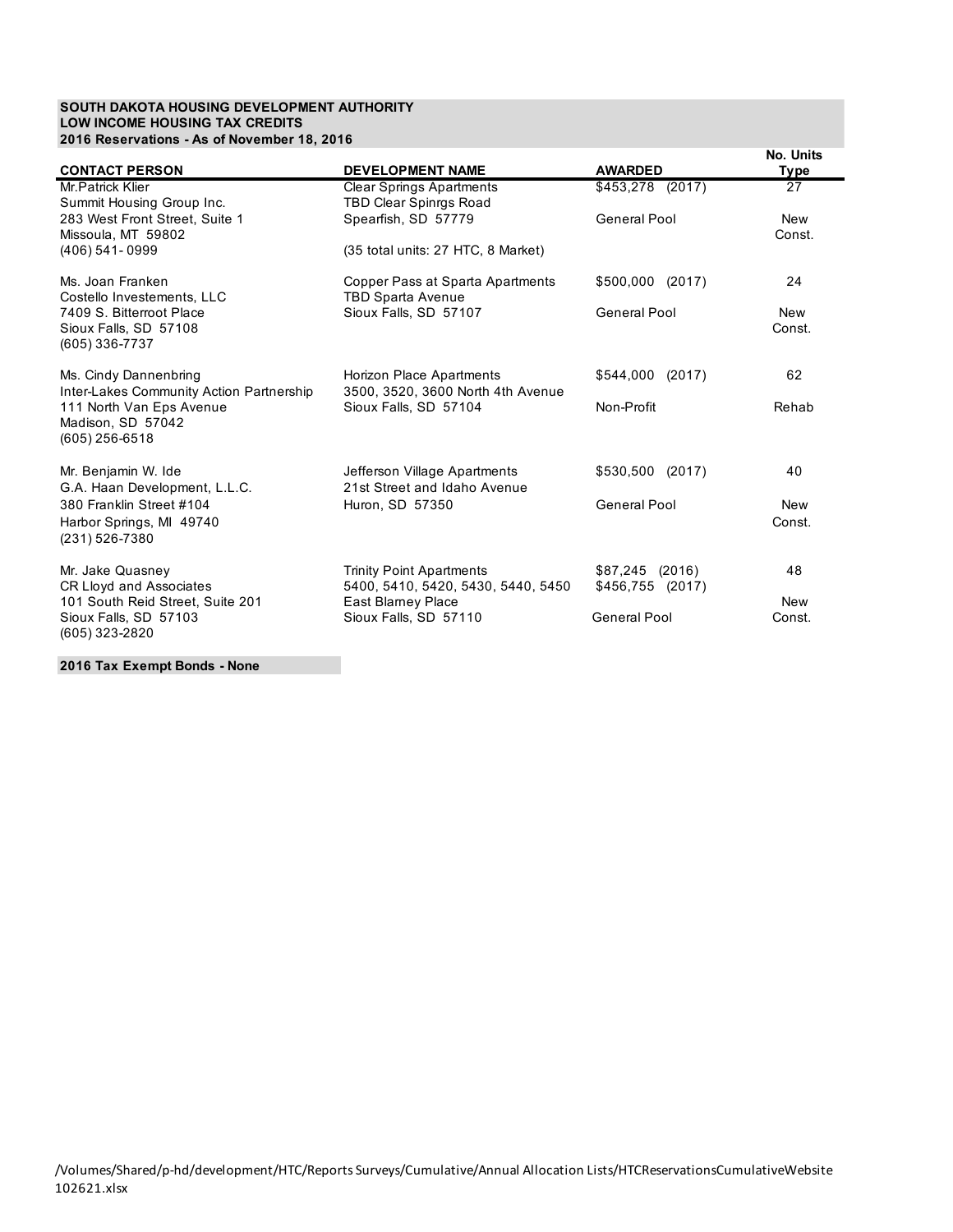**SOUTH DAKOTA HOUSING DEVELOPMENT AUTHORITY**
**LOW INCOME HOUSING TAX CREDITS**
**2016 Reservations - As of November 18, 2016**

| CONTACT PERSON | DEVELOPMENT NAME | AWARDED | No. Units Type |
|---|---|---|---|
| Mr.Patrick Klier<br>Summit Housing Group Inc.<br>283 West Front Street, Suite 1<br>Missoula, MT 59802<br>(406) 541- 0999 | Clear Springs Apartments<br>TBD Clear Spinrgs Road<br>Spearfish, SD 57779<br><br>(35 total units: 27 HTC, 8 Market) | $453,278 (2017)<br><br>General Pool | 27<br><br>New Const. |
| Ms. Joan Franken<br>Costello Investements, LLC<br>7409 S. Bitterroot Place<br>Sioux Falls, SD 57108<br>(605) 336-7737 | Copper Pass at Sparta Apartments<br>TBD Sparta Avenue<br>Sioux Falls, SD 57107 | $500,000 (2017)<br><br>General Pool | 24<br><br>New Const. |
| Ms. Cindy Dannenbring<br>Inter-Lakes Community Action Partnership<br>111 North Van Eps Avenue<br>Madison, SD 57042<br>(605) 256-6518 | Horizon Place Apartments<br>3500, 3520, 3600 North 4th Avenue<br>Sioux Falls, SD 57104 | $544,000 (2017)<br><br>Non-Profit | 62<br><br>Rehab |
| Mr. Benjamin W. Ide<br>G.A. Haan Development, L.L.C.<br>380 Franklin Street #104<br>Harbor Springs, MI 49740<br>(231) 526-7380 | Jefferson Village Apartments<br>21st Street and Idaho Avenue<br>Huron, SD 57350 | $530,500 (2017)<br><br>General Pool | 40<br><br>New Const. |
| Mr. Jake Quasney<br>CR Lloyd and Associates<br>101 South Reid Street, Suite 201<br>Sioux Falls, SD 57103<br>(605) 323-2820 | Trinity Point Apartments<br>5400, 5410, 5420, 5430, 5440, 5450<br>East Blarney Place<br>Sioux Falls, SD 57110 | $87,245 (2016)<br>$456,755 (2017)<br><br>General Pool | 48<br><br>New Const. |

**2016 Tax Exempt Bonds - None**

/Volumes/Shared/p-hd/development/HTC/Reports Surveys/Cumulative/Annual Allocation Lists/HTCReservationsCumulativeWebsite 102621.xlsx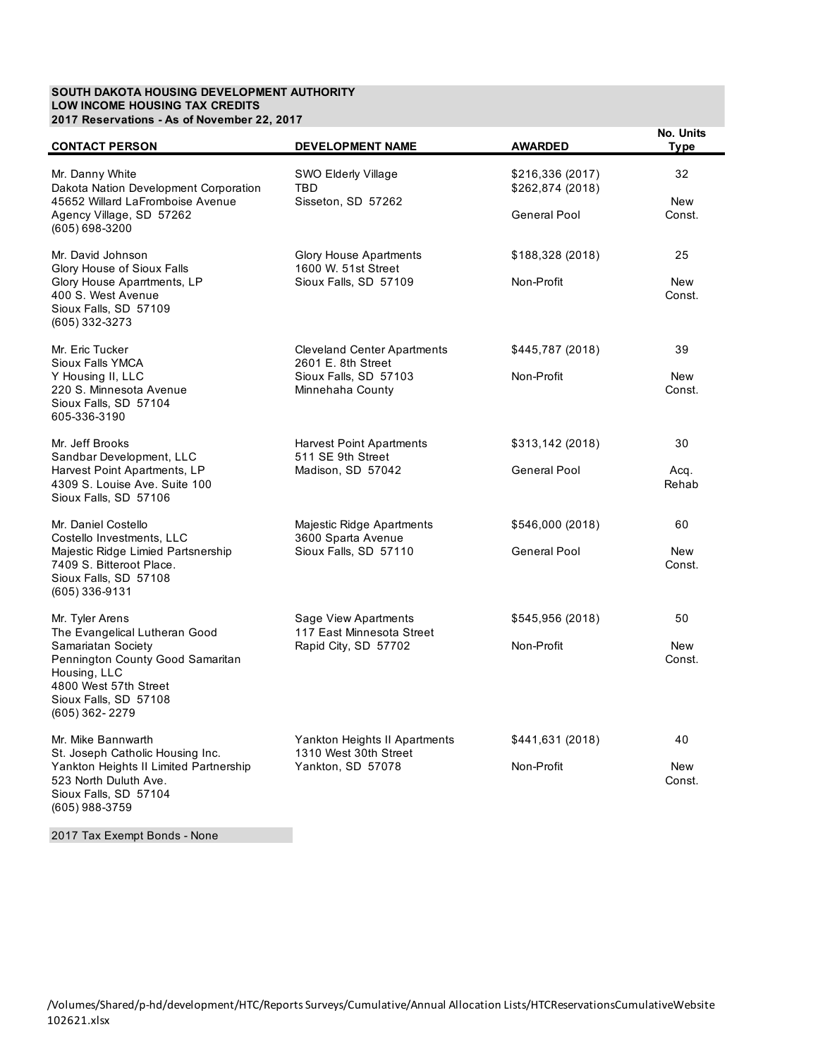**SOUTH DAKOTA HOUSING DEVELOPMENT AUTHORITY**
**LOW INCOME HOUSING TAX CREDITS**
**2017 Reservations - As of November 22, 2017**

| CONTACT PERSON | DEVELOPMENT NAME | AWARDED | No. Units Type |
|---|---|---|---|
| Mr. Danny White<br>Dakota Nation Development Corporation<br>45652 Willard LaFromboise Avenue<br>Agency Village, SD 57262<br>(605) 698-3200 | SWO Elderly Village<br>TBD<br>Sisseton, SD 57262 | $216,336 (2017)<br>$262,874 (2018)<br><br>General Pool | 32<br><br>New<br>Const. |
| Mr. David Johnson<br>Glory House of Sioux Falls<br>Glory House Aparrtments, LP<br>400 S. West Avenue<br>Sioux Falls, SD 57109<br>(605) 332-3273 | Glory House Apartments<br>1600 W. 51st Street<br>Sioux Falls, SD 57109 | $188,328 (2018)<br><br>Non-Profit | 25<br><br>New<br>Const. |
| Mr. Eric Tucker<br>Sioux Falls YMCA<br>Y Housing II, LLC<br>220 S. Minnesota Avenue<br>Sioux Falls, SD 57104<br>605-336-3190 | Cleveland Center Apartments<br>2601 E. 8th Street<br>Sioux Falls, SD 57103<br>Minnehaha County | $445,787 (2018)<br><br>Non-Profit | 39<br><br>New<br>Const. |
| Mr. Jeff Brooks<br>Sandbar Development, LLC<br>Harvest Point Apartments, LP<br>4309 S. Louise Ave. Suite 100<br>Sioux Falls, SD 57106 | Harvest Point Apartments<br>511 SE 9th Street<br>Madison, SD 57042 | $313,142 (2018)<br><br>General Pool | 30<br><br>Acq.<br>Rehab |
| Mr. Daniel Costello<br>Costello Investments, LLC<br>Majestic Ridge Limied Partsnership<br>7409 S. Bitteroot Place.<br>Sioux Falls, SD 57108<br>(605) 336-9131 | Majestic Ridge Apartments<br>3600 Sparta Avenue<br>Sioux Falls, SD 57110 | $546,000 (2018)<br><br>General Pool | 60<br><br>New<br>Const. |
| Mr. Tyler Arens<br>The Evangelical Lutheran Good Samariatan Society<br>Pennington County Good Samaritan Housing, LLC<br>4800 West 57th Street<br>Sioux Falls, SD 57108<br>(605) 362- 2279 | Sage View Apartments<br>117 East Minnesota Street<br>Rapid City, SD 57702 | $545,956 (2018)<br><br>Non-Profit | 50<br><br>New<br>Const. |
| Mr. Mike Bannwarth<br>St. Joseph Catholic Housing Inc.<br>Yankton Heights II Limited Partnership<br>523 North Duluth Ave.<br>Sioux Falls, SD 57104<br>(605) 988-3759 | Yankton Heights II Apartments<br>1310 West 30th Street<br>Yankton, SD 57078 | $441,631 (2018)<br><br>Non-Profit | 40<br><br>New<br>Const. |

2017 Tax Exempt Bonds - None

/Volumes/Shared/p-hd/development/HTC/Reports Surveys/Cumulative/Annual Allocation Lists/HTCReservationsCumulativeWebsite 102621.xlsx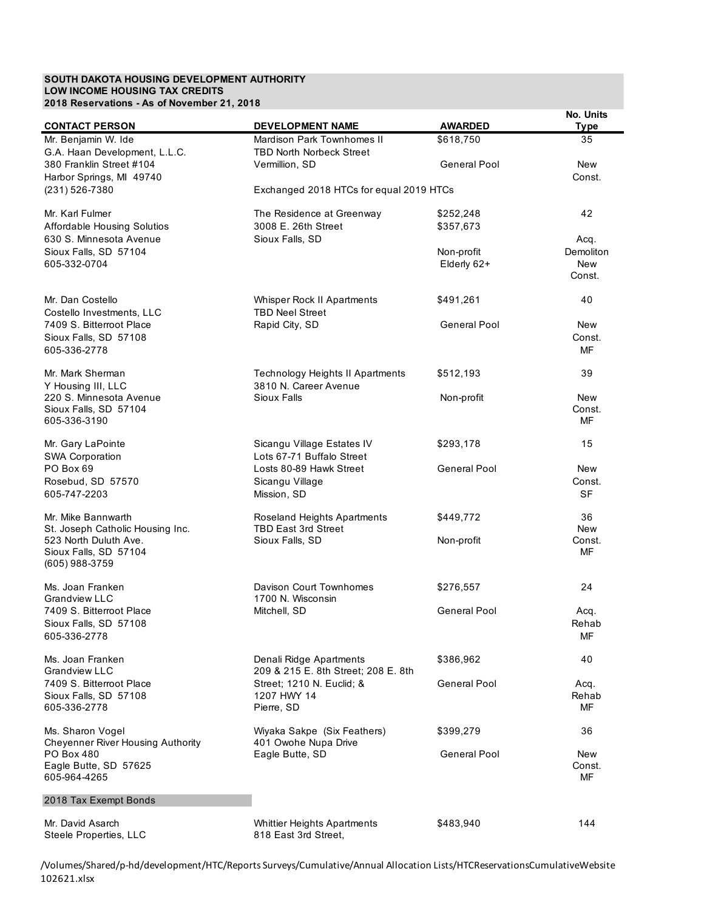**SOUTH DAKOTA HOUSING DEVELOPMENT AUTHORITY**
**LOW INCOME HOUSING TAX CREDITS**
**2018 Reservations - As of November 21, 2018**

| CONTACT PERSON | DEVELOPMENT NAME | AWARDED | No. Units Type |
|---|---|---|---|
| Mr. Benjamin W. Ide<br>G.A. Haan Development, L.L.C.<br>380 Franklin Street #104<br>Harbor Springs, MI 49740<br>(231) 526-7380 | Mardison Park Townhomes II<br>TBD North Norbeck Street<br>Vermillion, SD<br>Exchanged 2018 HTCs for equal 2019 HTCs | $618,750<br>General Pool | 35<br>New Const. |
| Mr. Karl Fulmer<br>Affordable Housing Solutios<br>630 S. Minnesota Avenue<br>Sioux Falls, SD 57104<br>605-332-0704 | The Residence at Greenway<br>3008 E. 26th Street<br>Sioux Falls, SD | $252,248<br>$357,673<br>Non-profit<br>Elderly 62+ | 42<br>Acq.<br>Demoliton<br>New Const. |
| Mr. Dan Costello<br>Costello Investments, LLC<br>7409 S. Bitterroot Place<br>Sioux Falls, SD 57108<br>605-336-2778 | Whisper Rock II Apartments<br>TBD Neel Street<br>Rapid City, SD | $491,261<br>General Pool | 40<br>New Const.<br>MF |
| Mr. Mark Sherman<br>Y Housing III, LLC<br>220 S. Minnesota Avenue<br>Sioux Falls, SD 57104<br>605-336-3190 | Technology Heights II Apartments<br>3810 N. Career Avenue<br>Sioux Falls | $512,193<br>Non-profit | 39<br>New Const.<br>MF |
| Mr. Gary LaPointe<br>SWA Corporation<br>PO Box 69<br>Rosebud, SD 57570<br>605-747-2203 | Sicangu Village Estates IV<br>Lots 67-71 Buffalo Street<br>Losts 80-89 Hawk Street<br>Sicangu Village<br>Mission, SD | $293,178<br>General Pool | 15<br>New Const.<br>SF |
| Mr. Mike Bannwarth<br>St. Joseph Catholic Housing Inc.<br>523 North Duluth Ave.<br>Sioux Falls, SD 57104<br>(605) 988-3759 | Roseland Heights Apartments<br>TBD East 3rd Street<br>Sioux Falls, SD | $449,772<br>Non-profit | 36<br>New Const.<br>MF |
| Ms. Joan Franken<br>Grandview LLC<br>7409 S. Bitterroot Place<br>Sioux Falls, SD 57108<br>605-336-2778 | Davison Court Townhomes<br>1700 N. Wisconsin<br>Mitchell, SD | $276,557<br>General Pool | 24<br>Acq.<br>Rehab<br>MF |
| Ms. Joan Franken<br>Grandview LLC<br>7409 S. Bitterroot Place<br>Sioux Falls, SD 57108<br>605-336-2778 | Denali Ridge Apartments<br>209 & 215 E. 8th Street; 208 E. 8th Street; 1210 N. Euclid; &<br>1207 HWY 14<br>Pierre, SD | $386,962<br>General Pool | 40<br>Acq.<br>Rehab<br>MF |
| Ms. Sharon Vogel<br>Cheyenner River Housing Authority<br>PO Box 480<br>Eagle Butte, SD 57625<br>605-964-4265 | Wiyaka Sakpe (Six Feathers)<br>401 Owohe Nupa Drive<br>Eagle Butte, SD | $399,279<br>General Pool | 36<br>New Const.<br>MF |
| **2018 Tax Exempt Bonds** | | | |
| Mr. David Asarch<br>Steele Properties, LLC | Whittier Heights Apartments<br>818 East 3rd Street, | $483,940 | 144 |

/Volumes/Shared/p-hd/development/HTC/Reports Surveys/Cumulative/Annual Allocation Lists/HTCReservationsCumulativeWebsite 102621.xlsx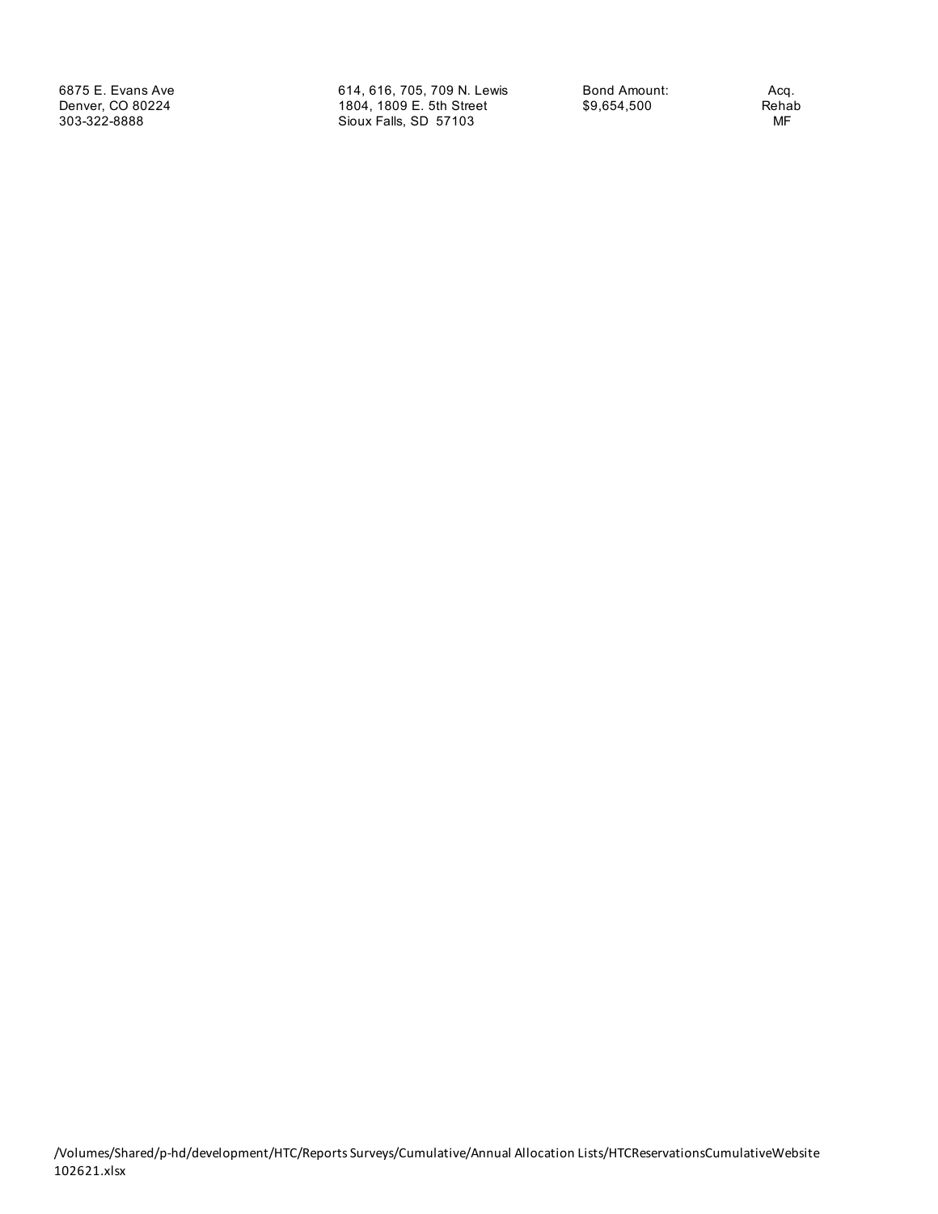| | | | |
|---|---|---|---|
| 6875 E. Evans Ave<br>Denver, CO 80224<br>303-322-8888 | 614, 616, 705, 709 N. Lewis<br>1804, 1809 E. 5th Street<br>Sioux Falls, SD 57103 | Bond Amount:<br>$9,654,500 | Acq.<br>Rehab<br>MF |

/Volumes/Shared/p-hd/development/HTC/Reports Surveys/Cumulative/Annual Allocation Lists/HTCReservationsCumulativeWebsite 102621.xlsx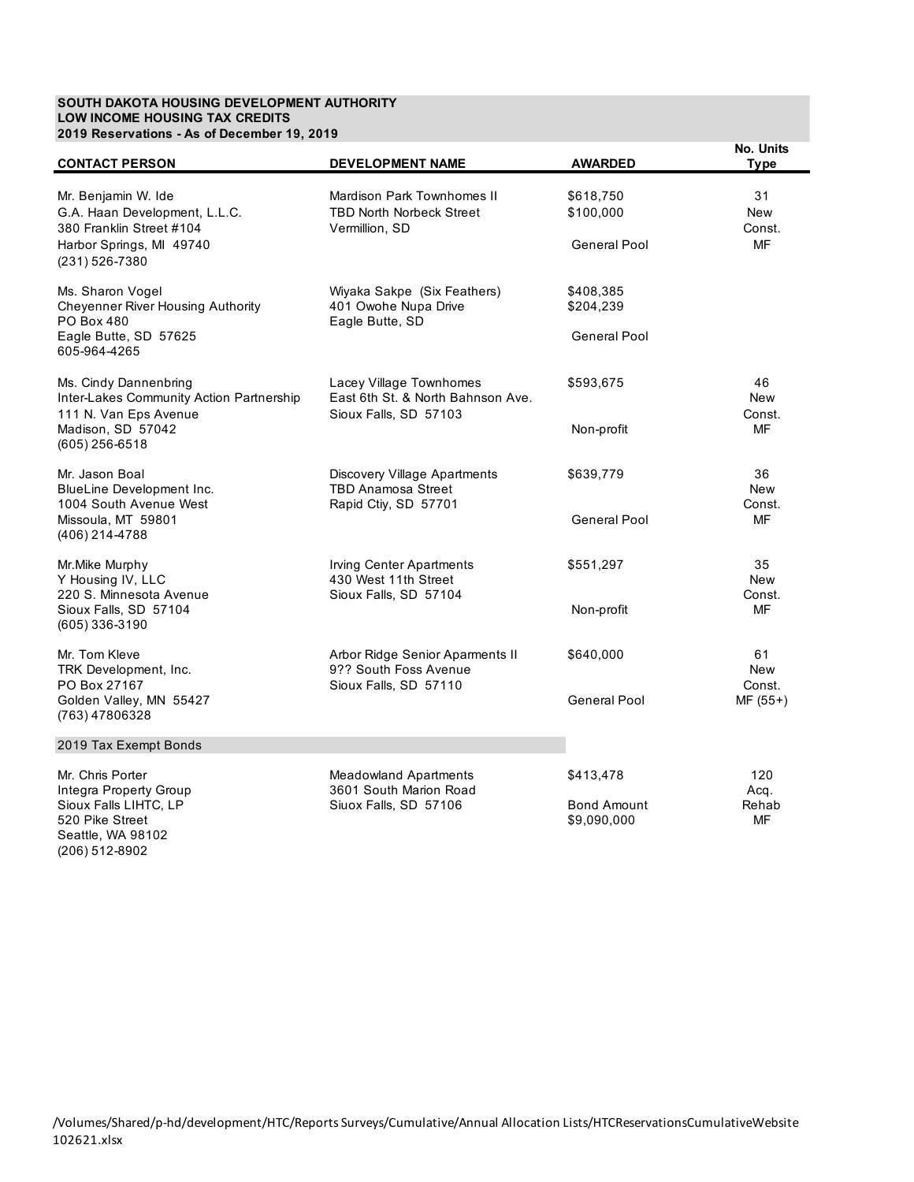**SOUTH DAKOTA HOUSING DEVELOPMENT AUTHORITY**
**LOW INCOME HOUSING TAX CREDITS**
**2019 Reservations - As of December 19, 2019**

| CONTACT PERSON | DEVELOPMENT NAME | AWARDED | No. Units Type |
|---|---|---|---|
| Mr. Benjamin W. Ide<br>G.A. Haan Development, L.L.C.<br>380 Franklin Street #104<br>Harbor Springs, MI 49740<br>(231) 526-7380 | Mardison Park Townhomes II<br>TBD North Norbeck Street<br>Vermillion, SD | \$618,750<br>\$100,000<br><br>General Pool | 31<br>New<br>Const.<br>MF |
| Ms. Sharon Vogel<br>Cheyenner River Housing Authority<br>PO Box 480<br>Eagle Butte, SD 57625<br>605-964-4265 | Wiyaka Sakpe (Six Feathers)<br>401 Owohe Nupa Drive<br>Eagle Butte, SD | \$408,385<br>\$204,239<br><br>General Pool | |
| Ms. Cindy Dannenbring<br>Inter-Lakes Community Action Partnership<br>111 N. Van Eps Avenue<br>Madison, SD 57042<br>(605) 256-6518 | Lacey Village Townhomes<br>East 6th St. & North Bahnson Ave.<br>Sioux Falls, SD 57103 | \$593,675<br><br>Non-profit | 46<br>New<br>Const.<br>MF |
| Mr. Jason Boal<br>BlueLine Development Inc.<br>1004 South Avenue West<br>Missoula, MT 59801<br>(406) 214-4788 | Discovery Village Apartments<br>TBD Anamosa Street<br>Rapid Ctiy, SD 57701 | \$639,779<br><br>General Pool | 36<br>New<br>Const.<br>MF |
| Mr.Mike Murphy<br>Y Housing IV, LLC<br>220 S. Minnesota Avenue<br>Sioux Falls, SD 57104<br>(605) 336-3190 | Irving Center Apartments<br>430 West 11th Street<br>Sioux Falls, SD 57104 | \$551,297<br><br>Non-profit | 35<br>New<br>Const.<br>MF |
| Mr. Tom Kleve<br>TRK Development, Inc.<br>PO Box 27167<br>Golden Valley, MN 55427<br>(763) 47806328 | Arbor Ridge Senior Aparments II<br>9?? South Foss Avenue<br>Sioux Falls, SD 57110 | \$640,000<br><br>General Pool | 61<br>New<br>Const.<br>MF (55+) |
| **2019 Tax Exempt Bonds** | | | |
| Mr. Chris Porter<br>Integra Property Group<br>Sioux Falls LIHTC, LP<br>520 Pike Street<br>Seattle, WA 98102<br>(206) 512-8902 | Meadowland Apartments<br>3601 South Marion Road<br>Siuox Falls, SD 57106 | \$413,478<br><br>Bond Amount<br>\$9,090,000 | 120<br>Acq.<br>Rehab<br>MF |

/Volumes/Shared/p-hd/development/HTC/Reports Surveys/Cumulative/Annual Allocation Lists/HTCReservationsCumulativeWebsite 102621.xlsx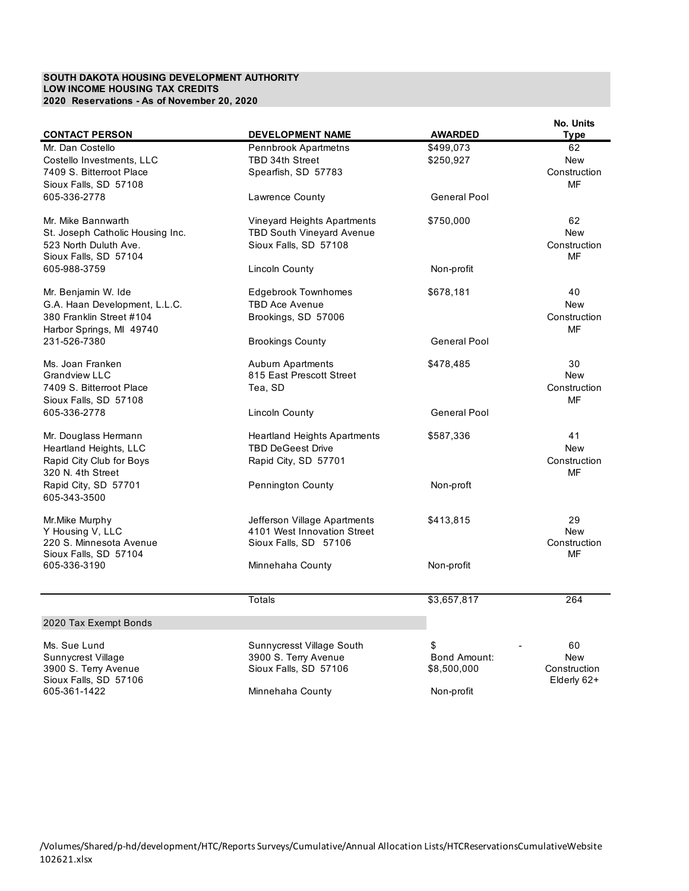**SOUTH DAKOTA HOUSING DEVELOPMENT AUTHORITY**
**LOW INCOME HOUSING TAX CREDITS**
**2020 Reservations - As of November 20, 2020**

| CONTACT PERSON | DEVELOPMENT NAME | AWARDED | No. Units Type |
|---|---|---|---|
| Mr. Dan Costello<br>Costello Investments, LLC<br>7409 S. Bitterroot Place<br>Sioux Falls, SD 57108<br>605-336-2778 | Pennbrook Apartmetns<br>TBD 34th Street<br>Spearfish, SD 57783<br><br>Lawrence County | $499,073<br>$250,927<br><br><br>General Pool | 62<br>New<br>Construction<br>MF |
| Mr. Mike Bannwarth<br>St. Joseph Catholic Housing Inc.<br>523 North Duluth Ave.<br>Sioux Falls, SD 57104<br>605-988-3759 | Vineyard Heights Apartments<br>TBD South Vineyard Avenue<br>Sioux Falls, SD 57108<br><br>Lincoln County | $750,000<br><br><br><br>Non-profit | 62<br>New<br>Construction<br>MF |
| Mr. Benjamin W. Ide<br>G.A. Haan Development, L.L.C.<br>380 Franklin Street #104<br>Harbor Springs, MI 49740<br>231-526-7380 | Edgebrook Townhomes<br>TBD Ace Avenue<br>Brookings, SD 57006<br><br>Brookings County | $678,181<br><br><br><br>General Pool | 40<br>New<br>Construction<br>MF |
| Ms. Joan Franken<br>Grandview LLC<br>7409 S. Bitterroot Place<br>Sioux Falls, SD 57108<br>605-336-2778 | Auburn Apartments<br>815 East Prescott Street<br>Tea, SD<br><br>Lincoln County | $478,485<br><br><br><br>General Pool | 30<br>New<br>Construction<br>MF |
| Mr. Douglass Hermann<br>Heartland Heights, LLC<br>Rapid City Club for Boys<br>320 N. 4th Street<br>Rapid City, SD 57701<br>605-343-3500 | Heartland Heights Apartments<br>TBD DeGeest Drive<br>Rapid City, SD 57701<br><br>Pennington County | $587,336<br><br><br><br>Non-proft | 41<br>New<br>Construction<br>MF |
| Mr.Mike Murphy<br>Y Housing V, LLC<br>220 S. Minnesota Avenue<br>Sioux Falls, SD 57104<br>605-336-3190 | Jefferson Village Apartments<br>4101 West Innovation Street<br>Sioux Falls, SD 57106<br><br>Minnehaha County | $413,815<br><br><br><br>Non-profit | 29<br>New<br>Construction<br>MF |
| | Totals | $3,657,817 | 264 |

**2020 Tax Exempt Bonds**

| CONTACT PERSON | DEVELOPMENT NAME | AWARDED | No. Units Type |
|---|---|---|---|
| Ms. Sue Lund<br>Sunnycrest Village<br>3900 S. Terry Avenue<br>Sioux Falls, SD 57106<br>605-361-1422 | Sunnycresst Village South<br>3900 S. Terry Avenue<br>Sioux Falls, SD 57106<br><br>Minnehaha County | $ -<br>Bond Amount:<br>$8,500,000<br><br>Non-profit | 60<br>New<br>Construction<br>Elderly 62+ |

/Volumes/Shared/p-hd/development/HTC/Reports Surveys/Cumulative/Annual Allocation Lists/HTCReservationsCumulativeWebsite 102621.xlsx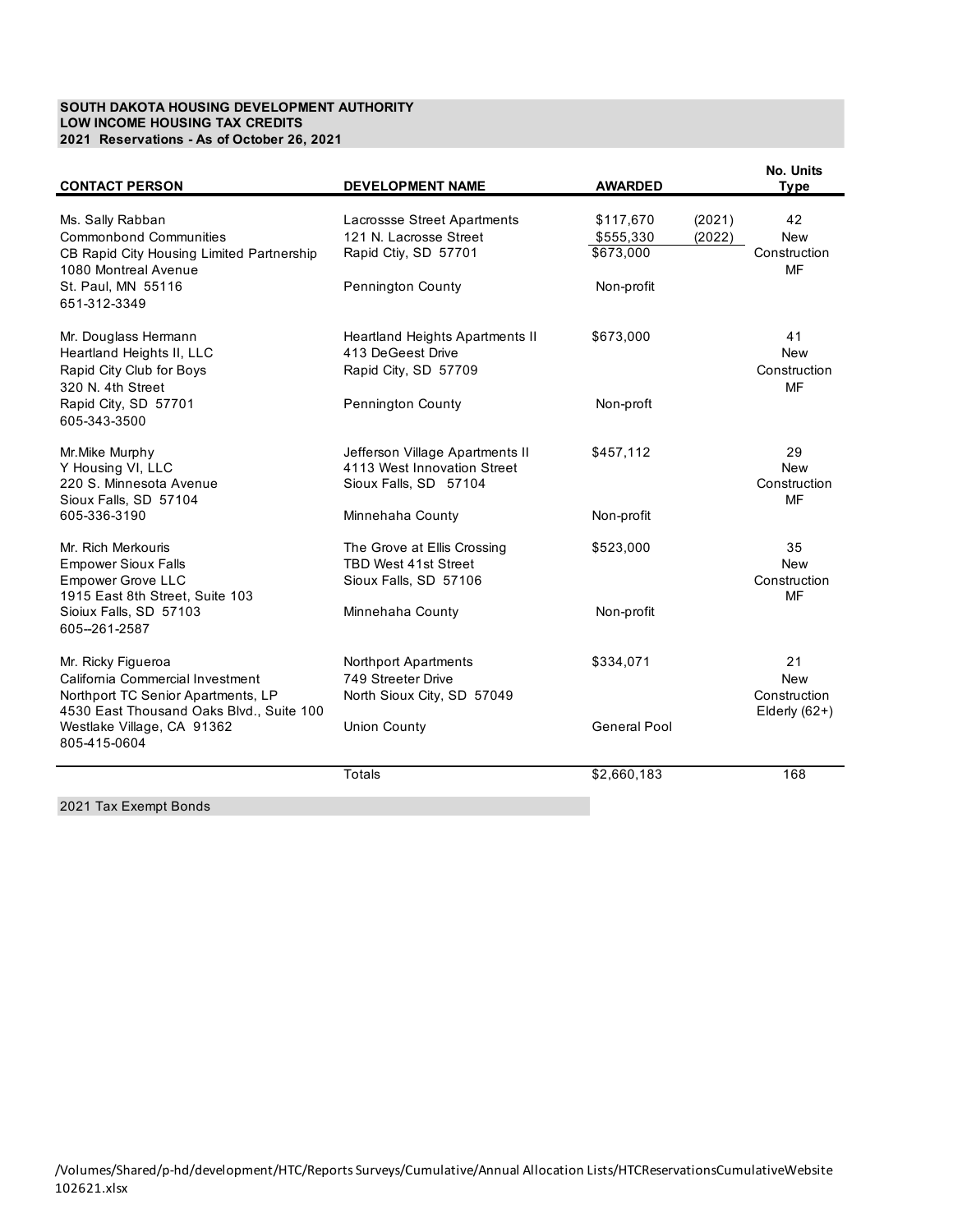**SOUTH DAKOTA HOUSING DEVELOPMENT AUTHORITY**
**LOW INCOME HOUSING TAX CREDITS**
**2021 Reservations - As of October 26, 2021**

| CONTACT PERSON | DEVELOPMENT NAME | AWARDED | | No. Units Type |
|---|---|---|---|---|
| Ms. Sally Rabban<br>Commonbond Communities<br>CB Rapid City Housing Limited Partnership<br>1080 Montreal Avenue<br>St. Paul, MN 55116<br>651-312-3349 | Lacrossse Street Apartments<br>121 N. Lacrosse Street<br>Rapid Ctiy, SD 57701<br><br>Pennington County | $117,670<br>$555,330<br>$673,000<br><br>Non-profit | (2021)<br>(2022) | 42<br>New<br>Construction<br>MF |
| Mr. Douglass Hermann<br>Heartland Heights II, LLC<br>Rapid City Club for Boys<br>320 N. 4th Street<br>Rapid City, SD 57701<br>605-343-3500 | Heartland Heights Apartments II<br>413 DeGeest Drive<br>Rapid City, SD 57709<br><br>Pennington County | $673,000<br><br>Non-proft | | 41<br>New<br>Construction<br>MF |
| Mr.Mike Murphy<br>Y Housing VI, LLC<br>220 S. Minnesota Avenue<br>Sioux Falls, SD 57104<br>605-336-3190 | Jefferson Village Apartments II<br>4113 West Innovation Street<br>Sioux Falls, SD 57104<br><br>Minnehaha County | $457,112<br><br>Non-profit | | 29<br>New<br>Construction<br>MF |
| Mr. Rich Merkouris<br>Empower Sioux Falls<br>Empower Grove LLC<br>1915 East 8th Street, Suite 103<br>Sioiux Falls, SD 57103<br>605--261-2587 | The Grove at Ellis Crossing<br>TBD West 41st Street<br>Sioux Falls, SD 57106<br><br>Minnehaha County | $523,000<br><br>Non-profit | | 35<br>New<br>Construction<br>MF |
| Mr. Ricky Figueroa<br>California Commercial Investment<br>Northport TC Senior Apartments, LP<br>4530 East Thousand Oaks Blvd., Suite 100<br>Westlake Village, CA 91362<br>805-415-0604 | Northport Apartments<br>749 Streeter Drive<br>North Sioux City, SD 57049<br><br>Union County | $334,071<br><br>General Pool | | 21<br>New<br>Construction<br>Elderly (62+) |
| | Totals | $2,660,183 | | 168 |

2021 Tax Exempt Bonds

/Volumes/Shared/p-hd/development/HTC/Reports Surveys/Cumulative/Annual Allocation Lists/HTCReservationsCumulativeWebsite 102621.xlsx